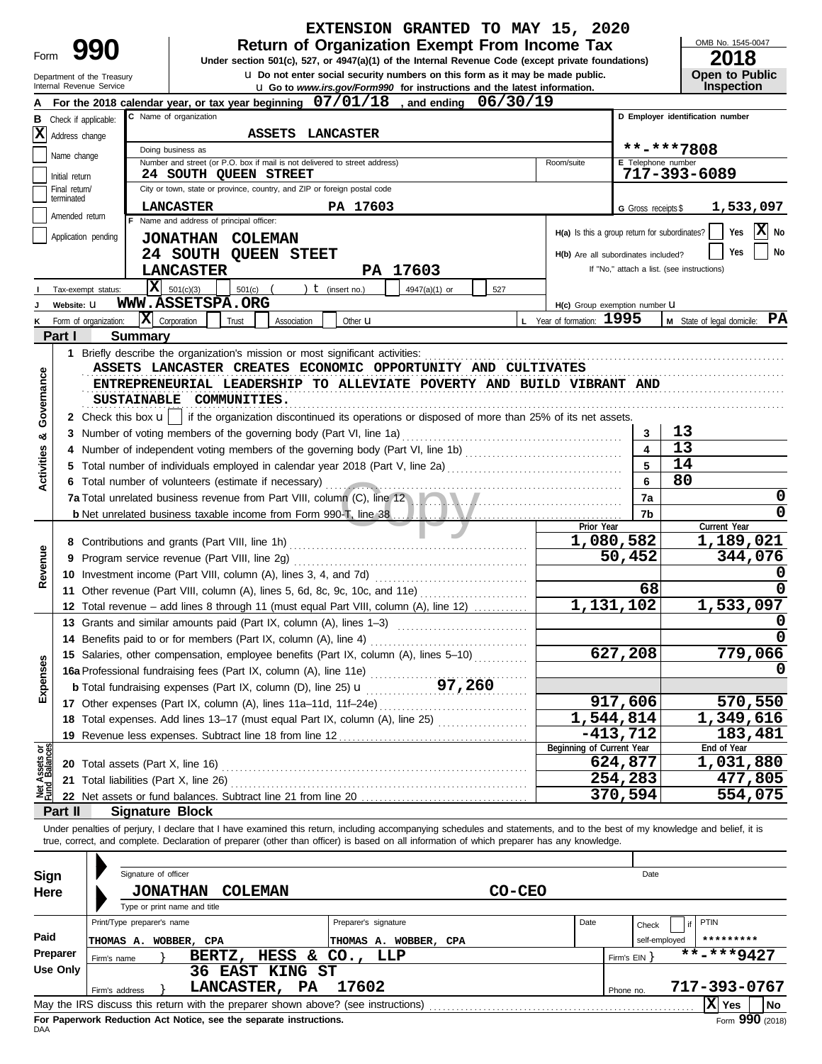EXTENSION GRANTED TO MAY 15, 2020

# Form 990 — Return of Organization Exempt From Income Tax

Under section 501(c), 527, or 4947(a)(1) of the Internal Revenue Code (except private foundations)

Do not enter social security numbers on this form as it may be made public.

Go to *www.irs.gov/Form990* for instructions and the latest information.

Department of the Treasury
Internal Revenue Service

OMB No. 1545-0047
**2018**
**Open to Public Inspection**

**A** For the 2018 calendar year, or tax year beginning 07/01/18, and ending 06/30/19

**B** Check if applicable:
- [X] Address change
- [ ] Name change
- [ ] Initial return
- [ ] Final return/terminated
- [ ] Amended return
- [ ] Application pending

**C** Name of organization: ASSETS LANCASTER

Doing business as:

Number and street (or P.O. box if mail is not delivered to street address): 24 SOUTH QUEEN STREET — Room/suite:

City or town, state or province, country, and ZIP or foreign postal code: LANCASTER PA 17603

**D** Employer identification number: **-***7808

**E** Telephone number: 717-393-6089

**G** Gross receipts $ 1,533,097

**F** Name and address of principal officer:
JONATHAN COLEMAN
24 SOUTH QUEEN STEET
LANCASTER PA 17603

**H(a)** Is this a group return for subordinates? [ ] Yes [X] No

**H(b)** Are all subordinates included? [ ] Yes [ ] No
If "No," attach a list. (see instructions)

**I** Tax-exempt status: [X] 501(c)(3) [ ] 501(c) ( ) (insert no.) [ ] 4947(a)(1) or [ ] 527

**J** Website: WWW.ASSETSPA.ORG

**H(c)** Group exemption number

**K** Form of organization: [X] Corporation [ ] Trust [ ] Association [ ] Other

**L** Year of formation: 1995

**M** State of legal domicile: PA

## Part I Summary

**Activities & Governance**

1 Briefly describe the organization's mission or most significant activities:
ASSETS LANCASTER CREATES ECONOMIC OPPORTUNITY AND CULTIVATES ENTREPRENEURIAL LEADERSHIP TO ALLEVIATE POVERTY AND BUILD VIBRANT AND SUSTAINABLE COMMUNITIES.

2 Check this box [ ] if the organization discontinued its operations or disposed of more than 25% of its net assets.

| | | | |
|---|---|---|---|
| 3 | Number of voting members of the governing body (Part VI, line 1a) | 3 | 13 |
| 4 | Number of independent voting members of the governing body (Part VI, line 1b) | 4 | 13 |
| 5 | Total number of individuals employed in calendar year 2018 (Part V, line 2a) | 5 | 14 |
| 6 | Total number of volunteers (estimate if necessary) | 6 | 80 |
| 7a | Total unrelated business revenue from Part VIII, column (C), line 12 | 7a | 0 |
| b | Net unrelated business taxable income from Form 990-T, line 38 | 7b | 0 |

**Revenue**

| | | Prior Year | Current Year |
|---|---|---|---|
| 8 | Contributions and grants (Part VIII, line 1h) | 1,080,582 | 1,189,021 |
| 9 | Program service revenue (Part VIII, line 2g) | 50,452 | 344,076 |
| 10 | Investment income (Part VIII, column (A), lines 3, 4, and 7d) | | 0 |
| 11 | Other revenue (Part VIII, column (A), lines 5, 6d, 8c, 9c, 10c, and 11e) | 68 | 0 |
| 12 | Total revenue – add lines 8 through 11 (must equal Part VIII, column (A), line 12) | 1,131,102 | 1,533,097 |

**Expenses**

| | | Prior Year | Current Year |
|---|---|---|---|
| 13 | Grants and similar amounts paid (Part IX, column (A), lines 1–3) | | 0 |
| 14 | Benefits paid to or for members (Part IX, column (A), line 4) | | 0 |
| 15 | Salaries, other compensation, employee benefits (Part IX, column (A), lines 5–10) | 627,208 | 779,066 |
| 16a | Professional fundraising fees (Part IX, column (A), line 11e) | | 0 |
| b | Total fundraising expenses (Part IX, column (D), line 25) 97,260 | | |
| 17 | Other expenses (Part IX, column (A), lines 11a–11d, 11f–24e) | 917,606 | 570,550 |
| 18 | Total expenses. Add lines 13–17 (must equal Part IX, column (A), line 25) | 1,544,814 | 1,349,616 |
| 19 | Revenue less expenses. Subtract line 18 from line 12 | -413,712 | 183,481 |

**Net Assets or Fund Balances**

| | | Beginning of Current Year | End of Year |
|---|---|---|---|
| 20 | Total assets (Part X, line 16) | 624,877 | 1,031,880 |
| 21 | Total liabilities (Part X, line 26) | 254,283 | 477,805 |
| 22 | Net assets or fund balances. Subtract line 21 from line 20 | 370,594 | 554,075 |

## Part II Signature Block

Under penalties of perjury, I declare that I have examined this return, including accompanying schedules and statements, and to the best of my knowledge and belief, it is true, correct, and complete. Declaration of preparer (other than officer) is based on all information of which preparer has any knowledge.

**Sign Here**

Signature of officer — Date

JONATHAN COLEMAN CO-CEO
Type or print name and title

**Paid Preparer Use Only**

| Print/Type preparer's name | Preparer's signature | Date | Check if self-employed | PTIN |
|---|---|---|---|---|
| THOMAS A. WOBBER, CPA | THOMAS A. WOBBER, CPA | | | ********* |

Firm's name: BERTZ, HESS & CO., LLP — Firm's EIN: **-***9427

Firm's address: 36 EAST KING ST LANCASTER, PA 17602 — Phone no. 717-393-0767

May the IRS discuss this return with the preparer shown above? (see instructions) [X] Yes [ ] No

**For Paperwork Reduction Act Notice, see the separate instructions.**

DAA — Form **990** (2018)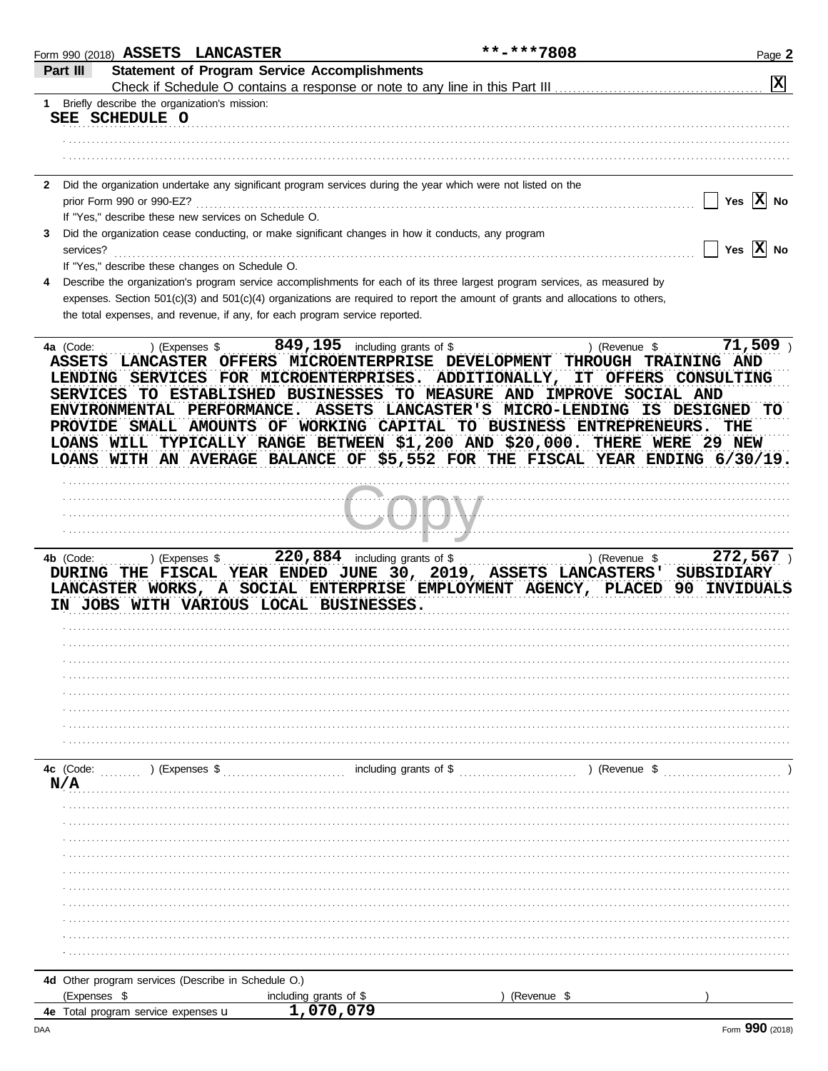Form 990 (2018) **ASSETS LANCASTER** **-***7808

## Part III Statement of Program Service Accomplishments

Check if Schedule O contains a response or note to any line in this Part III [X]

**1** Briefly describe the organization's mission:

SEE SCHEDULE O

**2** Did the organization undertake any significant program services during the year which were not listed on the prior Form 990 or 990-EZ? [ ] Yes [X] No

If "Yes," describe these new services on Schedule O.

**3** Did the organization cease conducting, or make significant changes in how it conducts, any program services? [ ] Yes [X] No

If "Yes," describe these changes on Schedule O.

**4** Describe the organization's program service accomplishments for each of its three largest program services, as measured by expenses. Section 501(c)(3) and 501(c)(4) organizations are required to report the amount of grants and allocations to others, the total expenses, and revenue, if any, for each program service reported.

**4a** (Code: ) (Expenses $ 849,195 including grants of $ ) (Revenue $ 71,509 )

ASSETS LANCASTER OFFERS MICROENTERPRISE DEVELOPMENT THROUGH TRAINING AND LENDING SERVICES FOR MICROENTERPRISES. ADDITIONALLY, IT OFFERS CONSULTING SERVICES TO ESTABLISHED BUSINESSES TO MEASURE AND IMPROVE SOCIAL AND ENVIRONMENTAL PERFORMANCE. ASSETS LANCASTER'S MICRO-LENDING IS DESIGNED TO PROVIDE SMALL AMOUNTS OF WORKING CAPITAL TO BUSINESS ENTREPRENEURS. THE LOANS WILL TYPICALLY RANGE BETWEEN $1,200 AND $20,000. THERE WERE 29 NEW LOANS WITH AN AVERAGE BALANCE OF $5,552 FOR THE FISCAL YEAR ENDING 6/30/19.

**4b** (Code: ) (Expenses $ 220,884 including grants of $ ) (Revenue $ 272,567 )

DURING THE FISCAL YEAR ENDED JUNE 30, 2019, ASSETS LANCASTERS' SUBSIDIARY LANCASTER WORKS, A SOCIAL ENTERPRISE EMPLOYMENT AGENCY, PLACED 90 INVIDUALS IN JOBS WITH VARIOUS LOCAL BUSINESSES.

**4c** (Code: ) (Expenses $ including grants of $ ) (Revenue $ )

N/A

**4d** Other program services (Describe in Schedule O.)

(Expenses $ including grants of $ ) (Revenue $ )

**4e** Total program service expenses 1,070,079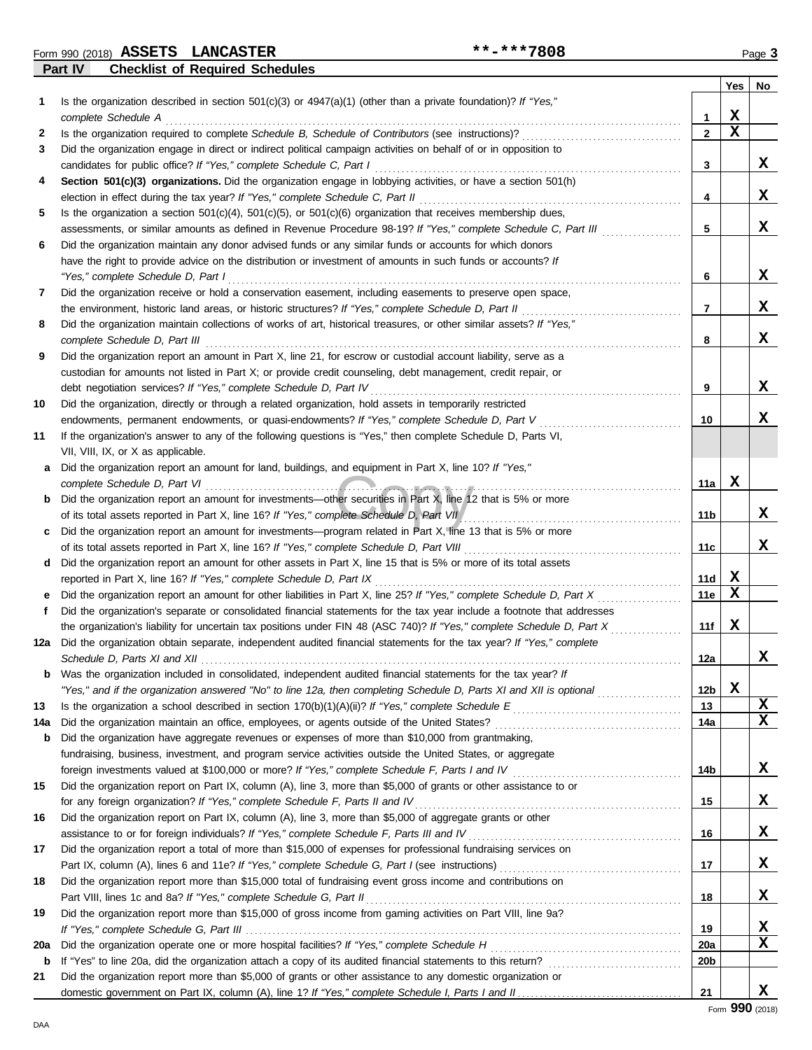Form 990 (2018) **ASSETS LANCASTER** **-***7808 Page 3

## Part IV Checklist of Required Schedules

| | | | Yes | No |
|---|---|---|---|---|
| 1 | Is the organization described in section 501(c)(3) or 4947(a)(1) (other than a private foundation)? *If "Yes," complete Schedule A* | 1 | X | |
| 2 | Is the organization required to complete *Schedule B, Schedule of Contributors* (see instructions)? | 2 | X | |
| 3 | Did the organization engage in direct or indirect political campaign activities on behalf of or in opposition to candidates for public office? *If "Yes," complete Schedule C, Part I* | 3 | | X |
| 4 | **Section 501(c)(3) organizations.** Did the organization engage in lobbying activities, or have a section 501(h) election in effect during the tax year? *If "Yes," complete Schedule C, Part II* | 4 | | X |
| 5 | Is the organization a section 501(c)(4), 501(c)(5), or 501(c)(6) organization that receives membership dues, assessments, or similar amounts as defined in Revenue Procedure 98-19? *If "Yes," complete Schedule C, Part III* | 5 | | X |
| 6 | Did the organization maintain any donor advised funds or any similar funds or accounts for which donors have the right to provide advice on the distribution or investment of amounts in such funds or accounts? *If "Yes," complete Schedule D, Part I* | 6 | | X |
| 7 | Did the organization receive or hold a conservation easement, including easements to preserve open space, the environment, historic land areas, or historic structures? *If "Yes," complete Schedule D, Part II* | 7 | | X |
| 8 | Did the organization maintain collections of works of art, historical treasures, or other similar assets? *If "Yes," complete Schedule D, Part III* | 8 | | X |
| 9 | Did the organization report an amount in Part X, line 21, for escrow or custodial account liability, serve as a custodian for amounts not listed in Part X; or provide credit counseling, debt management, credit repair, or debt negotiation services? *If "Yes," complete Schedule D, Part IV* | 9 | | X |
| 10 | Did the organization, directly or through a related organization, hold assets in temporarily restricted endowments, permanent endowments, or quasi-endowments? *If "Yes," complete Schedule D, Part V* | 10 | | X |
| 11 | If the organization's answer to any of the following questions is "Yes," then complete Schedule D, Parts VI, VII, VIII, IX, or X as applicable. | | | |
| a | Did the organization report an amount for land, buildings, and equipment in Part X, line 10? *If "Yes," complete Schedule D, Part VI* | 11a | X | |
| b | Did the organization report an amount for investments—other securities in Part X, line 12 that is 5% or more of its total assets reported in Part X, line 16? *If "Yes," complete Schedule D, Part VII* | 11b | | X |
| c | Did the organization report an amount for investments—program related in Part X, line 13 that is 5% or more of its total assets reported in Part X, line 16? *If "Yes," complete Schedule D, Part VIII* | 11c | | X |
| d | Did the organization report an amount for other assets in Part X, line 15 that is 5% or more of its total assets reported in Part X, line 16? *If "Yes," complete Schedule D, Part IX* | 11d | X | |
| e | Did the organization report an amount for other liabilities in Part X, line 25? *If "Yes," complete Schedule D, Part X* | 11e | X | |
| f | Did the organization's separate or consolidated financial statements for the tax year include a footnote that addresses the organization's liability for uncertain tax positions under FIN 48 (ASC 740)? *If "Yes," complete Schedule D, Part X* | 11f | X | |
| 12a | Did the organization obtain separate, independent audited financial statements for the tax year? *If "Yes," complete Schedule D, Parts XI and XII* | 12a | | X |
| b | Was the organization included in consolidated, independent audited financial statements for the tax year? *If "Yes," and if the organization answered "No" to line 12a, then completing Schedule D, Parts XI and XII is optional* | 12b | X | |
| 13 | Is the organization a school described in section 170(b)(1)(A)(ii)? *If "Yes," complete Schedule E* | 13 | | X |
| 14a | Did the organization maintain an office, employees, or agents outside of the United States? | 14a | | X |
| b | Did the organization have aggregate revenues or expenses of more than $10,000 from grantmaking, fundraising, business, investment, and program service activities outside the United States, or aggregate foreign investments valued at $100,000 or more? *If "Yes," complete Schedule F, Parts I and IV* | 14b | | X |
| 15 | Did the organization report on Part IX, column (A), line 3, more than $5,000 of grants or other assistance to or for any foreign organization? *If "Yes," complete Schedule F, Parts II and IV* | 15 | | X |
| 16 | Did the organization report on Part IX, column (A), line 3, more than $5,000 of aggregate grants or other assistance to or for foreign individuals? *If "Yes," complete Schedule F, Parts III and IV* | 16 | | X |
| 17 | Did the organization report a total of more than $15,000 of expenses for professional fundraising services on Part IX, column (A), lines 6 and 11e? *If "Yes," complete Schedule G, Part I* (see instructions) | 17 | | X |
| 18 | Did the organization report more than $15,000 total of fundraising event gross income and contributions on Part VIII, lines 1c and 8a? *If "Yes," complete Schedule G, Part II* | 18 | | X |
| 19 | Did the organization report more than $15,000 of gross income from gaming activities on Part VIII, line 9a? *If "Yes," complete Schedule G, Part III* | 19 | | X |
| 20a | Did the organization operate one or more hospital facilities? *If "Yes," complete Schedule H* | 20a | | X |
| b | If "Yes" to line 20a, did the organization attach a copy of its audited financial statements to this return? | 20b | | |
| 21 | Did the organization report more than $5,000 of grants or other assistance to any domestic organization or domestic government on Part IX, column (A), line 1? *If "Yes," complete Schedule I, Parts I and II* | 21 | | X |

Form **990** (2018)

DAA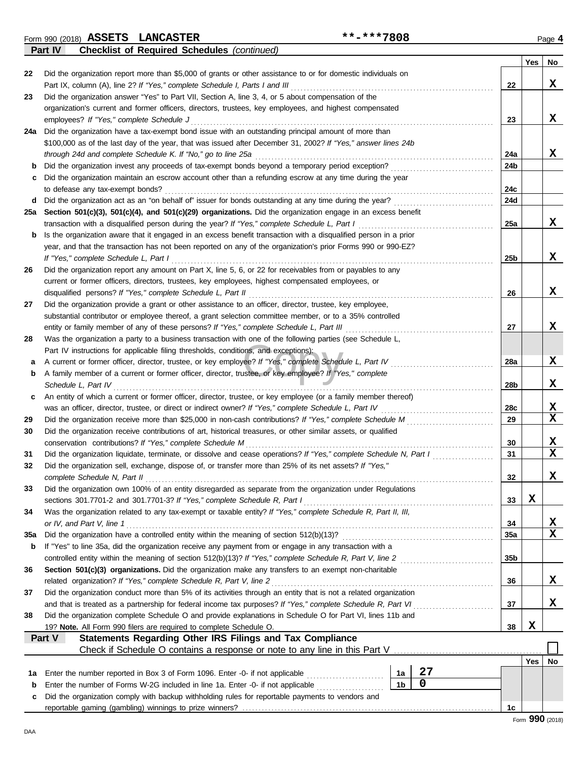Form 990 (2018) **ASSETS LANCASTER** **-***7808 Page 4

**Part IV** **Checklist of Required Schedules** *(continued)*

| | | | Yes | No |
|---|---|---|---|---|
| 22 | Did the organization report more than $5,000 of grants or other assistance to or for domestic individuals on Part IX, column (A), line 2? *If "Yes," complete Schedule I, Parts I and III* | 22 | | X |
| 23 | Did the organization answer "Yes" to Part VII, Section A, line 3, 4, or 5 about compensation of the organization's current and former officers, directors, trustees, key employees, and highest compensated employees? *If "Yes," complete Schedule J* | 23 | | X |
| 24a | Did the organization have a tax-exempt bond issue with an outstanding principal amount of more than $100,000 as of the last day of the year, that was issued after December 31, 2002? *If "Yes," answer lines 24b through 24d and complete Schedule K. If "No," go to line 25a* | 24a | | X |
| b | Did the organization invest any proceeds of tax-exempt bonds beyond a temporary period exception? | 24b | | |
| c | Did the organization maintain an escrow account other than a refunding escrow at any time during the year to defease any tax-exempt bonds? | 24c | | |
| d | Did the organization act as an "on behalf of" issuer for bonds outstanding at any time during the year? | 24d | | |
| 25a | **Section 501(c)(3), 501(c)(4), and 501(c)(29) organizations.** Did the organization engage in an excess benefit transaction with a disqualified person during the year? *If "Yes," complete Schedule L, Part I* | 25a | | X |
| b | Is the organization aware that it engaged in an excess benefit transaction with a disqualified person in a prior year, and that the transaction has not been reported on any of the organization's prior Forms 990 or 990-EZ? *If "Yes," complete Schedule L, Part I* | 25b | | X |
| 26 | Did the organization report any amount on Part X, line 5, 6, or 22 for receivables from or payables to any current or former officers, directors, trustees, key employees, highest compensated employees, or disqualified persons? *If "Yes," complete Schedule L, Part II* | 26 | | X |
| 27 | Did the organization provide a grant or other assistance to an officer, director, trustee, key employee, substantial contributor or employee thereof, a grant selection committee member, or to a 35% controlled entity or family member of any of these persons? *If "Yes," complete Schedule L, Part III* | 27 | | X |
| 28 | Was the organization a party to a business transaction with one of the following parties (see Schedule L, Part IV instructions for applicable filing thresholds, conditions, and exceptions): | | | |
| a | A current or former officer, director, trustee, or key employee? *If "Yes," complete Schedule L, Part IV* | 28a | | X |
| b | A family member of a current or former officer, director, trustee, or key employee? *If "Yes," complete Schedule L, Part IV* | 28b | | X |
| c | An entity of which a current or former officer, director, trustee, or key employee (or a family member thereof) was an officer, director, trustee, or direct or indirect owner? *If "Yes," complete Schedule L, Part IV* | 28c | | X |
| 29 | Did the organization receive more than $25,000 in non-cash contributions? *If "Yes," complete Schedule M* | 29 | | X |
| 30 | Did the organization receive contributions of art, historical treasures, or other similar assets, or qualified conservation contributions? *If "Yes," complete Schedule M* | 30 | | X |
| 31 | Did the organization liquidate, terminate, or dissolve and cease operations? *If "Yes," complete Schedule N, Part I* | 31 | | X |
| 32 | Did the organization sell, exchange, dispose of, or transfer more than 25% of its net assets? *If "Yes," complete Schedule N, Part II* | 32 | | X |
| 33 | Did the organization own 100% of an entity disregarded as separate from the organization under Regulations sections 301.7701-2 and 301.7701-3? *If "Yes," complete Schedule R, Part I* | 33 | X | |
| 34 | Was the organization related to any tax-exempt or taxable entity? *If "Yes," complete Schedule R, Part II, III, or IV, and Part V, line 1* | 34 | | X |
| 35a | Did the organization have a controlled entity within the meaning of section 512(b)(13)? | 35a | | X |
| b | If "Yes" to line 35a, did the organization receive any payment from or engage in any transaction with a controlled entity within the meaning of section 512(b)(13)? *If "Yes," complete Schedule R, Part V, line 2* | 35b | | |
| 36 | **Section 501(c)(3) organizations.** Did the organization make any transfers to an exempt non-charitable related organization? *If "Yes," complete Schedule R, Part V, line 2* | 36 | | X |
| 37 | Did the organization conduct more than 5% of its activities through an entity that is not a related organization and that is treated as a partnership for federal income tax purposes? *If "Yes," complete Schedule R, Part VI* | 37 | | X |
| 38 | Did the organization complete Schedule O and provide explanations in Schedule O for Part VI, lines 11b and 19? **Note.** All Form 990 filers are required to complete Schedule O. | 38 | X | |

**Part V** **Statements Regarding Other IRS Filings and Tax Compliance**

Check if Schedule O contains a response or note to any line in this Part V ☐

| | | | | | Yes | No |
|---|---|---|---|---|---|---|
| 1a | Enter the number reported in Box 3 of Form 1096. Enter -0- if not applicable | 1a | 27 | | | |
| b | Enter the number of Forms W-2G included in line 1a. Enter -0- if not applicable | 1b | 0 | | | |
| c | Did the organization comply with backup withholding rules for reportable payments to vendors and reportable gaming (gambling) winnings to prize winners? | | | 1c | | |

Form **990** (2018)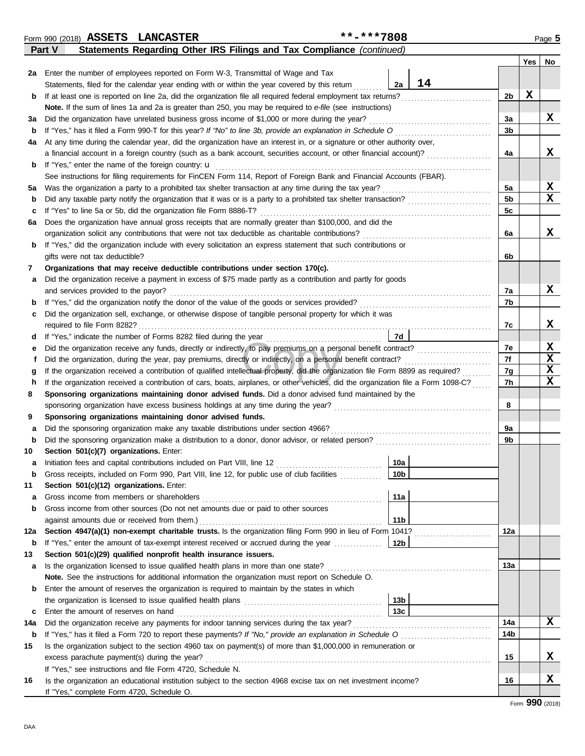Form 990 (2018) **ASSETS LANCASTER** **-***7808

## Part V Statements Regarding Other IRS Filings and Tax Compliance *(continued)*

| | | | | | Yes | No |
|---|---|---|---|---|---|---|
| **2a** | Enter the number of employees reported on Form W-3, Transmittal of Wage and Tax Statements, filed for the calendar year ending with or within the year covered by this return | 2a | 14 | | | |
| **b** | If at least one is reported on line 2a, did the organization file all required federal employment tax returns? | | | 2b | X | |
| | **Note.** If the sum of lines 1a and 2a is greater than 250, you may be required to *e-file* (see instructions) | | | | | |
| **3a** | Did the organization have unrelated business gross income of $1,000 or more during the year? | | | 3a | | X |
| **b** | If "Yes," has it filed a Form 990-T for this year? *If "No" to line 3b, provide an explanation in Schedule O* | | | 3b | | |
| **4a** | At any time during the calendar year, did the organization have an interest in, or a signature or other authority over, a financial account in a foreign country (such as a bank account, securities account, or other financial account)? | | | 4a | | X |
| **b** | If "Yes," enter the name of the foreign country: u | | | | | |
| | See instructions for filing requirements for FinCEN Form 114, Report of Foreign Bank and Financial Accounts (FBAR). | | | | | |
| **5a** | Was the organization a party to a prohibited tax shelter transaction at any time during the tax year? | | | 5a | | X |
| **b** | Did any taxable party notify the organization that it was or is a party to a prohibited tax shelter transaction? | | | 5b | | X |
| **c** | If "Yes" to line 5a or 5b, did the organization file Form 8886-T? | | | 5c | | |
| **6a** | Does the organization have annual gross receipts that are normally greater than $100,000, and did the organization solicit any contributions that were not tax deductible as charitable contributions? | | | 6a | | X |
| **b** | If "Yes," did the organization include with every solicitation an express statement that such contributions or gifts were not tax deductible? | | | 6b | | |
| **7** | **Organizations that may receive deductible contributions under section 170(c).** | | | | | |
| **a** | Did the organization receive a payment in excess of $75 made partly as a contribution and partly for goods and services provided to the payor? | | | 7a | | X |
| **b** | If "Yes," did the organization notify the donor of the value of the goods or services provided? | | | 7b | | |
| **c** | Did the organization sell, exchange, or otherwise dispose of tangible personal property for which it was required to file Form 8282? | | | 7c | | X |
| **d** | If "Yes," indicate the number of Forms 8282 filed during the year | 7d | | | | |
| **e** | Did the organization receive any funds, directly or indirectly, to pay premiums on a personal benefit contract? | | | 7e | | X |
| **f** | Did the organization, during the year, pay premiums, directly or indirectly, on a personal benefit contract? | | | 7f | | X |
| **g** | If the organization received a contribution of qualified intellectual property, did the organization file Form 8899 as required? | | | 7g | | X |
| **h** | If the organization received a contribution of cars, boats, airplanes, or other vehicles, did the organization file a Form 1098-C? | | | 7h | | X |
| **8** | **Sponsoring organizations maintaining donor advised funds.** Did a donor advised fund maintained by the sponsoring organization have excess business holdings at any time during the year? | | | 8 | | |
| **9** | **Sponsoring organizations maintaining donor advised funds.** | | | | | |
| **a** | Did the sponsoring organization make any taxable distributions under section 4966? | | | 9a | | |
| **b** | Did the sponsoring organization make a distribution to a donor, donor advisor, or related person? | | | 9b | | |
| **10** | **Section 501(c)(7) organizations.** Enter: | | | | | |
| **a** | Initiation fees and capital contributions included on Part VIII, line 12 | 10a | | | | |
| **b** | Gross receipts, included on Form 990, Part VIII, line 12, for public use of club facilities | 10b | | | | |
| **11** | **Section 501(c)(12) organizations.** Enter: | | | | | |
| **a** | Gross income from members or shareholders | 11a | | | | |
| **b** | Gross income from other sources (Do not net amounts due or paid to other sources against amounts due or received from them.) | 11b | | | | |
| **12a** | **Section 4947(a)(1) non-exempt charitable trusts.** Is the organization filing Form 990 in lieu of Form 1041? | | | 12a | | |
| **b** | If "Yes," enter the amount of tax-exempt interest received or accrued during the year | 12b | | | | |
| **13** | **Section 501(c)(29) qualified nonprofit health insurance issuers.** | | | | | |
| **a** | Is the organization licensed to issue qualified health plans in more than one state? | | | 13a | | |
| | **Note.** See the instructions for additional information the organization must report on Schedule O. | | | | | |
| **b** | Enter the amount of reserves the organization is required to maintain by the states in which the organization is licensed to issue qualified health plans | 13b | | | | |
| **c** | Enter the amount of reserves on hand | 13c | | | | |
| **14a** | Did the organization receive any payments for indoor tanning services during the tax year? | | | 14a | | X |
| **b** | If "Yes," has it filed a Form 720 to report these payments? *If "No," provide an explanation in Schedule O* | | | 14b | | |
| **15** | Is the organization subject to the section 4960 tax on payment(s) of more than $1,000,000 in remuneration or excess parachute payment(s) during the year? | | | 15 | | X |
| | If "Yes," see instructions and file Form 4720, Schedule N. | | | | | |
| **16** | Is the organization an educational institution subject to the section 4968 excise tax on net investment income? | | | 16 | | X |
| | If "Yes," complete Form 4720, Schedule O. | | | | | |

Form **990** (2018)

DAA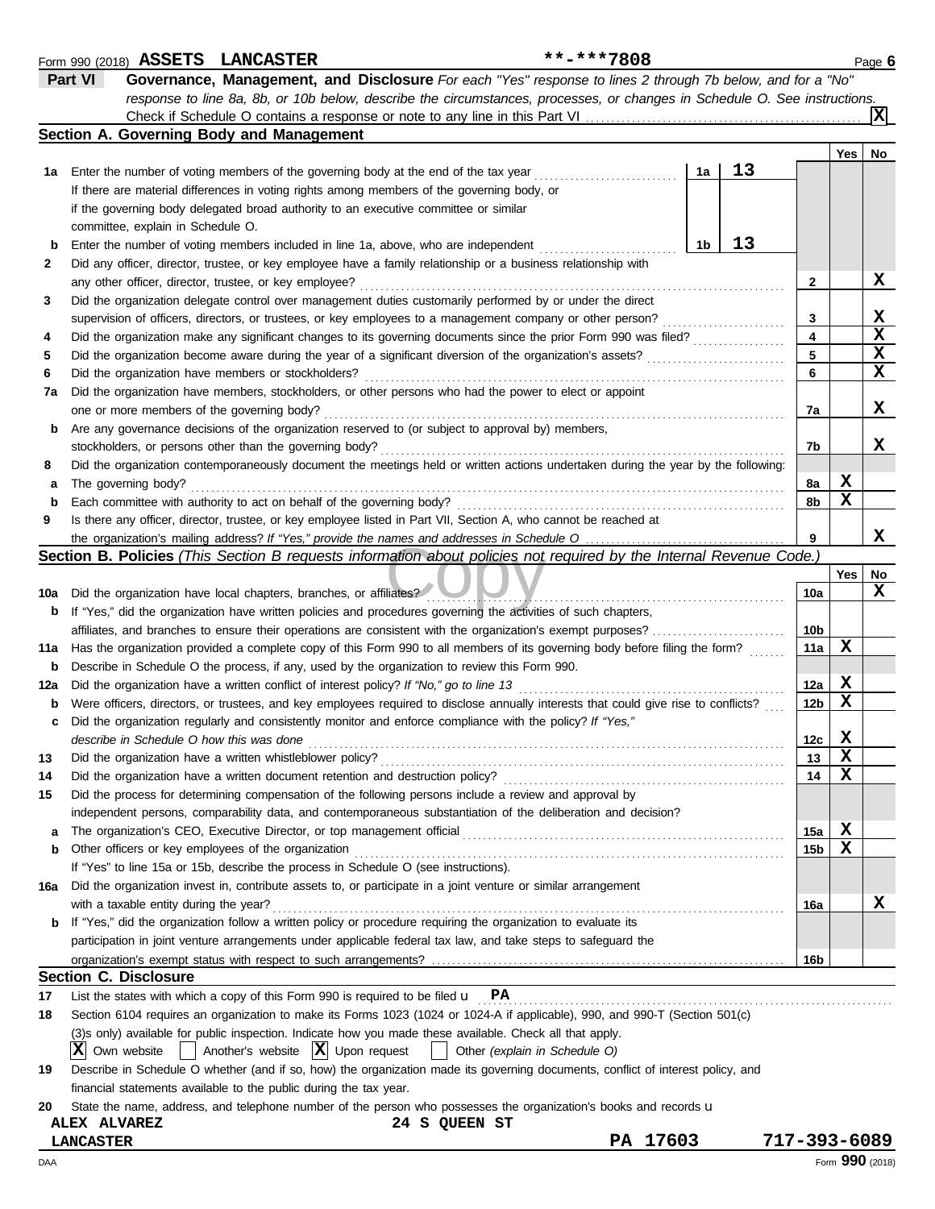Form 990 (2018) **ASSETS LANCASTER** **-***7808

## Part VI Governance, Management, and Disclosure

*For each "Yes" response to lines 2 through 7b below, and for a "No" response to line 8a, 8b, or 10b below, describe the circumstances, processes, or changes in Schedule O. See instructions.*

Check if Schedule O contains a response or note to any line in this Part VI .......... [X]

### Section A. Governing Body and Management

| | | | | Line | Yes | No |
|---|---|---|---|---|---|---|
| **1a** | Enter the number of voting members of the governing body at the end of the tax year. If there are material differences in voting rights among members of the governing body, or if the governing body delegated broad authority to an executive committee or similar committee, explain in Schedule O. | 1a | 13 | | | |
| **b** | Enter the number of voting members included in line 1a, above, who are independent | 1b | 13 | | | |
| **2** | Did any officer, director, trustee, or key employee have a family relationship or a business relationship with any other officer, director, trustee, or key employee? | | | 2 | | X |
| **3** | Did the organization delegate control over management duties customarily performed by or under the direct supervision of officers, directors, or trustees, or key employees to a management company or other person? | | | 3 | | X |
| **4** | Did the organization make any significant changes to its governing documents since the prior Form 990 was filed? | | | 4 | | X |
| **5** | Did the organization become aware during the year of a significant diversion of the organization's assets? | | | 5 | | X |
| **6** | Did the organization have members or stockholders? | | | 6 | | X |
| **7a** | Did the organization have members, stockholders, or other persons who had the power to elect or appoint one or more members of the governing body? | | | 7a | | X |
| **b** | Are any governance decisions of the organization reserved to (or subject to approval by) members, stockholders, or persons other than the governing body? | | | 7b | | X |
| **8** | Did the organization contemporaneously document the meetings held or written actions undertaken during the year by the following: | | | | | |
| **a** | The governing body? | | | 8a | X | |
| **b** | Each committee with authority to act on behalf of the governing body? | | | 8b | X | |
| **9** | Is there any officer, director, trustee, or key employee listed in Part VII, Section A, who cannot be reached at the organization's mailing address? *If "Yes," provide the names and addresses in Schedule O* | | | 9 | | X |

### Section B. Policies *(This Section B requests information about policies not required by the Internal Revenue Code.)*

| | | Line | Yes | No |
|---|---|---|---|---|
| **10a** | Did the organization have local chapters, branches, or affiliates? | 10a | | X |
| **b** | If "Yes," did the organization have written policies and procedures governing the activities of such chapters, affiliates, and branches to ensure their operations are consistent with the organization's exempt purposes? | 10b | | |
| **11a** | Has the organization provided a complete copy of this Form 990 to all members of its governing body before filing the form? | 11a | X | |
| **b** | Describe in Schedule O the process, if any, used by the organization to review this Form 990. | | | |
| **12a** | Did the organization have a written conflict of interest policy? *If "No," go to line 13* | 12a | X | |
| **b** | Were officers, directors, or trustees, and key employees required to disclose annually interests that could give rise to conflicts? | 12b | X | |
| **c** | Did the organization regularly and consistently monitor and enforce compliance with the policy? *If "Yes," describe in Schedule O how this was done* | 12c | X | |
| **13** | Did the organization have a written whistleblower policy? | 13 | X | |
| **14** | Did the organization have a written document retention and destruction policy? | 14 | X | |
| **15** | Did the process for determining compensation of the following persons include a review and approval by independent persons, comparability data, and contemporaneous substantiation of the deliberation and decision? | | | |
| **a** | The organization's CEO, Executive Director, or top management official | 15a | X | |
| **b** | Other officers or key employees of the organization | 15b | X | |
| | If "Yes" to line 15a or 15b, describe the process in Schedule O (see instructions). | | | |
| **16a** | Did the organization invest in, contribute assets to, or participate in a joint venture or similar arrangement with a taxable entity during the year? | 16a | | X |
| **b** | If "Yes," did the organization follow a written policy or procedure requiring the organization to evaluate its participation in joint venture arrangements under applicable federal tax law, and take steps to safeguard the organization's exempt status with respect to such arrangements? | 16b | | |

### Section C. Disclosure

**17** List the states with which a copy of this Form 990 is required to be filed u **PA**

**18** Section 6104 requires an organization to make its Forms 1023 (1024 or 1024-A if applicable), 990, and 990-T (Section 501(c)(3)s only) available for public inspection. Indicate how you made these available. Check all that apply.

[X] Own website [ ] Another's website [X] Upon request [ ] Other *(explain in Schedule O)*

**19** Describe in Schedule O whether (and if so, how) the organization made its governing documents, conflict of interest policy, and financial statements available to the public during the tax year.

**20** State the name, address, and telephone number of the person who possesses the organization's books and records u

**ALEX ALVAREZ** **24 S QUEEN ST**
**LANCASTER** **PA 17603** **717-393-6089**

DAA Form **990** (2018)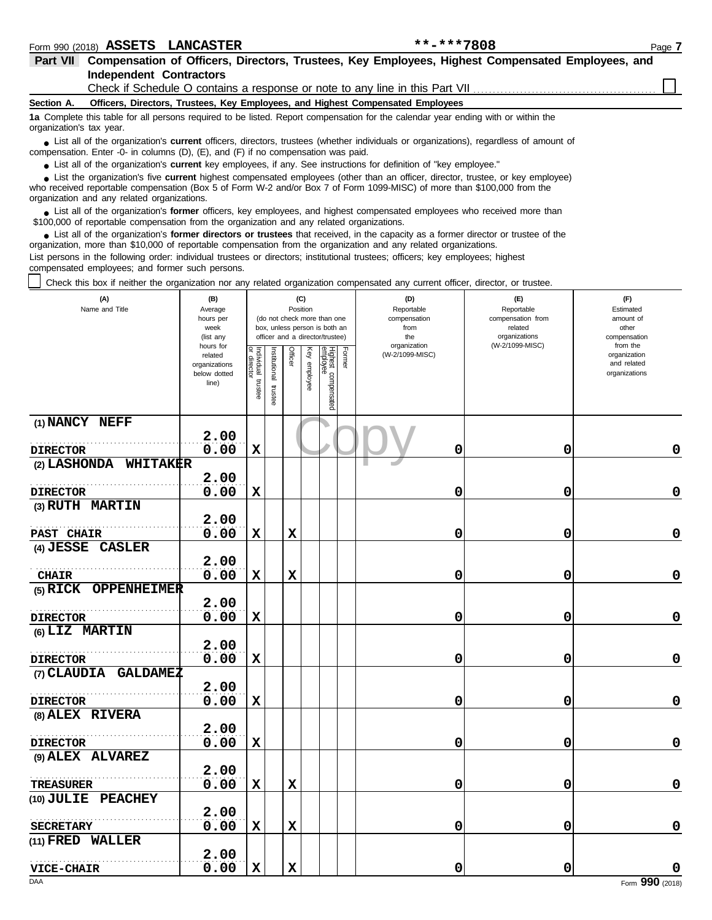Form 990 (2018) **ASSETS LANCASTER** **-***7808

**Part VII Compensation of Officers, Directors, Trustees, Key Employees, Highest Compensated Employees, and Independent Contractors**

Check if Schedule O contains a response or note to any line in this Part VII ☐

**Section A. Officers, Directors, Trustees, Key Employees, and Highest Compensated Employees**

**1a** Complete this table for all persons required to be listed. Report compensation for the calendar year ending with or within the organization's tax year.

- List all of the organization's **current** officers, directors, trustees (whether individuals or organizations), regardless of amount of compensation. Enter -0- in columns (D), (E), and (F) if no compensation was paid.
- List all of the organization's **current** key employees, if any. See instructions for definition of "key employee."
- List the organization's five **current** highest compensated employees (other than an officer, director, trustee, or key employee) who received reportable compensation (Box 5 of Form W-2 and/or Box 7 of Form 1099-MISC) of more than $100,000 from the organization and any related organizations.
- List all of the organization's **former** officers, key employees, and highest compensated employees who received more than $100,000 of reportable compensation from the organization and any related organizations.
- List all of the organization's **former directors or trustees** that received, in the capacity as a former director or trustee of the organization, more than $10,000 of reportable compensation from the organization and any related organizations.

List persons in the following order: individual trustees or directors; institutional trustees; officers; key employees; highest compensated employees; and former such persons.

☐ Check this box if neither the organization nor any related organization compensated any current officer, director, or trustee.

| (A) Name and Title | (B) Average hours per week (list any hours for related organizations below dotted line) | (C) Position (do not check more than one box, unless person is both an officer and a director/trustee) | | | | | | (D) Reportable compensation from the organization (W-2/1099-MISC) | (E) Reportable compensation from related organizations (W-2/1099-MISC) | (F) Estimated amount of other compensation from the organization and related organizations |
|---|---|---|---|---|---|---|---|---|---|---|
| | | Individual trustee or director | Institutional trustee | Officer | Key employee | Highest compensated employee | Former | | | |
| (1) NANCY NEFF<br>DIRECTOR | 2.00<br>0.00 | X | | | | | | 0 | 0 | 0 |
| (2) LASHONDA WHITAKER<br>DIRECTOR | 2.00<br>0.00 | X | | | | | | 0 | 0 | 0 |
| (3) RUTH MARTIN<br>PAST CHAIR | 2.00<br>0.00 | X | | X | | | | 0 | 0 | 0 |
| (4) JESSE CASLER<br>CHAIR | 2.00<br>0.00 | X | | X | | | | 0 | 0 | 0 |
| (5) RICK OPPENHEIMER<br>DIRECTOR | 2.00<br>0.00 | X | | | | | | 0 | 0 | 0 |
| (6) LIZ MARTIN<br>DIRECTOR | 2.00<br>0.00 | X | | | | | | 0 | 0 | 0 |
| (7) CLAUDIA GALDAMEZ<br>DIRECTOR | 2.00<br>0.00 | X | | | | | | 0 | 0 | 0 |
| (8) ALEX RIVERA<br>DIRECTOR | 2.00<br>0.00 | X | | | | | | 0 | 0 | 0 |
| (9) ALEX ALVAREZ<br>TREASURER | 2.00<br>0.00 | X | | X | | | | 0 | 0 | 0 |
| (10) JULIE PEACHEY<br>SECRETARY | 2.00<br>0.00 | X | | X | | | | 0 | 0 | 0 |
| (11) FRED WALLER<br>VICE-CHAIR | 2.00<br>0.00 | X | | X | | | | 0 | 0 | 0 |

DAA Form **990** (2018)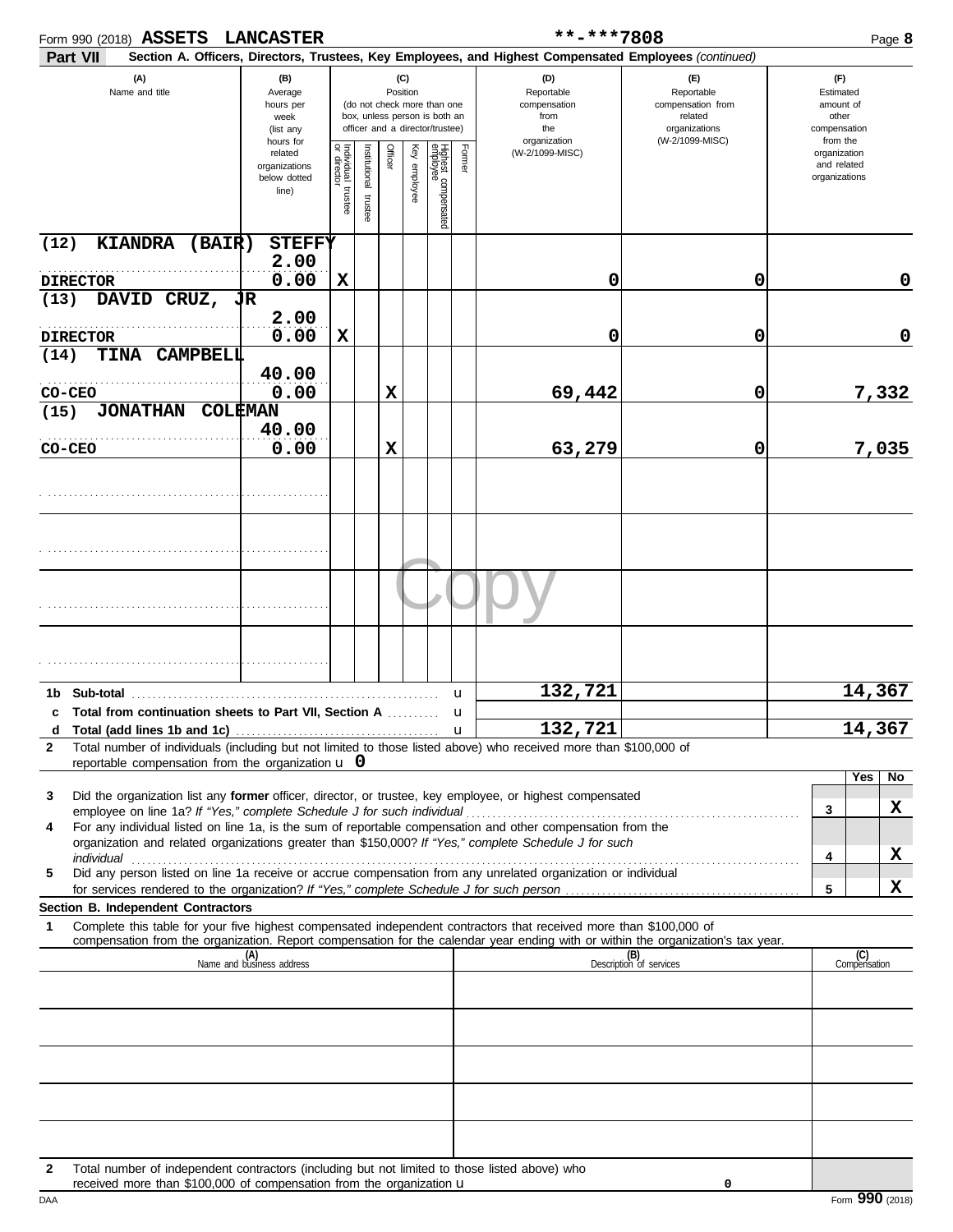Form 990 (2018) **ASSETS LANCASTER** **-***7808

**Part VII** **Section A. Officers, Directors, Trustees, Key Employees, and Highest Compensated Employees** *(continued)*

| (A) Name and title | (B) Average hours per week (list any hours for related organizations below dotted line) | (C) Position: Individual trustee or director | Institutional trustee | Officer | Key employee | Highest compensated employee | Former | (D) Reportable compensation from the organization (W-2/1099-MISC) | (E) Reportable compensation from related organizations (W-2/1099-MISC) | (F) Estimated amount of other compensation from the organization and related organizations |
|---|---|---|---|---|---|---|---|---|---|---|
| (12) KIANDRA (BAIR) STEFFY<br>DIRECTOR | 2.00<br>0.00 | X | | | | | | 0 | 0 | 0 |
| (13) DAVID CRUZ, JR<br>DIRECTOR | 2.00<br>0.00 | X | | | | | | 0 | 0 | 0 |
| (14) TINA CAMPBELL<br>CO-CEO | 40.00<br>0.00 | | | X | | | | 69,442 | 0 | 7,332 |
| (15) JONATHAN COLEMAN<br>CO-CEO | 40.00<br>0.00 | | | X | | | | 63,279 | 0 | 7,035 |
| | | | | | | | | | | |
| | | | | | | | | | | |
| | | | | | | | | | | |
| | | | | | | | | | | |

| | | (D) | (E) | (F) |
|---|---|---|---|---|
| **1b** | **Sub-total** | 132,721 | | 14,367 |
| **c** | **Total from continuation sheets to Part VII, Section A** | | | |
| **d** | **Total (add lines 1b and 1c)** | 132,721 | | 14,367 |

**2** Total number of individuals (including but not limited to those listed above) who received more than $100,000 of reportable compensation from the organization u 0

| | | | Yes | No |
|---|---|---|---|---|
| **3** | Did the organization list any **former** officer, director, or trustee, key employee, or highest compensated employee on line 1a? *If "Yes," complete Schedule J for such individual* | 3 | | X |
| **4** | For any individual listed on line 1a, is the sum of reportable compensation and other compensation from the organization and related organizations greater than $150,000? *If "Yes," complete Schedule J for such individual* | 4 | | X |
| **5** | Did any person listed on line 1a receive or accrue compensation from any unrelated organization or individual for services rendered to the organization? *If "Yes," complete Schedule J for such person* | 5 | | X |

**Section B. Independent Contractors**

**1** Complete this table for your five highest compensated independent contractors that received more than $100,000 of compensation from the organization. Report compensation for the calendar year ending with or within the organization's tax year.

| (A) Name and business address | (B) Description of services | (C) Compensation |
|---|---|---|
| | | |
| | | |
| | | |
| | | |
| | | |

**2** Total number of independent contractors (including but not limited to those listed above) who received more than $100,000 of compensation from the organization u 0

Form **990** (2018)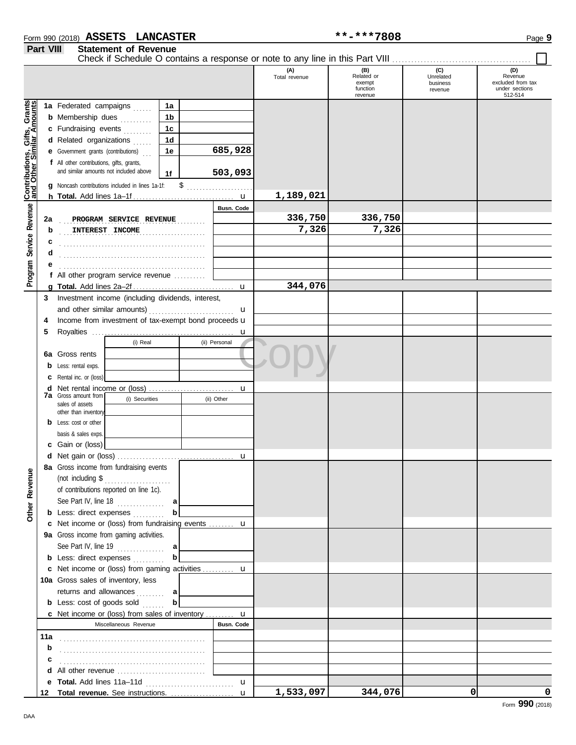Form 990 (2018) **ASSETS LANCASTER** **-***7808

## Part VIII Statement of Revenue

Check if Schedule O contains a response or note to any line in this Part VIII ☐

| | | | | (A) Total revenue | (B) Related or exempt function revenue | (C) Unrelated business revenue | (D) Revenue excluded from tax under sections 512-514 |
|---|---|---|---|---|---|---|---|
| **Contributions, Gifts, Grants and Other Similar Amounts** | 1a Federated campaigns | 1a | | | | | |
| | b Membership dues | 1b | | | | | |
| | c Fundraising events | 1c | | | | | |
| | d Related organizations | 1d | | | | | |
| | e Government grants (contributions) | 1e | 685,928 | | | | |
| | f All other contributions, gifts, grants, and similar amounts not included above | 1f | 503,093 | | | | |
| | g Noncash contributions included in lines 1a-1f: $ | | | | | | |
| | h **Total.** Add lines 1a–1f | | | 1,189,021 | | | |
| **Program Service Revenue** | | | Busn. Code | | | | |
| | 2a PROGRAM SERVICE REVENUE | | | 336,750 | 336,750 | | |
| | b INTEREST INCOME | | | 7,326 | 7,326 | | |
| | c | | | | | | |
| | d | | | | | | |
| | e | | | | | | |
| | f All other program service revenue | | | | | | |
| | g **Total.** Add lines 2a–2f | | | 344,076 | | | |
| **Other Revenue** | 3 Investment income (including dividends, interest, and other similar amounts) | | | | | | |
| | 4 Income from investment of tax-exempt bond proceeds | | | | | | |
| | 5 Royalties | | | | | | |
| | | (i) Real | (ii) Personal | | | | |
| | 6a Gross rents | | | | | | |
| | b Less: rental exps. | | | | | | |
| | c Rental inc. or (loss) | | | | | | |
| | d Net rental income or (loss) | | | | | | |
| | 7a Gross amount from sales of assets other than inventory | (i) Securities | (ii) Other | | | | |
| | b Less: cost or other basis & sales exps. | | | | | | |
| | c Gain or (loss) | | | | | | |
| | d Net gain or (loss) | | | | | | |
| | 8a Gross income from fundraising events (not including $ of contributions reported on line 1c). See Part IV, line 18 | a | | | | | |
| | b Less: direct expenses | b | | | | | |
| | c Net income or (loss) from fundraising events | | | | | | |
| | 9a Gross income from gaming activities. See Part IV, line 19 | a | | | | | |
| | b Less: direct expenses | b | | | | | |
| | c Net income or (loss) from gaming activities | | | | | | |
| | 10a Gross sales of inventory, less returns and allowances | a | | | | | |
| | b Less: cost of goods sold | b | | | | | |
| | c Net income or (loss) from sales of inventory | | | | | | |
| | Miscellaneous Revenue | | Busn. Code | | | | |
| | 11a | | | | | | |
| | b | | | | | | |
| | c | | | | | | |
| | d All other revenue | | | | | | |
| | e **Total.** Add lines 11a–11d | | | | | | |
| | 12 **Total revenue.** See instructions. | | | 1,533,097 | 344,076 | 0 | 0 |

Form **990** (2018)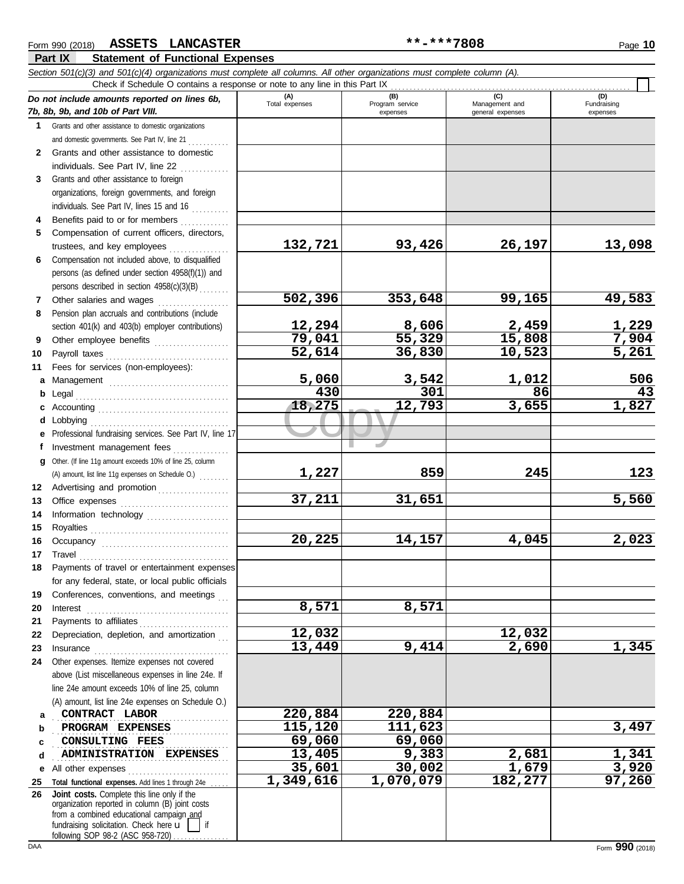Form 990 (2018) **ASSETS LANCASTER** **-***7808

## Part IX Statement of Functional Expenses

*Section 501(c)(3) and 501(c)(4) organizations must complete all columns. All other organizations must complete column (A).*

Check if Schedule O contains a response or note to any line in this Part IX ☐

| *Do not include amounts reported on lines 6b, 7b, 8b, 9b, and 10b of Part VIII.* | (A) Total expenses | (B) Program service expenses | (C) Management and general expenses | (D) Fundraising expenses |
|---|---|---|---|---|
| **1** Grants and other assistance to domestic organizations and domestic governments. See Part IV, line 21 | | | | |
| **2** Grants and other assistance to domestic individuals. See Part IV, line 22 | | | | |
| **3** Grants and other assistance to foreign organizations, foreign governments, and foreign individuals. See Part IV, lines 15 and 16 | | | | |
| **4** Benefits paid to or for members | | | | |
| **5** Compensation of current officers, directors, trustees, and key employees | 132,721 | 93,426 | 26,197 | 13,098 |
| **6** Compensation not included above, to disqualified persons (as defined under section 4958(f)(1)) and persons described in section 4958(c)(3)(B) | | | | |
| **7** Other salaries and wages | 502,396 | 353,648 | 99,165 | 49,583 |
| **8** Pension plan accruals and contributions (include section 401(k) and 403(b) employer contributions) | 12,294 | 8,606 | 2,459 | 1,229 |
| **9** Other employee benefits | 79,041 | 55,329 | 15,808 | 7,904 |
| **10** Payroll taxes | 52,614 | 36,830 | 10,523 | 5,261 |
| **11** Fees for services (non-employees): | | | | |
| **a** Management | 5,060 | 3,542 | 1,012 | 506 |
| **b** Legal | 430 | 301 | 86 | 43 |
| **c** Accounting | 18,275 | 12,793 | 3,655 | 1,827 |
| **d** Lobbying | | | | |
| **e** Professional fundraising services. See Part IV, line 17 | | | | |
| **f** Investment management fees | | | | |
| **g** Other. (If line 11g amount exceeds 10% of line 25, column (A) amount, list line 11g expenses on Schedule O.) | 1,227 | 859 | 245 | 123 |
| **12** Advertising and promotion | | | | |
| **13** Office expenses | 37,211 | 31,651 | | 5,560 |
| **14** Information technology | | | | |
| **15** Royalties | | | | |
| **16** Occupancy | 20,225 | 14,157 | 4,045 | 2,023 |
| **17** Travel | | | | |
| **18** Payments of travel or entertainment expenses for any federal, state, or local public officials | | | | |
| **19** Conferences, conventions, and meetings | | | | |
| **20** Interest | 8,571 | 8,571 | | |
| **21** Payments to affiliates | | | | |
| **22** Depreciation, depletion, and amortization | 12,032 | | 12,032 | |
| **23** Insurance | 13,449 | 9,414 | 2,690 | 1,345 |
| **24** Other expenses. Itemize expenses not covered above (List miscellaneous expenses in line 24e. If line 24e amount exceeds 10% of line 25, column (A) amount, list line 24e expenses on Schedule O.) | | | | |
| **a** CONTRACT LABOR | 220,884 | 220,884 | | |
| **b** PROGRAM EXPENSES | 115,120 | 111,623 | | 3,497 |
| **c** CONSULTING FEES | 69,060 | 69,060 | | |
| **d** ADMINISTRATION EXPENSES | 13,405 | 9,383 | 2,681 | 1,341 |
| **e** All other expenses | 35,601 | 30,002 | 1,679 | 3,920 |
| **25** **Total functional expenses.** Add lines 1 through 24e | 1,349,616 | 1,070,079 | 182,277 | 97,260 |
| **26** **Joint costs.** Complete this line only if the organization reported in column (B) joint costs from a combined educational campaign and fundraising solicitation. Check here ☐ if following SOP 98-2 (ASC 958-720) | | | | |

Form **990** (2018)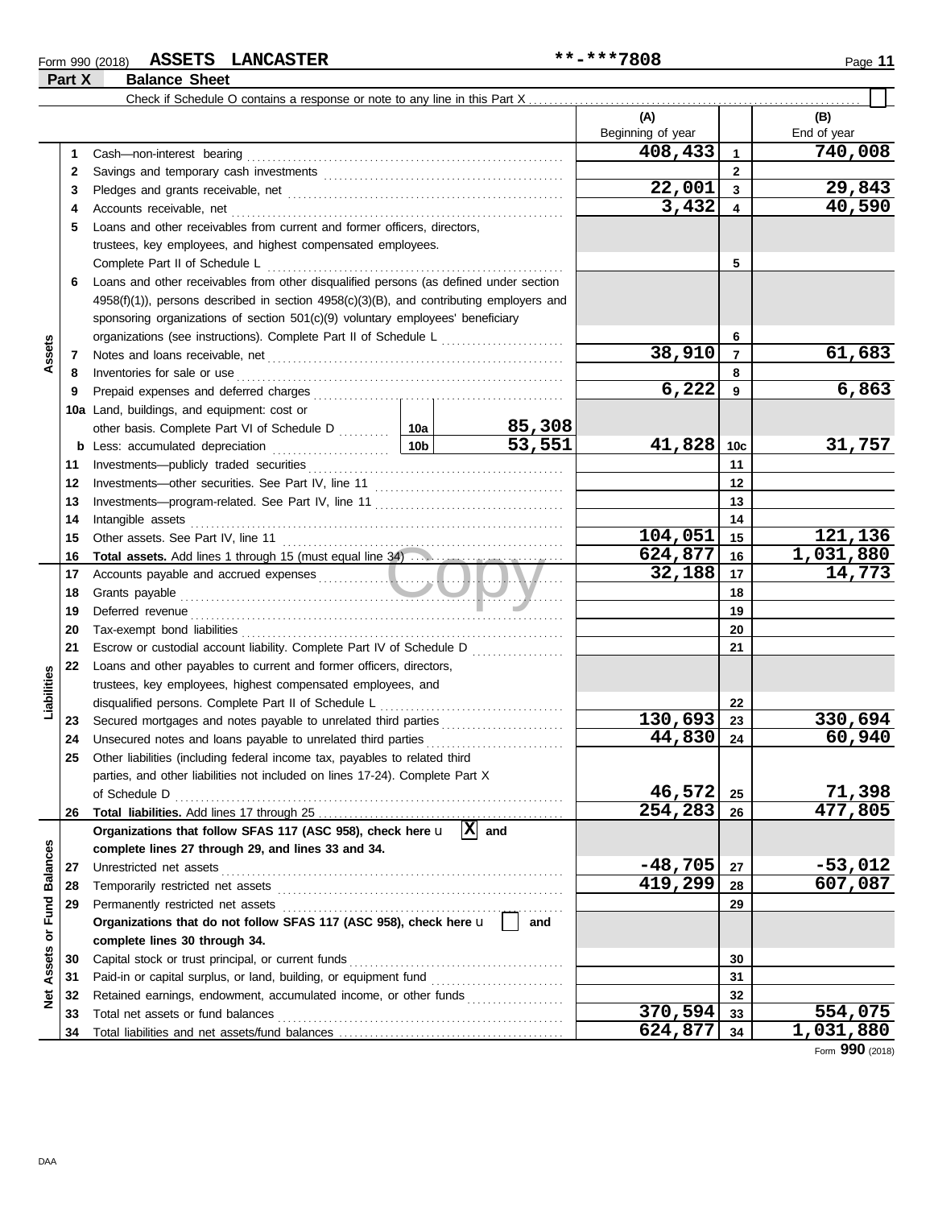Form 990 (2018) **ASSETS LANCASTER** **-***7808

## Part X Balance Sheet

Check if Schedule O contains a response or note to any line in this Part X ☐

| Section | Line | Description | | | (A) Beginning of year | | (B) End of year |
|---|---|---|---|---|---|---|---|
| Assets | 1 | Cash—non-interest bearing | | | 408,433 | 1 | 740,008 |
| | 2 | Savings and temporary cash investments | | | | 2 | |
| | 3 | Pledges and grants receivable, net | | | 22,001 | 3 | 29,843 |
| | 4 | Accounts receivable, net | | | 3,432 | 4 | 40,590 |
| | 5 | Loans and other receivables from current and former officers, directors, trustees, key employees, and highest compensated employees. Complete Part II of Schedule L | | | | 5 | |
| | 6 | Loans and other receivables from other disqualified persons (as defined under section 4958(f)(1)), persons described in section 4958(c)(3)(B), and contributing employers and sponsoring organizations of section 501(c)(9) voluntary employees' beneficiary organizations (see instructions). Complete Part II of Schedule L | | | | 6 | |
| | 7 | Notes and loans receivable, net | | | 38,910 | 7 | 61,683 |
| | 8 | Inventories for sale or use | | | | 8 | |
| | 9 | Prepaid expenses and deferred charges | | | 6,222 | 9 | 6,863 |
| | 10a | Land, buildings, and equipment: cost or other basis. Complete Part VI of Schedule D | 10a | 85,308 | | | |
| | b | Less: accumulated depreciation | 10b | 53,551 | 41,828 | 10c | 31,757 |
| | 11 | Investments—publicly traded securities | | | | 11 | |
| | 12 | Investments—other securities. See Part IV, line 11 | | | | 12 | |
| | 13 | Investments—program-related. See Part IV, line 11 | | | | 13 | |
| | 14 | Intangible assets | | | | 14 | |
| | 15 | Other assets. See Part IV, line 11 | | | 104,051 | 15 | 121,136 |
| | 16 | **Total assets.** Add lines 1 through 15 (must equal line 34) | | | 624,877 | 16 | 1,031,880 |
| Liabilities | 17 | Accounts payable and accrued expenses | | | 32,188 | 17 | 14,773 |
| | 18 | Grants payable | | | | 18 | |
| | 19 | Deferred revenue | | | | 19 | |
| | 20 | Tax-exempt bond liabilities | | | | 20 | |
| | 21 | Escrow or custodial account liability. Complete Part IV of Schedule D | | | | 21 | |
| | 22 | Loans and other payables to current and former officers, directors, trustees, key employees, highest compensated employees, and disqualified persons. Complete Part II of Schedule L | | | | 22 | |
| | 23 | Secured mortgages and notes payable to unrelated third parties | | | 130,693 | 23 | 330,694 |
| | 24 | Unsecured notes and loans payable to unrelated third parties | | | 44,830 | 24 | 60,940 |
| | 25 | Other liabilities (including federal income tax, payables to related third parties, and other liabilities not included on lines 17-24). Complete Part X of Schedule D | | | 46,572 | 25 | 71,398 |
| | 26 | **Total liabilities.** Add lines 17 through 25 | | | 254,283 | 26 | 477,805 |
| Net Assets or Fund Balances | | **Organizations that follow SFAS 117 (ASC 958), check here** ☒ **and complete lines 27 through 29, and lines 33 and 34.** | | | | | |
| | 27 | Unrestricted net assets | | | -48,705 | 27 | -53,012 |
| | 28 | Temporarily restricted net assets | | | 419,299 | 28 | 607,087 |
| | 29 | Permanently restricted net assets | | | | 29 | |
| | | **Organizations that do not follow SFAS 117 (ASC 958), check here** ☐ **and complete lines 30 through 34.** | | | | | |
| | 30 | Capital stock or trust principal, or current funds | | | | 30 | |
| | 31 | Paid-in or capital surplus, or land, building, or equipment fund | | | | 31 | |
| | 32 | Retained earnings, endowment, accumulated income, or other funds | | | | 32 | |
| | 33 | Total net assets or fund balances | | | 370,594 | 33 | 554,075 |
| | 34 | Total liabilities and net assets/fund balances | | | 624,877 | 34 | 1,031,880 |

Form **990** (2018)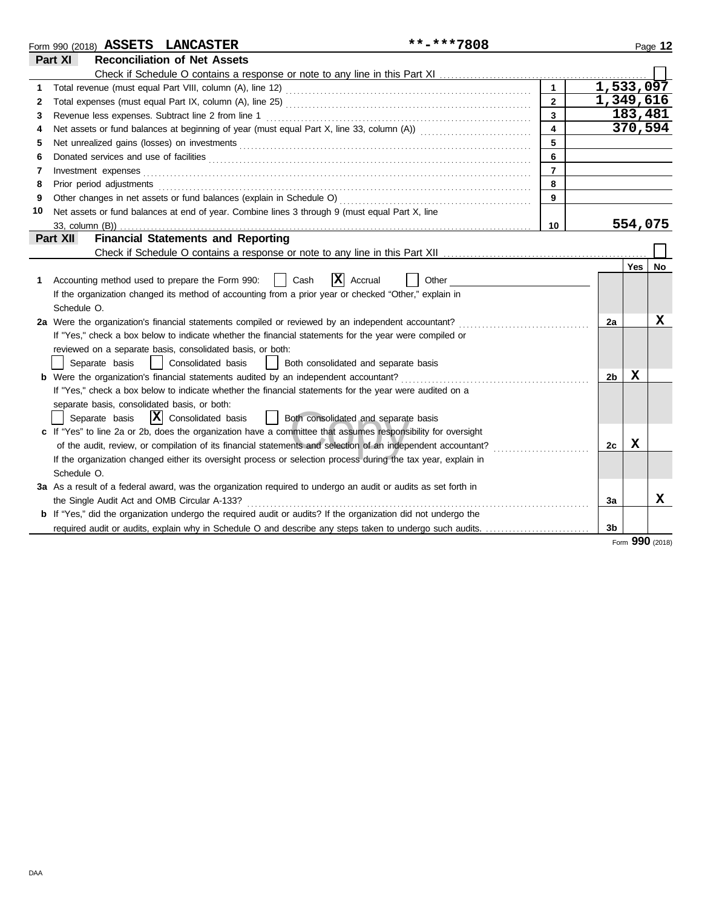Form 990 (2018) **ASSETS LANCASTER** **-***7808

## Part XI Reconciliation of Net Assets

Check if Schedule O contains a response or note to any line in this Part XI ☐

| | | | |
|---|---|---|---|
| 1 | Total revenue (must equal Part VIII, column (A), line 12) | 1 | 1,533,097 |
| 2 | Total expenses (must equal Part IX, column (A), line 25) | 2 | 1,349,616 |
| 3 | Revenue less expenses. Subtract line 2 from line 1 | 3 | 183,481 |
| 4 | Net assets or fund balances at beginning of year (must equal Part X, line 33, column (A)) | 4 | 370,594 |
| 5 | Net unrealized gains (losses) on investments | 5 | |
| 6 | Donated services and use of facilities | 6 | |
| 7 | Investment expenses | 7 | |
| 8 | Prior period adjustments | 8 | |
| 9 | Other changes in net assets or fund balances (explain in Schedule O) | 9 | |
| 10 | Net assets or fund balances at end of year. Combine lines 3 through 9 (must equal Part X, line 33, column (B)) | 10 | 554,075 |

## Part XII Financial Statements and Reporting

Check if Schedule O contains a response or note to any line in this Part XII ☐

| | | | Yes | No |
|---|---|---|---|---|
| 1 | Accounting method used to prepare the Form 990: ☐ Cash ☒ Accrual ☐ Other<br>If the organization changed its method of accounting from a prior year or checked "Other," explain in Schedule O. | | | |
| 2a | Were the organization's financial statements compiled or reviewed by an independent accountant?<br>If "Yes," check a box below to indicate whether the financial statements for the year were compiled or reviewed on a separate basis, consolidated basis, or both:<br>☐ Separate basis ☐ Consolidated basis ☐ Both consolidated and separate basis | 2a | | X |
| b | Were the organization's financial statements audited by an independent accountant?<br>If "Yes," check a box below to indicate whether the financial statements for the year were audited on a separate basis, consolidated basis, or both:<br>☐ Separate basis ☒ Consolidated basis ☐ Both consolidated and separate basis | 2b | X | |
| c | If "Yes" to line 2a or 2b, does the organization have a committee that assumes responsibility for oversight of the audit, review, or compilation of its financial statements and selection of an independent accountant?<br>If the organization changed either its oversight process or selection process during the tax year, explain in Schedule O. | 2c | X | |
| 3a | As a result of a federal award, was the organization required to undergo an audit or audits as set forth in the Single Audit Act and OMB Circular A-133? | 3a | | X |
| b | If "Yes," did the organization undergo the required audit or audits? If the organization did not undergo the required audit or audits, explain why in Schedule O and describe any steps taken to undergo such audits. | 3b | | |

Form **990** (2018)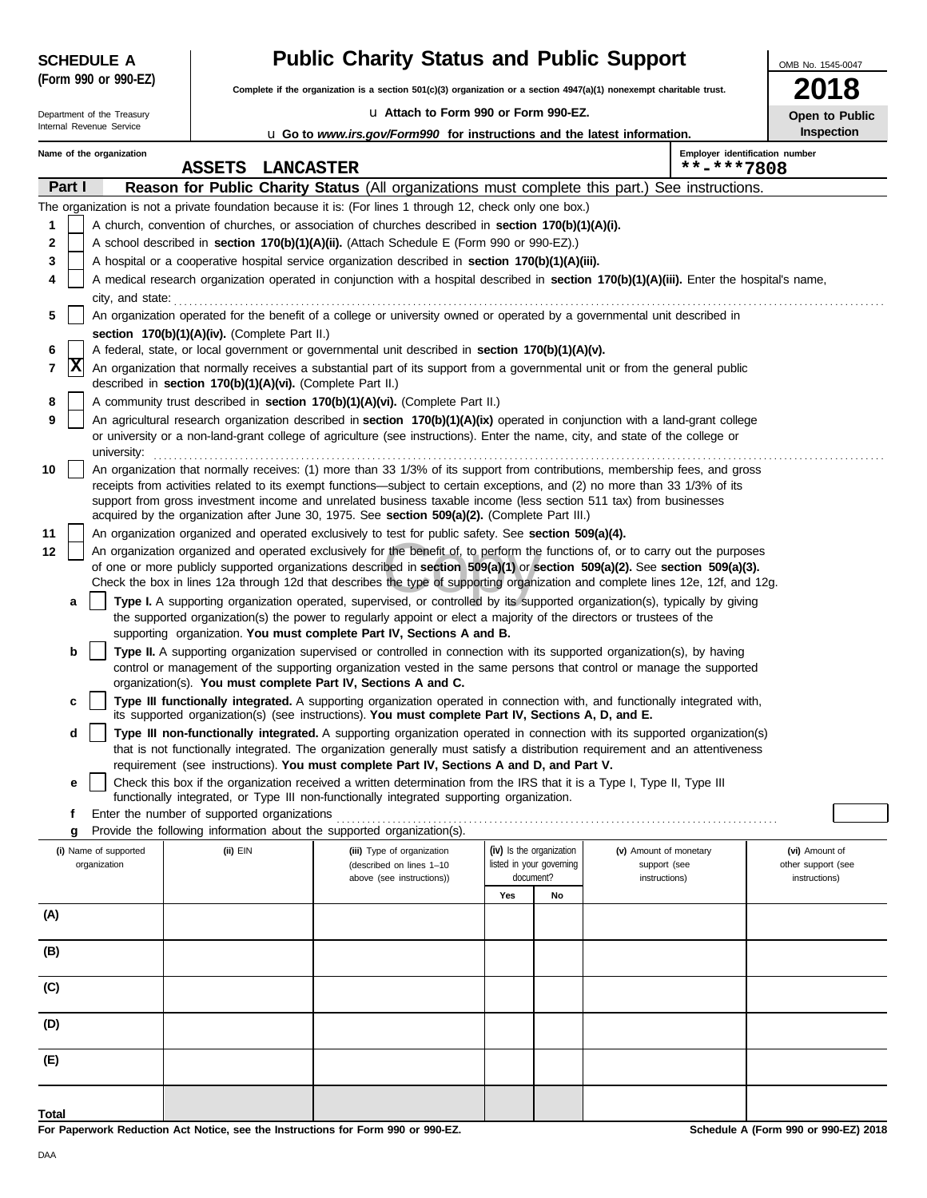**SCHEDULE A**
**(Form 990 or 990-EZ)**

Department of the Treasury
Internal Revenue Service

# Public Charity Status and Public Support

**Complete if the organization is a section 501(c)(3) organization or a section 4947(a)(1) nonexempt charitable trust.**

u **Attach to Form 990 or Form 990-EZ.**

u **Go to *www.irs.gov/Form990* for instructions and the latest information.**

OMB No. 1545-0047

**2018**

**Open to Public Inspection**

Name of the organization: **ASSETS LANCASTER**

Employer identification number: **\*\*-\*\*\*7808**

**Part I** **Reason for Public Charity Status** (All organizations must complete this part.) See instructions.

The organization is not a private foundation because it is: (For lines 1 through 12, check only one box.)

1 [ ] A church, convention of churches, or association of churches described in **section 170(b)(1)(A)(i).**

2 [ ] A school described in **section 170(b)(1)(A)(ii).** (Attach Schedule E (Form 990 or 990-EZ).)

3 [ ] A hospital or a cooperative hospital service organization described in **section 170(b)(1)(A)(iii).**

4 [ ] A medical research organization operated in conjunction with a hospital described in **section 170(b)(1)(A)(iii).** Enter the hospital's name, city, and state:

5 [ ] An organization operated for the benefit of a college or university owned or operated by a governmental unit described in **section 170(b)(1)(A)(iv).** (Complete Part II.)

6 [ ] A federal, state, or local government or governmental unit described in **section 170(b)(1)(A)(v).**

7 [X] An organization that normally receives a substantial part of its support from a governmental unit or from the general public described in **section 170(b)(1)(A)(vi).** (Complete Part II.)

8 [ ] A community trust described in **section 170(b)(1)(A)(vi).** (Complete Part II.)

9 [ ] An agricultural research organization described in **section 170(b)(1)(A)(ix)** operated in conjunction with a land-grant college or university or a non-land-grant college of agriculture (see instructions). Enter the name, city, and state of the college or university:

10 [ ] An organization that normally receives: (1) more than 33 1/3% of its support from contributions, membership fees, and gross receipts from activities related to its exempt functions—subject to certain exceptions, and (2) no more than 33 1/3% of its support from gross investment income and unrelated business taxable income (less section 511 tax) from businesses acquired by the organization after June 30, 1975. See **section 509(a)(2).** (Complete Part III.)

11 [ ] An organization organized and operated exclusively to test for public safety. See **section 509(a)(4).**

12 [ ] An organization organized and operated exclusively for the benefit of, to perform the functions of, or to carry out the purposes of one or more publicly supported organizations described in **section 509(a)(1)** or **section 509(a)(2).** See **section 509(a)(3).** Check the box in lines 12a through 12d that describes the type of supporting organization and complete lines 12e, 12f, and 12g.

a [ ] **Type I.** A supporting organization operated, supervised, or controlled by its supported organization(s), typically by giving the supported organization(s) the power to regularly appoint or elect a majority of the directors or trustees of the supporting organization. **You must complete Part IV, Sections A and B.**

b [ ] **Type II.** A supporting organization supervised or controlled in connection with its supported organization(s), by having control or management of the supporting organization vested in the same persons that control or manage the supported organization(s). **You must complete Part IV, Sections A and C.**

c [ ] **Type III functionally integrated.** A supporting organization operated in connection with, and functionally integrated with, its supported organization(s) (see instructions). **You must complete Part IV, Sections A, D, and E.**

d [ ] **Type III non-functionally integrated.** A supporting organization operated in connection with its supported organization(s) that is not functionally integrated. The organization generally must satisfy a distribution requirement and an attentiveness requirement (see instructions). **You must complete Part IV, Sections A and D, and Part V.**

e [ ] Check this box if the organization received a written determination from the IRS that it is a Type I, Type II, Type III functionally integrated, or Type III non-functionally integrated supporting organization.

f Enter the number of supported organizations

g Provide the following information about the supported organization(s).

| (i) Name of supported organization | (ii) EIN | (iii) Type of organization (described on lines 1–10 above (see instructions)) | (iv) Is the organization listed in your governing document? | | (v) Amount of monetary support (see instructions) | (vi) Amount of other support (see instructions) |
|---|---|---|---|---|---|---|
| | | | Yes | No | | |
| (A) | | | | | | |
| (B) | | | | | | |
| (C) | | | | | | |
| (D) | | | | | | |
| (E) | | | | | | |
| Total | | | | | | |

**For Paperwork Reduction Act Notice, see the Instructions for Form 990 or 990-EZ.** **Schedule A (Form 990 or 990-EZ) 2018**

DAA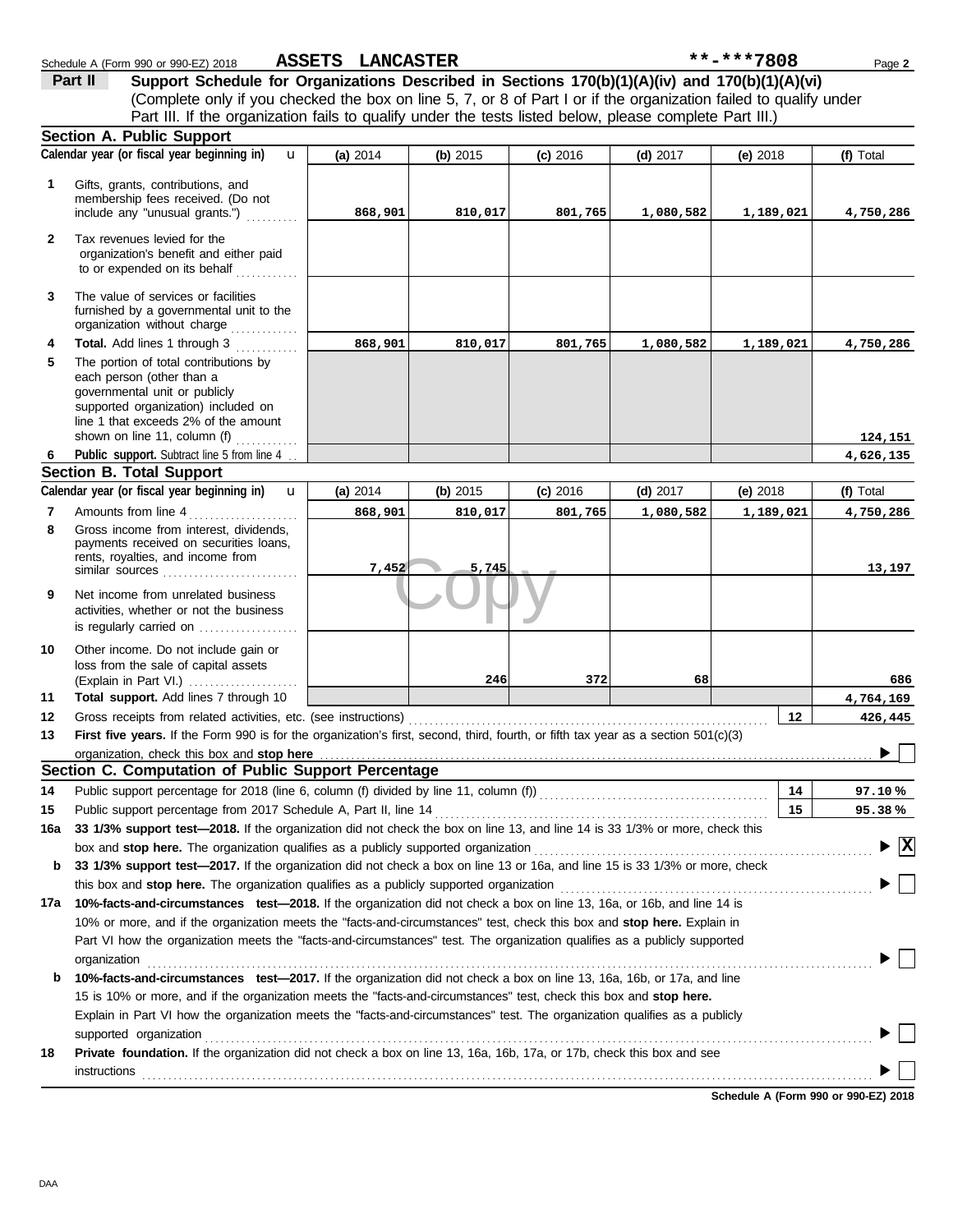Schedule A (Form 990 or 990-EZ) 2018 **ASSETS LANCASTER** **-***7808 Page **2**

**Part II** **Support Schedule for Organizations Described in Sections 170(b)(1)(A)(iv) and 170(b)(1)(A)(vi)**
(Complete only if you checked the box on line 5, 7, or 8 of Part I or if the organization failed to qualify under Part III. If the organization fails to qualify under the tests listed below, please complete Part III.)

## Section A. Public Support

| Calendar year (or fiscal year beginning in) | (a) 2014 | (b) 2015 | (c) 2016 | (d) 2017 | (e) 2018 | (f) Total |
|---|---|---|---|---|---|---|
| **1** Gifts, grants, contributions, and membership fees received. (Do not include any "unusual grants.") | 868,901 | 810,017 | 801,765 | 1,080,582 | 1,189,021 | 4,750,286 |
| **2** Tax revenues levied for the organization's benefit and either paid to or expended on its behalf | | | | | | |
| **3** The value of services or facilities furnished by a governmental unit to the organization without charge | | | | | | |
| **4** **Total.** Add lines 1 through 3 | 868,901 | 810,017 | 801,765 | 1,080,582 | 1,189,021 | 4,750,286 |
| **5** The portion of total contributions by each person (other than a governmental unit or publicly supported organization) included on line 1 that exceeds 2% of the amount shown on line 11, column (f) | | | | | | 124,151 |
| **6** **Public support.** Subtract line 5 from line 4 | | | | | | 4,626,135 |

## Section B. Total Support

| Calendar year (or fiscal year beginning in) | (a) 2014 | (b) 2015 | (c) 2016 | (d) 2017 | (e) 2018 | (f) Total |
|---|---|---|---|---|---|---|
| **7** Amounts from line 4 | 868,901 | 810,017 | 801,765 | 1,080,582 | 1,189,021 | 4,750,286 |
| **8** Gross income from interest, dividends, payments received on securities loans, rents, royalties, and income from similar sources | 7,452 | 5,745 | | | | 13,197 |
| **9** Net income from unrelated business activities, whether or not the business is regularly carried on | | | | | | |
| **10** Other income. Do not include gain or loss from the sale of capital assets (Explain in Part VI.) | | 246 | 372 | 68 | | 686 |
| **11** **Total support.** Add lines 7 through 10 | | | | | | 4,764,169 |

**12** Gross receipts from related activities, etc. (see instructions) **12** 426,445

**13** **First five years.** If the Form 990 is for the organization's first, second, third, fourth, or fifth tax year as a section 501(c)(3) organization, check this box and **stop here** ☐

## Section C. Computation of Public Support Percentage

**14** Public support percentage for 2018 (line 6, column (f) divided by line 11, column (f)) **14** 97.10 %

**15** Public support percentage from 2017 Schedule A, Part II, line 14 **15** 95.38 %

**16a** **33 1/3% support test—2018.** If the organization did not check the box on line 13, and line 14 is 33 1/3% or more, check this box and **stop here.** The organization qualifies as a publicly supported organization ☒

**b** **33 1/3% support test—2017.** If the organization did not check a box on line 13 or 16a, and line 15 is 33 1/3% or more, check this box and **stop here.** The organization qualifies as a publicly supported organization ☐

**17a** **10%-facts-and-circumstances test—2018.** If the organization did not check a box on line 13, 16a, or 16b, and line 14 is 10% or more, and if the organization meets the "facts-and-circumstances" test, check this box and **stop here.** Explain in Part VI how the organization meets the "facts-and-circumstances" test. The organization qualifies as a publicly supported organization ☐

**b** **10%-facts-and-circumstances test—2017.** If the organization did not check a box on line 13, 16a, 16b, or 17a, and line 15 is 10% or more, and if the organization meets the "facts-and-circumstances" test, check this box and **stop here.** Explain in Part VI how the organization meets the "facts-and-circumstances" test. The organization qualifies as a publicly supported organization ☐

**18** **Private foundation.** If the organization did not check a box on line 13, 16a, 16b, 17a, or 17b, check this box and see instructions ☐

**Schedule A (Form 990 or 990-EZ) 2018**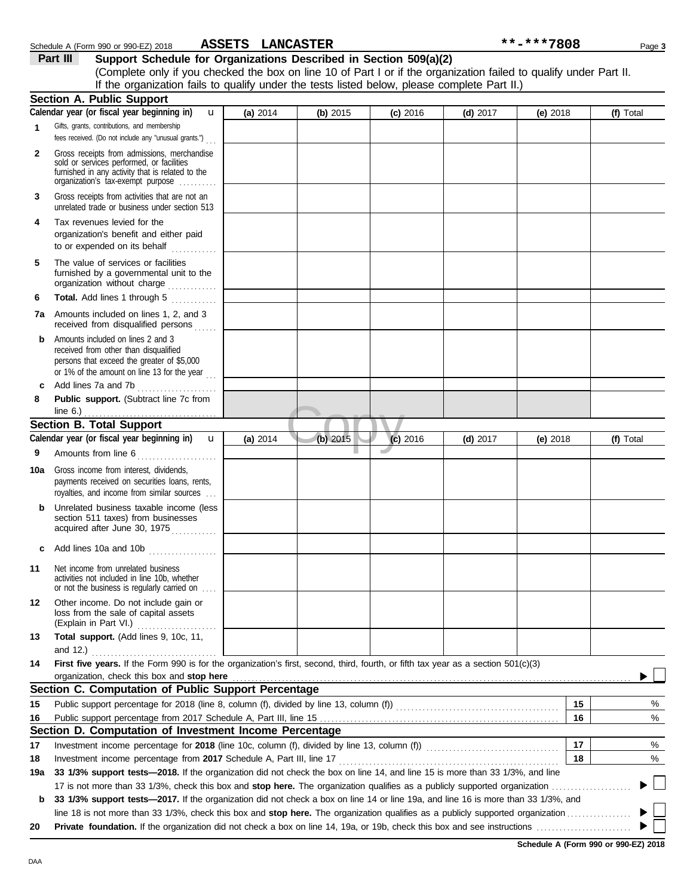Schedule A (Form 990 or 990-EZ) 2018 **ASSETS LANCASTER** **-***7808

## Part III Support Schedule for Organizations Described in Section 509(a)(2)

(Complete only if you checked the box on line 10 of Part I or if the organization failed to qualify under Part II. If the organization fails to qualify under the tests listed below, please complete Part II.)

### Section A. Public Support

| Calendar year (or fiscal year beginning in) | (a) 2014 | (b) 2015 | (c) 2016 | (d) 2017 | (e) 2018 | (f) Total |
|---|---|---|---|---|---|---|
| **1** Gifts, grants, contributions, and membership fees received. (Do not include any "unusual grants.") | | | | | | |
| **2** Gross receipts from admissions, merchandise sold or services performed, or facilities furnished in any activity that is related to the organization's tax-exempt purpose | | | | | | |
| **3** Gross receipts from activities that are not an unrelated trade or business under section 513 | | | | | | |
| **4** Tax revenues levied for the organization's benefit and either paid to or expended on its behalf | | | | | | |
| **5** The value of services or facilities furnished by a governmental unit to the organization without charge | | | | | | |
| **6** **Total.** Add lines 1 through 5 | | | | | | |
| **7a** Amounts included on lines 1, 2, and 3 received from disqualified persons | | | | | | |
| **b** Amounts included on lines 2 and 3 received from other than disqualified persons that exceed the greater of $5,000 or 1% of the amount on line 13 for the year | | | | | | |
| **c** Add lines 7a and 7b | | | | | | |
| **8** **Public support.** (Subtract line 7c from line 6.) | | | | | | |

### Section B. Total Support

| Calendar year (or fiscal year beginning in) | (a) 2014 | (b) 2015 | (c) 2016 | (d) 2017 | (e) 2018 | (f) Total |
|---|---|---|---|---|---|---|
| **9** Amounts from line 6 | | | | | | |
| **10a** Gross income from interest, dividends, payments received on securities loans, rents, royalties, and income from similar sources | | | | | | |
| **b** Unrelated business taxable income (less section 511 taxes) from businesses acquired after June 30, 1975 | | | | | | |
| **c** Add lines 10a and 10b | | | | | | |
| **11** Net income from unrelated business activities not included in line 10b, whether or not the business is regularly carried on | | | | | | |
| **12** Other income. Do not include gain or loss from the sale of capital assets (Explain in Part VI.) | | | | | | |
| **13** **Total support.** (Add lines 9, 10c, 11, and 12.) | | | | | | |

**14** **First five years.** If the Form 990 is for the organization's first, second, third, fourth, or fifth tax year as a section 501(c)(3) organization, check this box and **stop here** ☐

### Section C. Computation of Public Support Percentage

| | | | |
|---|---|---|---|
| **15** | Public support percentage for 2018 (line 8, column (f), divided by line 13, column (f)) | 15 | % |
| **16** | Public support percentage from 2017 Schedule A, Part III, line 15 | 16 | % |

### Section D. Computation of Investment Income Percentage

| | | | |
|---|---|---|---|
| **17** | Investment income percentage for **2018** (line 10c, column (f), divided by line 13, column (f)) | 17 | % |
| **18** | Investment income percentage from **2017** Schedule A, Part III, line 17 | 18 | % |

**19a** **33 1/3% support tests—2018.** If the organization did not check the box on line 14, and line 15 is more than 33 1/3%, and line 17 is not more than 33 1/3%, check this box and **stop here.** The organization qualifies as a publicly supported organization ☐

**b** **33 1/3% support tests—2017.** If the organization did not check a box on line 14 or line 19a, and line 16 is more than 33 1/3%, and line 18 is not more than 33 1/3%, check this box and **stop here.** The organization qualifies as a publicly supported organization ☐

**20** **Private foundation.** If the organization did not check a box on line 14, 19a, or 19b, check this box and see instructions ☐

**Schedule A (Form 990 or 990-EZ) 2018**

DAA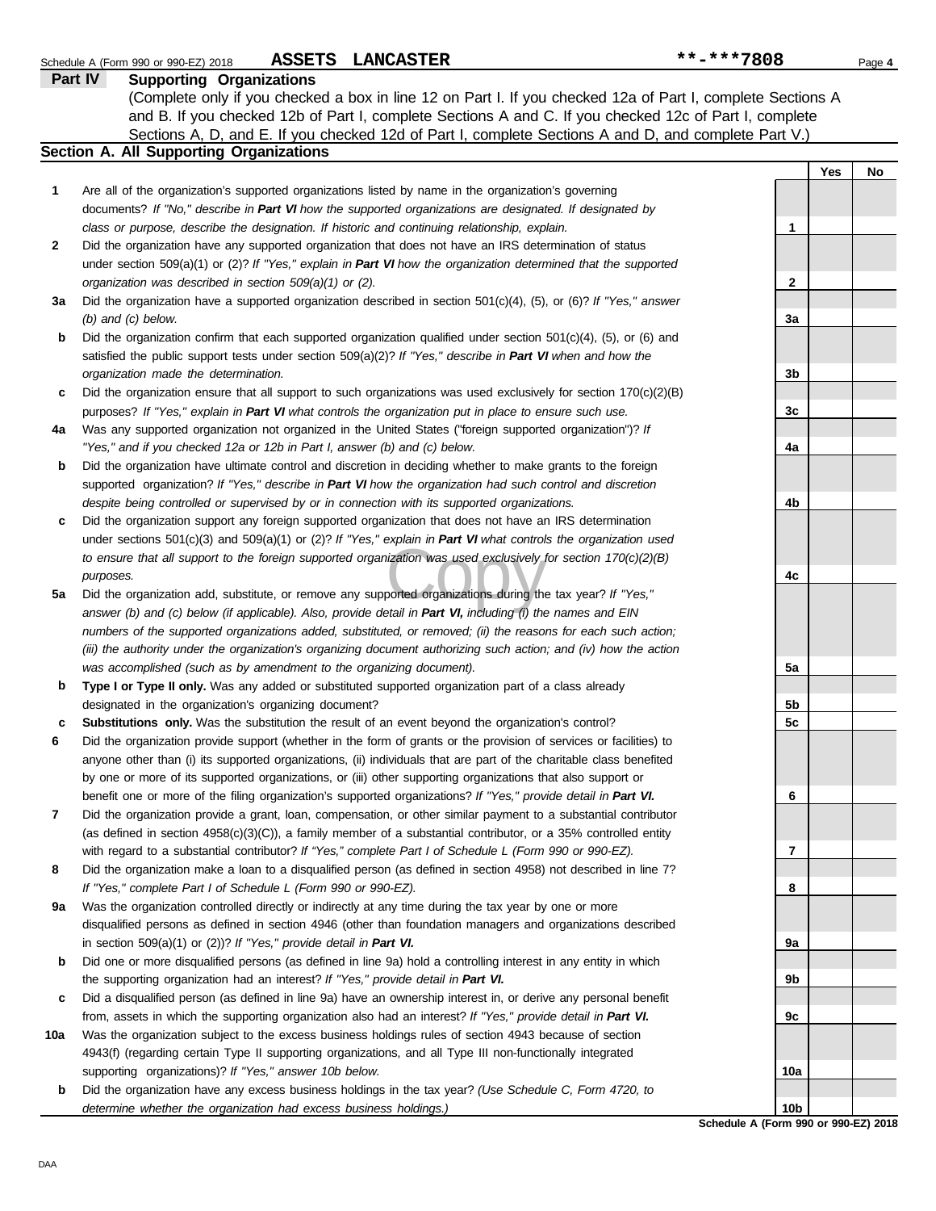Schedule A (Form 990 or 990-EZ) 2018 **ASSETS LANCASTER** **-***7808 Page **4**

## Part IV Supporting Organizations

(Complete only if you checked a box in line 12 on Part I. If you checked 12a of Part I, complete Sections A and B. If you checked 12b of Part I, complete Sections A and C. If you checked 12c of Part I, complete Sections A, D, and E. If you checked 12d of Part I, complete Sections A and D, and complete Part V.)

### Section A. All Supporting Organizations

| | | | Yes | No |
|---|---|---|---|---|
| **1** | Are all of the organization's supported organizations listed by name in the organization's governing documents? *If "No," describe in **Part VI** how the supported organizations are designated. If designated by class or purpose, describe the designation. If historic and continuing relationship, explain.* | 1 | | |
| **2** | Did the organization have any supported organization that does not have an IRS determination of status under section 509(a)(1) or (2)? *If "Yes," explain in **Part VI** how the organization determined that the supported organization was described in section 509(a)(1) or (2).* | 2 | | |
| **3a** | Did the organization have a supported organization described in section 501(c)(4), (5), or (6)? *If "Yes," answer (b) and (c) below.* | 3a | | |
| **b** | Did the organization confirm that each supported organization qualified under section 501(c)(4), (5), or (6) and satisfied the public support tests under section 509(a)(2)? *If "Yes," describe in **Part VI** when and how the organization made the determination.* | 3b | | |
| **c** | Did the organization ensure that all support to such organizations was used exclusively for section 170(c)(2)(B) purposes? *If "Yes," explain in **Part VI** what controls the organization put in place to ensure such use.* | 3c | | |
| **4a** | Was any supported organization not organized in the United States ("foreign supported organization")? *If "Yes," and if you checked 12a or 12b in Part I, answer (b) and (c) below.* | 4a | | |
| **b** | Did the organization have ultimate control and discretion in deciding whether to make grants to the foreign supported organization? *If "Yes," describe in **Part VI** how the organization had such control and discretion despite being controlled or supervised by or in connection with its supported organizations.* | 4b | | |
| **c** | Did the organization support any foreign supported organization that does not have an IRS determination under sections 501(c)(3) and 509(a)(1) or (2)? *If "Yes," explain in **Part VI** what controls the organization used to ensure that all support to the foreign supported organization was used exclusively for section 170(c)(2)(B) purposes.* | 4c | | |
| **5a** | Did the organization add, substitute, or remove any supported organizations during the tax year? *If "Yes," answer (b) and (c) below (if applicable). Also, provide detail in **Part VI,** including (i) the names and EIN numbers of the supported organizations added, substituted, or removed; (ii) the reasons for each such action; (iii) the authority under the organization's organizing document authorizing such action; and (iv) how the action was accomplished (such as by amendment to the organizing document).* | 5a | | |
| **b** | **Type I or Type II only.** Was any added or substituted supported organization part of a class already designated in the organization's organizing document? | 5b | | |
| **c** | **Substitutions only.** Was the substitution the result of an event beyond the organization's control? | 5c | | |
| **6** | Did the organization provide support (whether in the form of grants or the provision of services or facilities) to anyone other than (i) its supported organizations, (ii) individuals that are part of the charitable class benefited by one or more of its supported organizations, or (iii) other supporting organizations that also support or benefit one or more of the filing organization's supported organizations? *If "Yes," provide detail in **Part VI.*** | 6 | | |
| **7** | Did the organization provide a grant, loan, compensation, or other similar payment to a substantial contributor (as defined in section 4958(c)(3)(C)), a family member of a substantial contributor, or a 35% controlled entity with regard to a substantial contributor? *If "Yes," complete Part I of Schedule L (Form 990 or 990-EZ).* | 7 | | |
| **8** | Did the organization make a loan to a disqualified person (as defined in section 4958) not described in line 7? *If "Yes," complete Part I of Schedule L (Form 990 or 990-EZ).* | 8 | | |
| **9a** | Was the organization controlled directly or indirectly at any time during the tax year by one or more disqualified persons as defined in section 4946 (other than foundation managers and organizations described in section 509(a)(1) or (2))? *If "Yes," provide detail in **Part VI.*** | 9a | | |
| **b** | Did one or more disqualified persons (as defined in line 9a) hold a controlling interest in any entity in which the supporting organization had an interest? *If "Yes," provide detail in **Part VI.*** | 9b | | |
| **c** | Did a disqualified person (as defined in line 9a) have an ownership interest in, or derive any personal benefit from, assets in which the supporting organization also had an interest? *If "Yes," provide detail in **Part VI.*** | 9c | | |
| **10a** | Was the organization subject to the excess business holdings rules of section 4943 because of section 4943(f) (regarding certain Type II supporting organizations, and all Type III non-functionally integrated supporting organizations)? *If "Yes," answer 10b below.* | 10a | | |
| **b** | Did the organization have any excess business holdings in the tax year? *(Use Schedule C, Form 4720, to determine whether the organization had excess business holdings.)* | 10b | | |

**Schedule A (Form 990 or 990-EZ) 2018**

DAA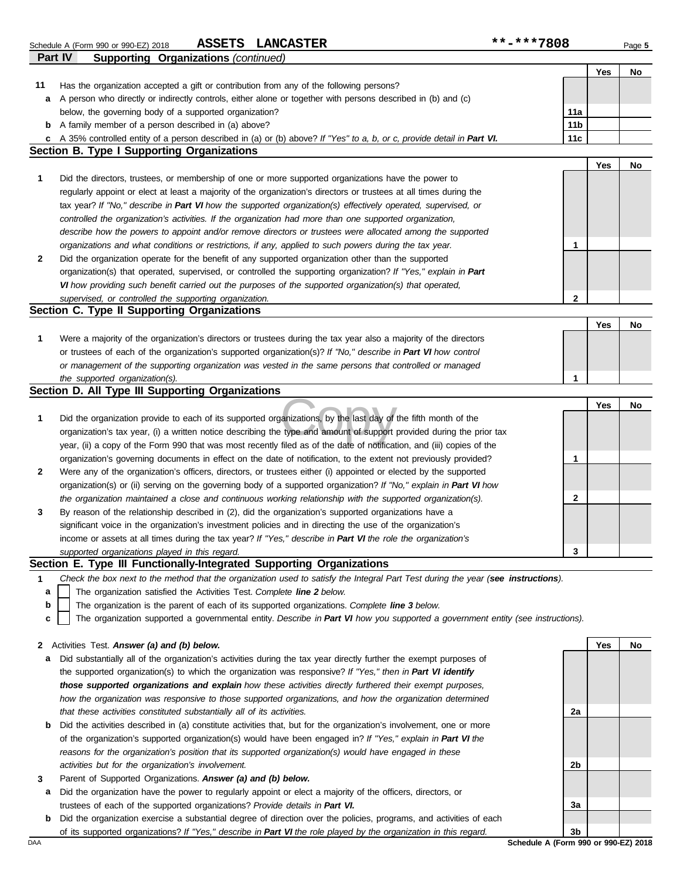Schedule A (Form 990 or 990-EZ) 2018 **ASSETS LANCASTER** **-***7808

## Part IV Supporting Organizations *(continued)*

| | | | Yes | No |
|---|---|---|---|---|
| **11** | Has the organization accepted a gift or contribution from any of the following persons? | | | |
| **a** | A person who directly or indirectly controls, either alone or together with persons described in (b) and (c) below, the governing body of a supported organization? | 11a | | |
| **b** | A family member of a person described in (a) above? | 11b | | |
| **c** | A 35% controlled entity of a person described in (a) or (b) above? *If "Yes" to a, b, or c, provide detail in **Part VI.*** | 11c | | |

### Section B. Type I Supporting Organizations

| | | | Yes | No |
|---|---|---|---|---|
| **1** | Did the directors, trustees, or membership of one or more supported organizations have the power to regularly appoint or elect at least a majority of the organization's directors or trustees at all times during the tax year? *If "No," describe in **Part VI** how the supported organization(s) effectively operated, supervised, or controlled the organization's activities. If the organization had more than one supported organization, describe how the powers to appoint and/or remove directors or trustees were allocated among the supported organizations and what conditions or restrictions, if any, applied to such powers during the tax year.* | 1 | | |
| **2** | Did the organization operate for the benefit of any supported organization other than the supported organization(s) that operated, supervised, or controlled the supporting organization? *If "Yes," explain in **Part VI** how providing such benefit carried out the purposes of the supported organization(s) that operated, supervised, or controlled the supporting organization.* | 2 | | |

### Section C. Type II Supporting Organizations

| | | | Yes | No |
|---|---|---|---|---|
| **1** | Were a majority of the organization's directors or trustees during the tax year also a majority of the directors or trustees of each of the organization's supported organization(s)? *If "No," describe in **Part VI** how control or management of the supporting organization was vested in the same persons that controlled or managed the supported organization(s).* | 1 | | |

### Section D. All Type III Supporting Organizations

| | | | Yes | No |
|---|---|---|---|---|
| **1** | Did the organization provide to each of its supported organizations, by the last day of the fifth month of the organization's tax year, (i) a written notice describing the type and amount of support provided during the prior tax year, (ii) a copy of the Form 990 that was most recently filed as of the date of notification, and (iii) copies of the organization's governing documents in effect on the date of notification, to the extent not previously provided? | 1 | | |
| **2** | Were any of the organization's officers, directors, or trustees either (i) appointed or elected by the supported organization(s) or (ii) serving on the governing body of a supported organization? *If "No," explain in **Part VI** how the organization maintained a close and continuous working relationship with the supported organization(s).* | 2 | | |
| **3** | By reason of the relationship described in (2), did the organization's supported organizations have a significant voice in the organization's investment policies and in directing the use of the organization's income or assets at all times during the tax year? *If "Yes," describe in **Part VI** the role the organization's supported organizations played in this regard.* | 3 | | |

### Section E. Type III Functionally-Integrated Supporting Organizations

**1** *Check the box next to the method that the organization used to satisfy the Integral Part Test during the year (**see instructions**).*

- **a** ☐ The organization satisfied the Activities Test. *Complete **line 2** below.*
- **b** ☐ The organization is the parent of each of its supported organizations. *Complete **line 3** below.*
- **c** ☐ The organization supported a governmental entity. *Describe in **Part VI** how you supported a government entity (see instructions).*

| | | | Yes | No |
|---|---|---|---|---|
| **2** | Activities Test. ***Answer (a) and (b) below.*** | | | |
| **a** | Did substantially all of the organization's activities during the tax year directly further the exempt purposes of the supported organization(s) to which the organization was responsive? *If "Yes," then in **Part VI identify those supported organizations and explain** how these activities directly furthered their exempt purposes, how the organization was responsive to those supported organizations, and how the organization determined that these activities constituted substantially all of its activities.* | 2a | | |
| **b** | Did the activities described in (a) constitute activities that, but for the organization's involvement, one or more of the organization's supported organization(s) would have been engaged in? *If "Yes," explain in **Part VI** the reasons for the organization's position that its supported organization(s) would have engaged in these activities but for the organization's involvement.* | 2b | | |
| **3** | Parent of Supported Organizations. ***Answer (a) and (b) below.*** | | | |
| **a** | Did the organization have the power to regularly appoint or elect a majority of the officers, directors, or trustees of each of the supported organizations? *Provide details in **Part VI.*** | 3a | | |
| **b** | Did the organization exercise a substantial degree of direction over the policies, programs, and activities of each of its supported organizations? *If "Yes," describe in **Part VI** the role played by the organization in this regard.* | 3b | | |

DAA **Schedule A (Form 990 or 990-EZ) 2018**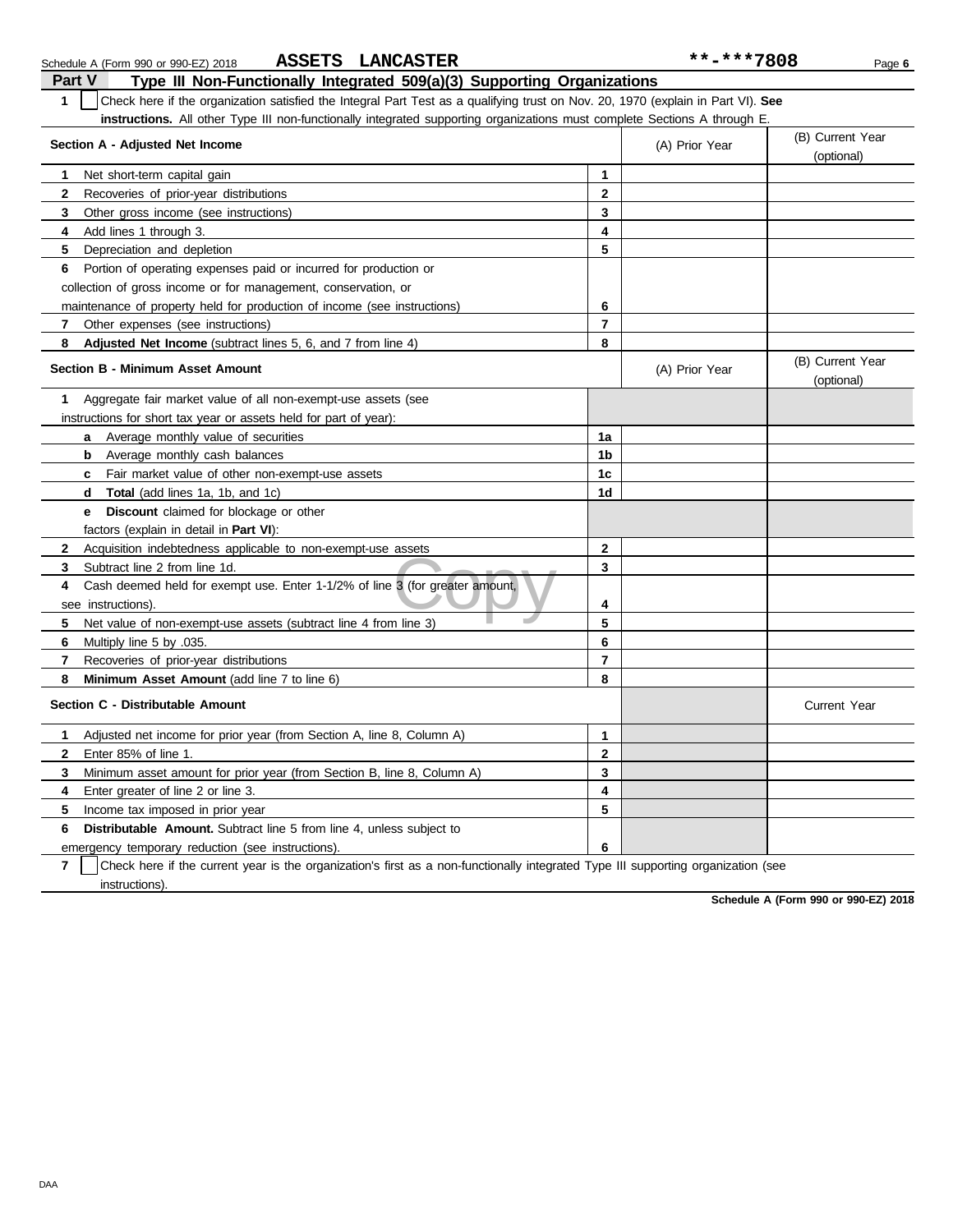Schedule A (Form 990 or 990-EZ) 2018 **ASSETS LANCASTER** **-***7808

## Part V Type III Non-Functionally Integrated 509(a)(3) Supporting Organizations

**1** ☐ Check here if the organization satisfied the Integral Part Test as a qualifying trust on Nov. 20, 1970 (explain in Part VI). **See instructions.** All other Type III non-functionally integrated supporting organizations must complete Sections A through E.

| Section A - Adjusted Net Income | | (A) Prior Year | (B) Current Year (optional) |
|---|---|---|---|
| **1** Net short-term capital gain | **1** | | |
| **2** Recoveries of prior-year distributions | **2** | | |
| **3** Other gross income (see instructions) | **3** | | |
| **4** Add lines 1 through 3. | **4** | | |
| **5** Depreciation and depletion | **5** | | |
| **6** Portion of operating expenses paid or incurred for production or collection of gross income or for management, conservation, or maintenance of property held for production of income (see instructions) | **6** | | |
| **7** Other expenses (see instructions) | **7** | | |
| **8** **Adjusted Net Income** (subtract lines 5, 6, and 7 from line 4) | **8** | | |

| Section B - Minimum Asset Amount | | (A) Prior Year | (B) Current Year (optional) |
|---|---|---|---|
| **1** Aggregate fair market value of all non-exempt-use assets (see instructions for short tax year or assets held for part of year): | | | |
| **a** Average monthly value of securities | **1a** | | |
| **b** Average monthly cash balances | **1b** | | |
| **c** Fair market value of other non-exempt-use assets | **1c** | | |
| **d** **Total** (add lines 1a, 1b, and 1c) | **1d** | | |
| **e** **Discount** claimed for blockage or other factors (explain in detail in **Part VI**): | | | |
| **2** Acquisition indebtedness applicable to non-exempt-use assets | **2** | | |
| **3** Subtract line 2 from line 1d. | **3** | | |
| **4** Cash deemed held for exempt use. Enter 1-1/2% of line 3 (for greater amount, see instructions). | **4** | | |
| **5** Net value of non-exempt-use assets (subtract line 4 from line 3) | **5** | | |
| **6** Multiply line 5 by .035. | **6** | | |
| **7** Recoveries of prior-year distributions | **7** | | |
| **8** **Minimum Asset Amount** (add line 7 to line 6) | **8** | | |

| Section C - Distributable Amount | | | Current Year |
|---|---|---|---|
| **1** Adjusted net income for prior year (from Section A, line 8, Column A) | **1** | | |
| **2** Enter 85% of line 1. | **2** | | |
| **3** Minimum asset amount for prior year (from Section B, line 8, Column A) | **3** | | |
| **4** Enter greater of line 2 or line 3. | **4** | | |
| **5** Income tax imposed in prior year | **5** | | |
| **6** **Distributable Amount.** Subtract line 5 from line 4, unless subject to emergency temporary reduction (see instructions). | **6** | | |

**7** ☐ Check here if the current year is the organization's first as a non-functionally integrated Type III supporting organization (see instructions).

Schedule A (Form 990 or 990-EZ) 2018

DAA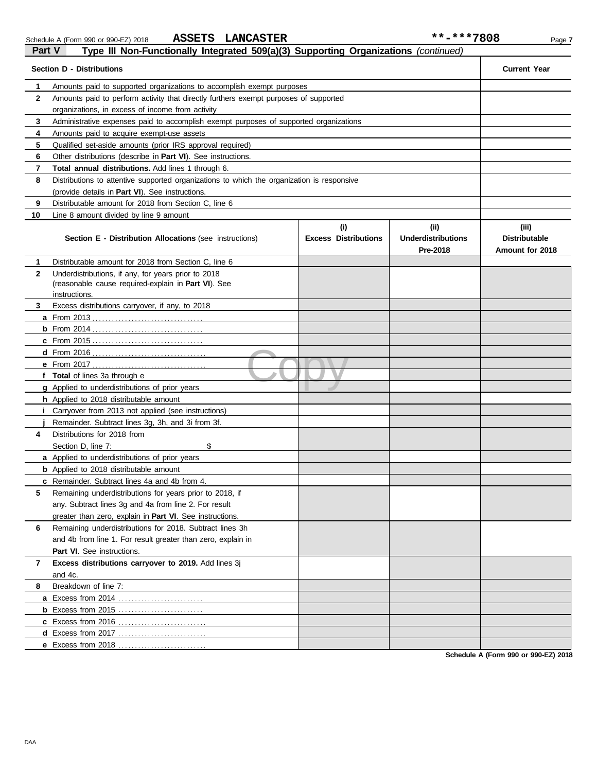Schedule A (Form 990 or 990-EZ) 2018 **ASSETS LANCASTER** **-***7808

## Part V Type III Non-Functionally Integrated 509(a)(3) Supporting Organizations *(continued)*

| | **Section D - Distributions** | **Current Year** |
|---|---|---|
| **1** | Amounts paid to supported organizations to accomplish exempt purposes | |
| **2** | Amounts paid to perform activity that directly furthers exempt purposes of supported organizations, in excess of income from activity | |
| **3** | Administrative expenses paid to accomplish exempt purposes of supported organizations | |
| **4** | Amounts paid to acquire exempt-use assets | |
| **5** | Qualified set-aside amounts (prior IRS approval required) | |
| **6** | Other distributions (describe in **Part VI**). See instructions. | |
| **7** | **Total annual distributions.** Add lines 1 through 6. | |
| **8** | Distributions to attentive supported organizations to which the organization is responsive (provide details in **Part VI**). See instructions. | |
| **9** | Distributable amount for 2018 from Section C, line 6 | |
| **10** | Line 8 amount divided by line 9 amount | |

| | **Section E - Distribution Allocations** (see instructions) | **(i) Excess Distributions** | **(ii) Underdistributions Pre-2018** | **(iii) Distributable Amount for 2018** |
|---|---|---|---|---|
| **1** | Distributable amount for 2018 from Section C, line 6 | | | |
| **2** | Underdistributions, if any, for years prior to 2018 (reasonable cause required-explain in **Part VI**). See instructions. | | | |
| **3** | Excess distributions carryover, if any, to 2018 | | | |
| **a** | From 2013 | | | |
| **b** | From 2014 | | | |
| **c** | From 2015 | | | |
| **d** | From 2016 | | | |
| **e** | From 2017 | | | |
| **f** | **Total** of lines 3a through e | | | |
| **g** | Applied to underdistributions of prior years | | | |
| **h** | Applied to 2018 distributable amount | | | |
| **i** | Carryover from 2013 not applied (see instructions) | | | |
| **j** | Remainder. Subtract lines 3g, 3h, and 3i from 3f. | | | |
| **4** | Distributions for 2018 from Section D, line 7: $ | | | |
| **a** | Applied to underdistributions of prior years | | | |
| **b** | Applied to 2018 distributable amount | | | |
| **c** | Remainder. Subtract lines 4a and 4b from 4. | | | |
| **5** | Remaining underdistributions for years prior to 2018, if any. Subtract lines 3g and 4a from line 2. For result greater than zero, explain in **Part VI**. See instructions. | | | |
| **6** | Remaining underdistributions for 2018. Subtract lines 3h and 4b from line 1. For result greater than zero, explain in **Part VI**. See instructions. | | | |
| **7** | **Excess distributions carryover to 2019.** Add lines 3j and 4c. | | | |
| **8** | Breakdown of line 7: | | | |
| **a** | Excess from 2014 | | | |
| **b** | Excess from 2015 | | | |
| **c** | Excess from 2016 | | | |
| **d** | Excess from 2017 | | | |
| **e** | Excess from 2018 | | | |

**Schedule A (Form 990 or 990-EZ) 2018**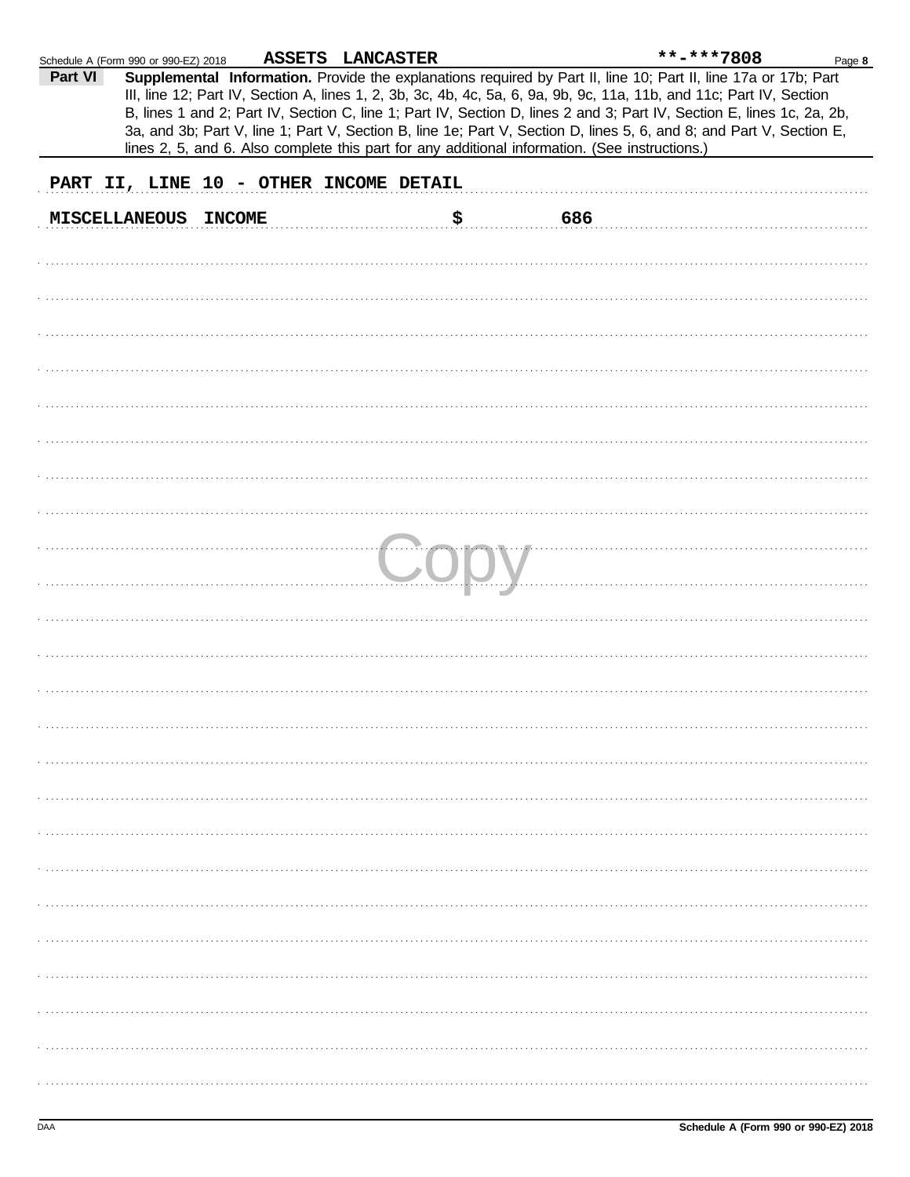Schedule A (Form 990 or 990-EZ) 2018 ASSETS LANCASTER **-***7808

**Part VI** **Supplemental Information.** Provide the explanations required by Part II, line 10; Part II, line 17a or 17b; Part III, line 12; Part IV, Section A, lines 1, 2, 3b, 3c, 4b, 4c, 5a, 6, 9a, 9b, 9c, 11a, 11b, and 11c; Part IV, Section B, lines 1 and 2; Part IV, Section C, line 1; Part IV, Section D, lines 2 and 3; Part IV, Section E, lines 1c, 2a, 2b, 3a, and 3b; Part V, line 1; Part V, Section B, line 1e; Part V, Section D, lines 5, 6, and 8; and Part V, Section E, lines 2, 5, and 6. Also complete this part for any additional information. (See instructions.)

PART II, LINE 10 - OTHER INCOME DETAIL

MISCELLANEOUS INCOME $ 686

Copy

DAA Schedule A (Form 990 or 990-EZ) 2018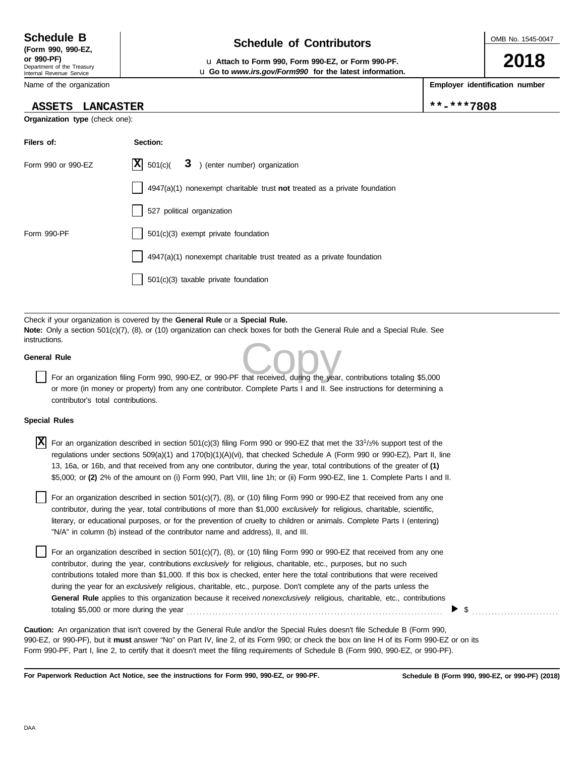**Schedule B**
**(Form 990, 990-EZ, or 990-PF)**
Department of the Treasury
Internal Revenue Service

# Schedule of Contributors

u **Attach to Form 990, Form 990-EZ, or Form 990-PF.**
u **Go to *www.irs.gov/Form990* for the latest information.**

OMB No. 1545-0047

**2018**

| Name of the organization | Employer identification number |
|---|---|
| ASSETS LANCASTER | **-***7808 |

**Organization type** (check one):

| Filers of: | Section: |
|---|---|
| Form 990 or 990-EZ | [X] 501(c)( 3 ) (enter number) organization |
| | [ ] 4947(a)(1) nonexempt charitable trust **not** treated as a private foundation |
| | [ ] 527 political organization |
| Form 990-PF | [ ] 501(c)(3) exempt private foundation |
| | [ ] 4947(a)(1) nonexempt charitable trust treated as a private foundation |
| | [ ] 501(c)(3) taxable private foundation |

Check if your organization is covered by the **General Rule** or a **Special Rule.**
**Note:** Only a section 501(c)(7), (8), or (10) organization can check boxes for both the General Rule and a Special Rule. See instructions.

**General Rule**

[ ] For an organization filing Form 990, 990-EZ, or 990-PF that received, during the year, contributions totaling $5,000 or more (in money or property) from any one contributor. Complete Parts I and II. See instructions for determining a contributor's total contributions.

**Special Rules**

[X] For an organization described in section 501(c)(3) filing Form 990 or 990-EZ that met the 33 1/3% support test of the regulations under sections 509(a)(1) and 170(b)(1)(A)(vi), that checked Schedule A (Form 990 or 990-EZ), Part II, line 13, 16a, or 16b, and that received from any one contributor, during the year, total contributions of the greater of **(1)** $5,000; or **(2)** 2% of the amount on (i) Form 990, Part VIII, line 1h; or (ii) Form 990-EZ, line 1. Complete Parts I and II.

[ ] For an organization described in section 501(c)(7), (8), or (10) filing Form 990 or 990-EZ that received from any one contributor, during the year, total contributions of more than $1,000 *exclusively* for religious, charitable, scientific, literary, or educational purposes, or for the prevention of cruelty to children or animals. Complete Parts I (entering) "N/A" in column (b) instead of the contributor name and address), II, and III.

[ ] For an organization described in section 501(c)(7), (8), or (10) filing Form 990 or 990-EZ that received from any one contributor, during the year, contributions *exclusively* for religious, charitable, etc., purposes, but no such contributions totaled more than $1,000. If this box is checked, enter here the total contributions that were received during the year for an *exclusively* religious, charitable, etc., purpose. Don't complete any of the parts unless the **General Rule** applies to this organization because it received *nonexclusively* religious, charitable, etc., contributions totaling $5,000 or more during the year . . . . . . . . . . ▶ $ . . . . . . . . . . .

**Caution:** An organization that isn't covered by the General Rule and/or the Special Rules doesn't file Schedule B (Form 990, 990-EZ, or 990-PF), but it **must** answer "No" on Part IV, line 2, of its Form 990; or check the box on line H of its Form 990-EZ or on its Form 990-PF, Part I, line 2, to certify that it doesn't meet the filing requirements of Schedule B (Form 990, 990-EZ, or 990-PF).

**For Paperwork Reduction Act Notice, see the instructions for Form 990, 990-EZ, or 990-PF.** **Schedule B (Form 990, 990-EZ, or 990-PF) (2018)**

DAA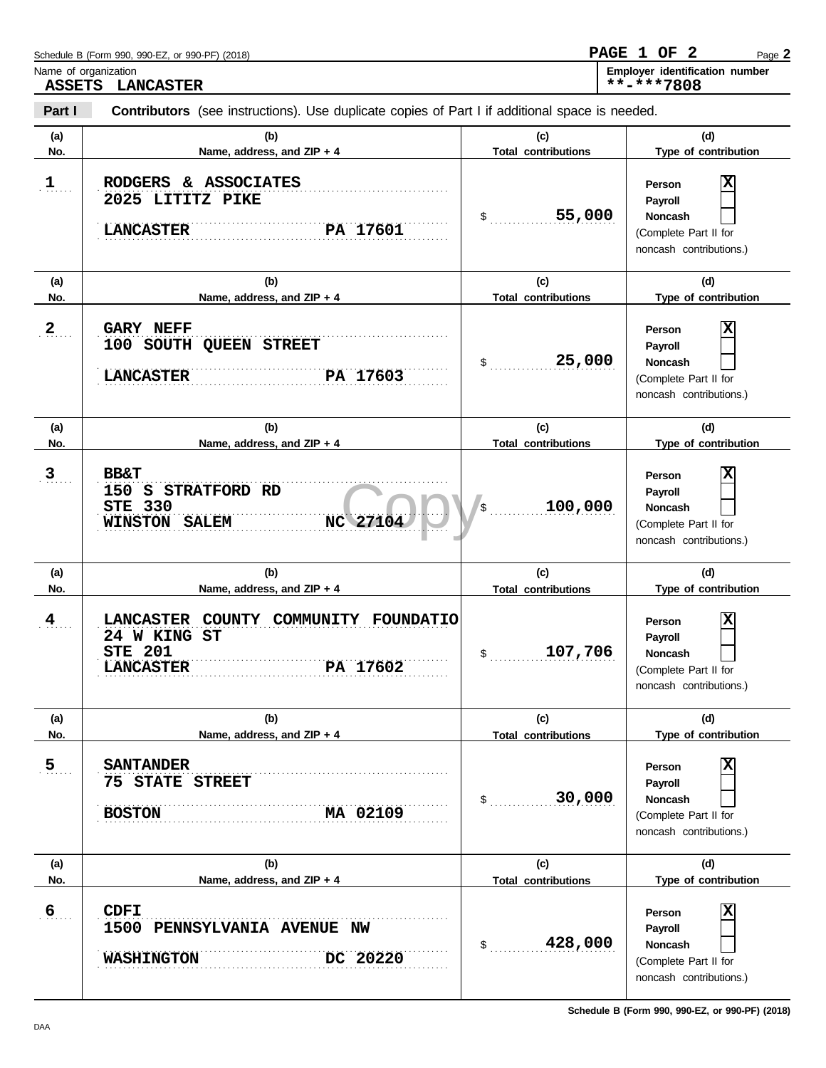Name of organization: **ASSETS LANCASTER**

Employer identification number: **\*\*-\*\*\*7808**

PAGE 1 OF 2

## Part I — Contributors (see instructions). Use duplicate copies of Part I if additional space is needed.

| (a) No. | (b) Name, address, and ZIP + 4 | (c) Total contributions | (d) Type of contribution |
|---|---|---|---|
| 1 | RODGERS & ASSOCIATES<br>2025 LITITZ PIKE<br>LANCASTER PA 17601 | $ 55,000 | Person [X]<br>Payroll [ ]<br>Noncash [ ]<br>(Complete Part II for noncash contributions.) |
| 2 | GARY NEFF<br>100 SOUTH QUEEN STREET<br>LANCASTER PA 17603 | $ 25,000 | Person [X]<br>Payroll [ ]<br>Noncash [ ]<br>(Complete Part II for noncash contributions.) |
| 3 | BB&T<br>150 S STRATFORD RD<br>STE 330<br>WINSTON SALEM NC 27104 | $ 100,000 | Person [X]<br>Payroll [ ]<br>Noncash [ ]<br>(Complete Part II for noncash contributions.) |
| 4 | LANCASTER COUNTY COMMUNITY FOUNDATIO<br>24 W KING ST<br>STE 201<br>LANCASTER PA 17602 | $ 107,706 | Person [X]<br>Payroll [ ]<br>Noncash [ ]<br>(Complete Part II for noncash contributions.) |
| 5 | SANTANDER<br>75 STATE STREET<br>BOSTON MA 02109 | $ 30,000 | Person [X]<br>Payroll [ ]<br>Noncash [ ]<br>(Complete Part II for noncash contributions.) |
| 6 | CDFI<br>1500 PENNSYLVANIA AVENUE NW<br>WASHINGTON DC 20220 | $ 428,000 | Person [X]<br>Payroll [ ]<br>Noncash [ ]<br>(Complete Part II for noncash contributions.) |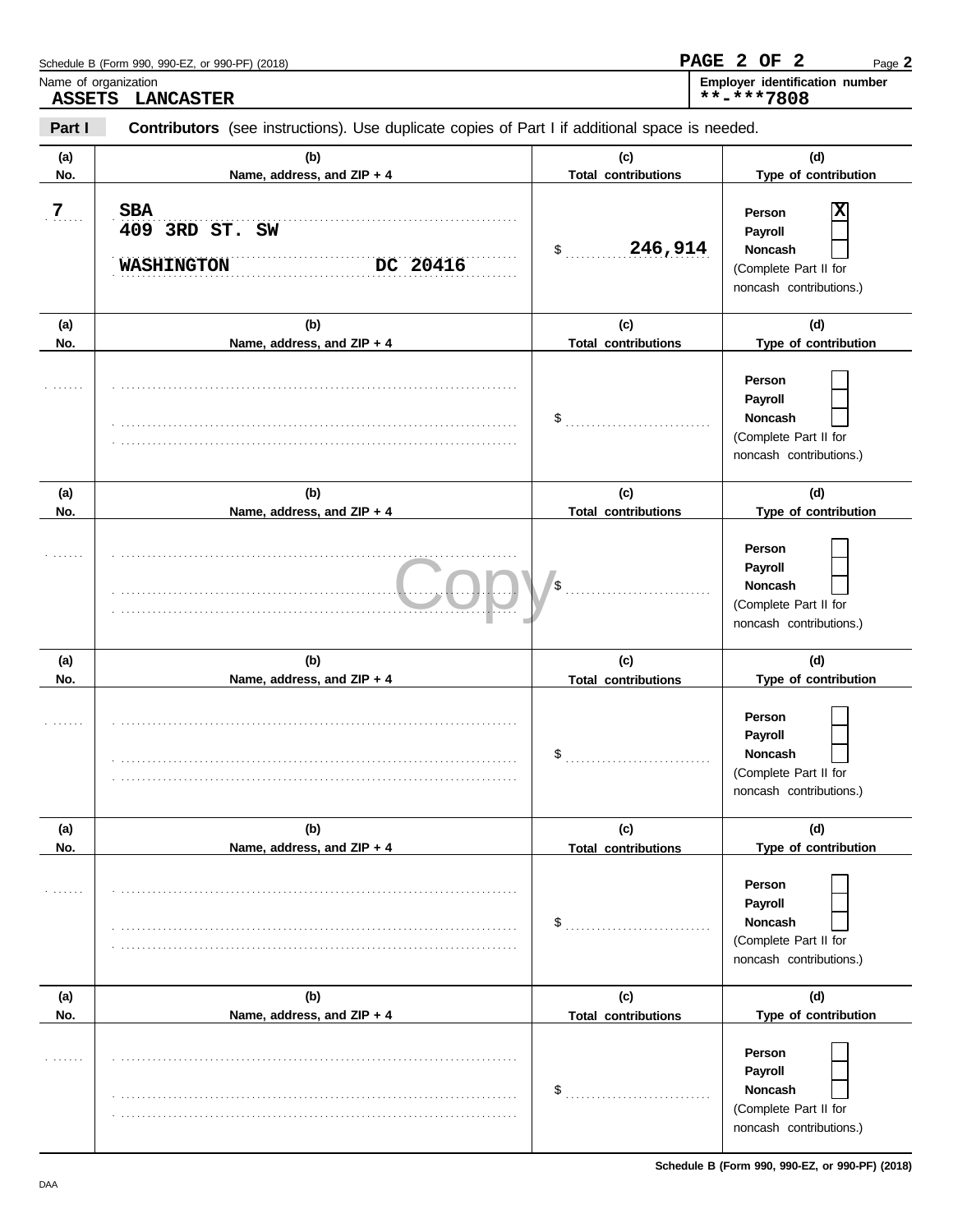Schedule B (Form 990, 990-EZ, or 990-PF) (2018)

Name of organization: **ASSETS LANCASTER**

Employer identification number: **\*\*-\*\*\*7808**

**Part I** **Contributors** (see instructions). Use duplicate copies of Part I if additional space is needed.

| (a) No. | (b) Name, address, and ZIP + 4 | (c) Total contributions | (d) Type of contribution |
|---|---|---|---|
| 7 | SBA<br>409 3RD ST. SW<br>WASHINGTON DC 20416 | $ 246,914 | Person [X]<br>Payroll [ ]<br>Noncash [ ]<br>(Complete Part II for noncash contributions.) |
| | | $ | Person [ ]<br>Payroll [ ]<br>Noncash [ ]<br>(Complete Part II for noncash contributions.) |
| | | $ | Person [ ]<br>Payroll [ ]<br>Noncash [ ]<br>(Complete Part II for noncash contributions.) |
| | | $ | Person [ ]<br>Payroll [ ]<br>Noncash [ ]<br>(Complete Part II for noncash contributions.) |
| | | $ | Person [ ]<br>Payroll [ ]<br>Noncash [ ]<br>(Complete Part II for noncash contributions.) |
| | | $ | Person [ ]<br>Payroll [ ]<br>Noncash [ ]<br>(Complete Part II for noncash contributions.) |

Copy

DAA

Schedule B (Form 990, 990-EZ, or 990-PF) (2018)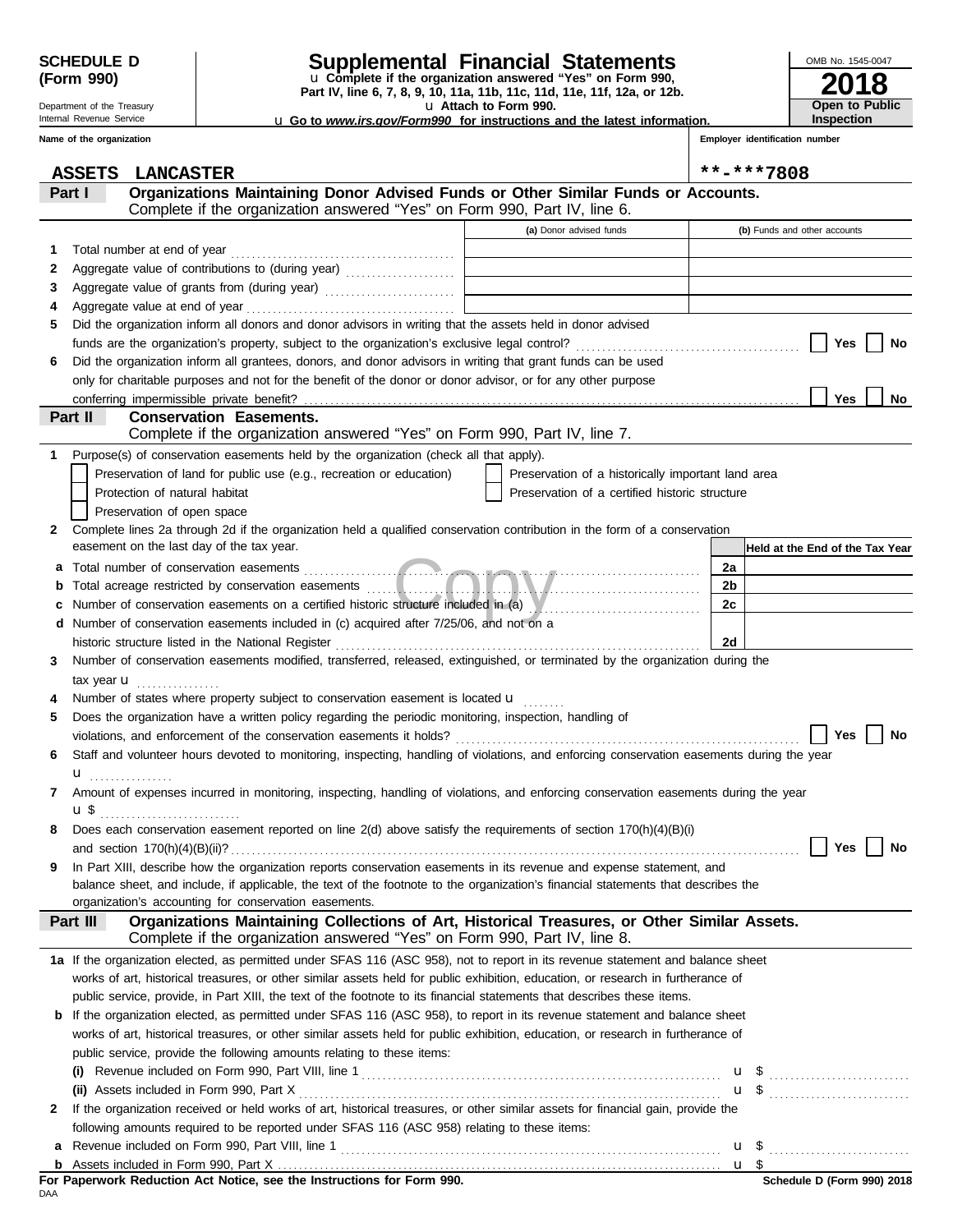**SCHEDULE D (Form 990)**

Department of the Treasury
Internal Revenue Service

# Supplemental Financial Statements

u Complete if the organization answered "Yes" on Form 990, Part IV, line 6, 7, 8, 9, 10, 11a, 11b, 11c, 11d, 11e, 11f, 12a, or 12b.
u Attach to Form 990.
u Go to *www.irs.gov/Form990* for instructions and the latest information.

OMB No. 1545-0047

**2018**

**Open to Public Inspection**

Name of the organization: **ASSETS LANCASTER**

Employer identification number: **\*\*-\*\*\*7808**

**Part I** **Organizations Maintaining Donor Advised Funds or Other Similar Funds or Accounts.** Complete if the organization answered "Yes" on Form 990, Part IV, line 6.

| | | (a) Donor advised funds | (b) Funds and other accounts |
|---|---|---|---|
| 1 | Total number at end of year | | |
| 2 | Aggregate value of contributions to (during year) | | |
| 3 | Aggregate value of grants from (during year) | | |
| 4 | Aggregate value at end of year | | |

5 Did the organization inform all donors and donor advisors in writing that the assets held in donor advised funds are the organization's property, subject to the organization's exclusive legal control? ☐ Yes ☐ No

6 Did the organization inform all grantees, donors, and donor advisors in writing that grant funds can be used only for charitable purposes and not for the benefit of the donor or donor advisor, or for any other purpose conferring impermissible private benefit? ☐ Yes ☐ No

**Part II** **Conservation Easements.** Complete if the organization answered "Yes" on Form 990, Part IV, line 7.

1 Purpose(s) of conservation easements held by the organization (check all that apply).

☐ Preservation of land for public use (e.g., recreation or education)
☐ Preservation of a historically important land area
☐ Protection of natural habitat
☐ Preservation of a certified historic structure
☐ Preservation of open space

2 Complete lines 2a through 2d if the organization held a qualified conservation contribution in the form of a conservation easement on the last day of the tax year.

| | | | Held at the End of the Tax Year |
|---|---|---|---|
| a | Total number of conservation easements | 2a | |
| b | Total acreage restricted by conservation easements | 2b | |
| c | Number of conservation easements on a certified historic structure included in (a) | 2c | |
| d | Number of conservation easements included in (c) acquired after 7/25/06, and not on a historic structure listed in the National Register | 2d | |

3 Number of conservation easements modified, transferred, released, extinguished, or terminated by the organization during the tax year u

4 Number of states where property subject to conservation easement is located u

5 Does the organization have a written policy regarding the periodic monitoring, inspection, handling of violations, and enforcement of the conservation easements it holds? ☐ Yes ☐ No

6 Staff and volunteer hours devoted to monitoring, inspecting, handling of violations, and enforcing conservation easements during the year u

7 Amount of expenses incurred in monitoring, inspecting, handling of violations, and enforcing conservation easements during the year u $

8 Does each conservation easement reported on line 2(d) above satisfy the requirements of section 170(h)(4)(B)(i) and section 170(h)(4)(B)(ii)? ☐ Yes ☐ No

9 In Part XIII, describe how the organization reports conservation easements in its revenue and expense statement, and balance sheet, and include, if applicable, the text of the footnote to the organization's financial statements that describes the organization's accounting for conservation easements.

**Part III** **Organizations Maintaining Collections of Art, Historical Treasures, or Other Similar Assets.** Complete if the organization answered "Yes" on Form 990, Part IV, line 8.

1a If the organization elected, as permitted under SFAS 116 (ASC 958), not to report in its revenue statement and balance sheet works of art, historical treasures, or other similar assets held for public exhibition, education, or research in furtherance of public service, provide, in Part XIII, the text of the footnote to its financial statements that describes these items.

b If the organization elected, as permitted under SFAS 116 (ASC 958), to report in its revenue statement and balance sheet works of art, historical treasures, or other similar assets held for public exhibition, education, or research in furtherance of public service, provide the following amounts relating to these items:

(i) Revenue included on Form 990, Part VIII, line 1 u $

(ii) Assets included in Form 990, Part X u $

2 If the organization received or held works of art, historical treasures, or other similar assets for financial gain, provide the following amounts required to be reported under SFAS 116 (ASC 958) relating to these items:

a Revenue included on Form 990, Part VIII, line 1 u $

b Assets included in Form 990, Part X u $

**For Paperwork Reduction Act Notice, see the Instructions for Form 990.**

DAA

**Schedule D (Form 990) 2018**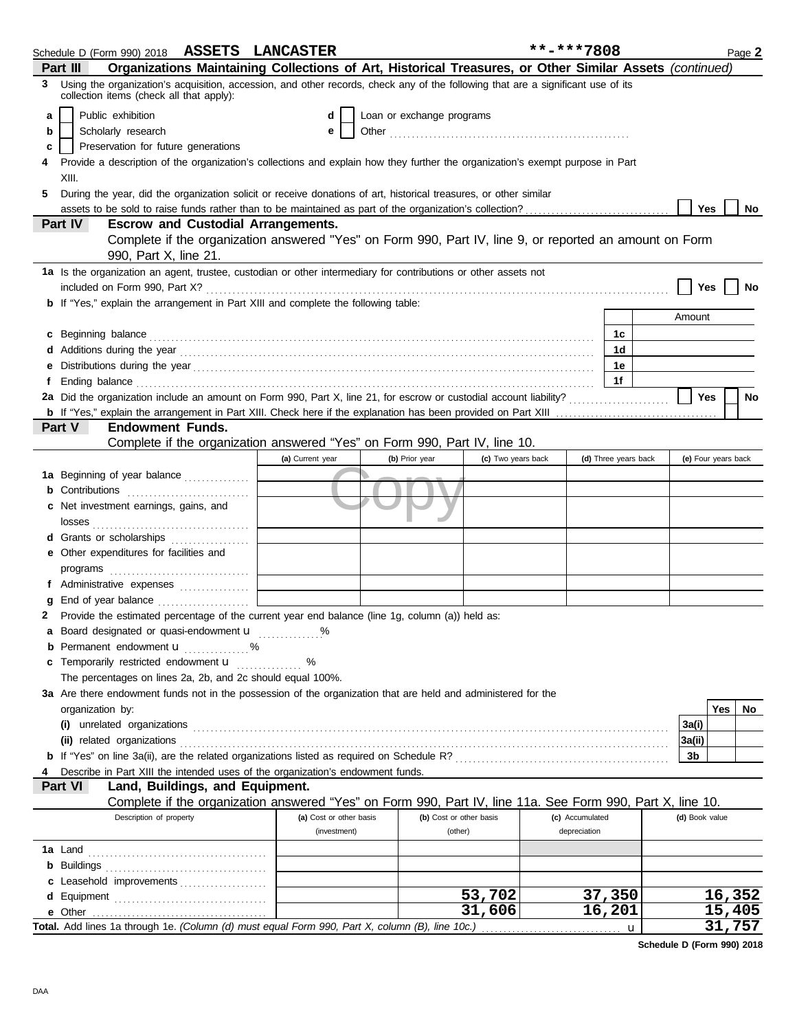Schedule D (Form 990) 2018 **ASSETS LANCASTER** **-***7808 Page **2**

## Part III Organizations Maintaining Collections of Art, Historical Treasures, or Other Similar Assets *(continued)*

**3** Using the organization's acquisition, accession, and other records, check any of the following that are a significant use of its collection items (check all that apply):

- **a** ☐ Public exhibition
- **b** ☐ Scholarly research
- **c** ☐ Preservation for future generations
- **d** ☐ Loan or exchange programs
- **e** ☐ Other

**4** Provide a description of the organization's collections and explain how they further the organization's exempt purpose in Part XIII.

**5** During the year, did the organization solicit or receive donations of art, historical treasures, or other similar assets to be sold to raise funds rather than to be maintained as part of the organization's collection? ☐ Yes ☐ No

## Part IV Escrow and Custodial Arrangements.

Complete if the organization answered "Yes" on Form 990, Part IV, line 9, or reported an amount on Form 990, Part X, line 21.

**1a** Is the organization an agent, trustee, custodian or other intermediary for contributions or other assets not included on Form 990, Part X? ☐ Yes ☐ No

**b** If "Yes," explain the arrangement in Part XIII and complete the following table:

| | | Amount |
|---|---|---|
| **c** Beginning balance | 1c | |
| **d** Additions during the year | 1d | |
| **e** Distributions during the year | 1e | |
| **f** Ending balance | 1f | |

**2a** Did the organization include an amount on Form 990, Part X, line 21, for escrow or custodial account liability? ☐ Yes ☐ No

**b** If "Yes," explain the arrangement in Part XIII. Check here if the explanation has been provided on Part XIII ☐

## Part V Endowment Funds.

Complete if the organization answered "Yes" on Form 990, Part IV, line 10.

| | (a) Current year | (b) Prior year | (c) Two years back | (d) Three years back | (e) Four years back |
|---|---|---|---|---|---|
| **1a** Beginning of year balance | | | | | |
| **b** Contributions | | | | | |
| **c** Net investment earnings, gains, and losses | | | | | |
| **d** Grants or scholarships | | | | | |
| **e** Other expenditures for facilities and programs | | | | | |
| **f** Administrative expenses | | | | | |
| **g** End of year balance | | | | | |

**2** Provide the estimated percentage of the current year end balance (line 1g, column (a)) held as:

- **a** Board designated or quasi-endowment u %
- **b** Permanent endowment u %
- **c** Temporarily restricted endowment u %

The percentages on lines 2a, 2b, and 2c should equal 100%.

**3a** Are there endowment funds not in the possession of the organization that are held and administered for the organization by:

| | | Yes | No |
|---|---|---|---|
| **(i)** unrelated organizations | 3a(i) | | |
| **(ii)** related organizations | 3a(ii) | | |
| **b** If "Yes" on line 3a(ii), are the related organizations listed as required on Schedule R? | 3b | | |

**4** Describe in Part XIII the intended uses of the organization's endowment funds.

## Part VI Land, Buildings, and Equipment.

Complete if the organization answered "Yes" on Form 990, Part IV, line 11a. See Form 990, Part X, line 10.

| Description of property | (a) Cost or other basis (investment) | (b) Cost or other basis (other) | (c) Accumulated depreciation | (d) Book value |
|---|---|---|---|---|
| **1a** Land | | | | |
| **b** Buildings | | | | |
| **c** Leasehold improvements | | | | |
| **d** Equipment | | 53,702 | 37,350 | 16,352 |
| **e** Other | | 31,606 | 16,201 | 15,405 |
| **Total.** Add lines 1a through 1e. *(Column (d) must equal Form 990, Part X, column (B), line 10c.)* u | | | | 31,757 |

**Schedule D (Form 990) 2018**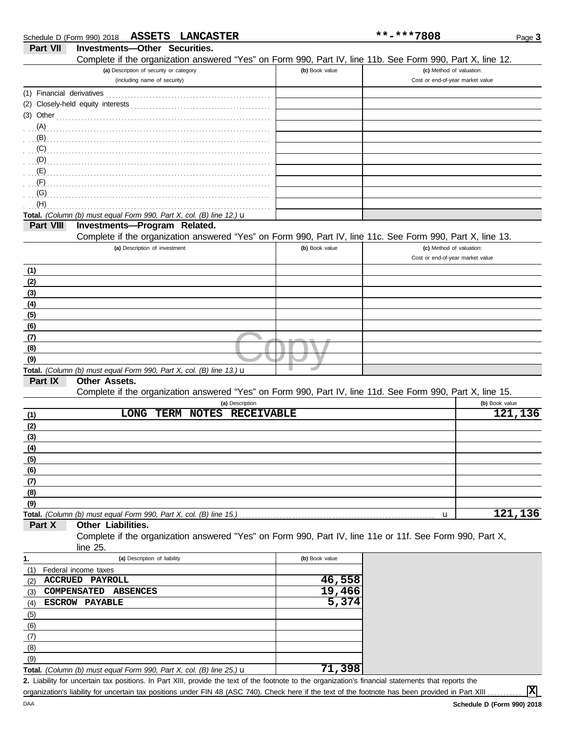Schedule D (Form 990) 2018 **ASSETS LANCASTER** **-***7808

## Part VII Investments—Other Securities.

Complete if the organization answered "Yes" on Form 990, Part IV, line 11b. See Form 990, Part X, line 12.

| (a) Description of security or category (including name of security) | (b) Book value | (c) Method of valuation: Cost or end-of-year market value |
|---|---|---|
| (1) Financial derivatives | | |
| (2) Closely-held equity interests | | |
| (3) Other | | |
| (A) | | |
| (B) | | |
| (C) | | |
| (D) | | |
| (E) | | |
| (F) | | |
| (G) | | |
| (H) | | |
| **Total.** *(Column (b) must equal Form 990, Part X, col. (B) line 12.)* u | | |

## Part VIII Investments—Program Related.

Complete if the organization answered "Yes" on Form 990, Part IV, line 11c. See Form 990, Part X, line 13.

| (a) Description of investment | (b) Book value | (c) Method of valuation: Cost or end-of-year market value |
|---|---|---|
| (1) | | |
| (2) | | |
| (3) | | |
| (4) | | |
| (5) | | |
| (6) | | |
| (7) | | |
| (8) | | |
| (9) | | |
| **Total.** *(Column (b) must equal Form 990, Part X, col. (B) line 13.)* u | | |

## Part IX Other Assets.

Complete if the organization answered "Yes" on Form 990, Part IV, line 11d. See Form 990, Part X, line 15.

| | (a) Description | (b) Book value |
|---|---|---|
| (1) | LONG TERM NOTES RECEIVABLE | 121,136 |
| (2) | | |
| (3) | | |
| (4) | | |
| (5) | | |
| (6) | | |
| (7) | | |
| (8) | | |
| (9) | | |
| **Total.** | *(Column (b) must equal Form 990, Part X, col. (B) line 15.)* u | 121,136 |

## Part X Other Liabilities.

Complete if the organization answered "Yes" on Form 990, Part IV, line 11e or 11f. See Form 990, Part X, line 25.

| 1. (a) Description of liability | (b) Book value |
|---|---|
| (1) Federal income taxes | |
| (2) ACCRUED PAYROLL | 46,558 |
| (3) COMPENSATED ABSENCES | 19,466 |
| (4) ESCROW PAYABLE | 5,374 |
| (5) | |
| (6) | |
| (7) | |
| (8) | |
| (9) | |
| **Total.** *(Column (b) must equal Form 990, Part X, col. (B) line 25.)* u | 71,398 |

**2.** Liability for uncertain tax positions. In Part XIII, provide the text of the footnote to the organization's financial statements that reports the organization's liability for uncertain tax positions under FIN 48 (ASC 740). Check here if the text of the footnote has been provided in Part XIII [X]

DAA **Schedule D (Form 990) 2018**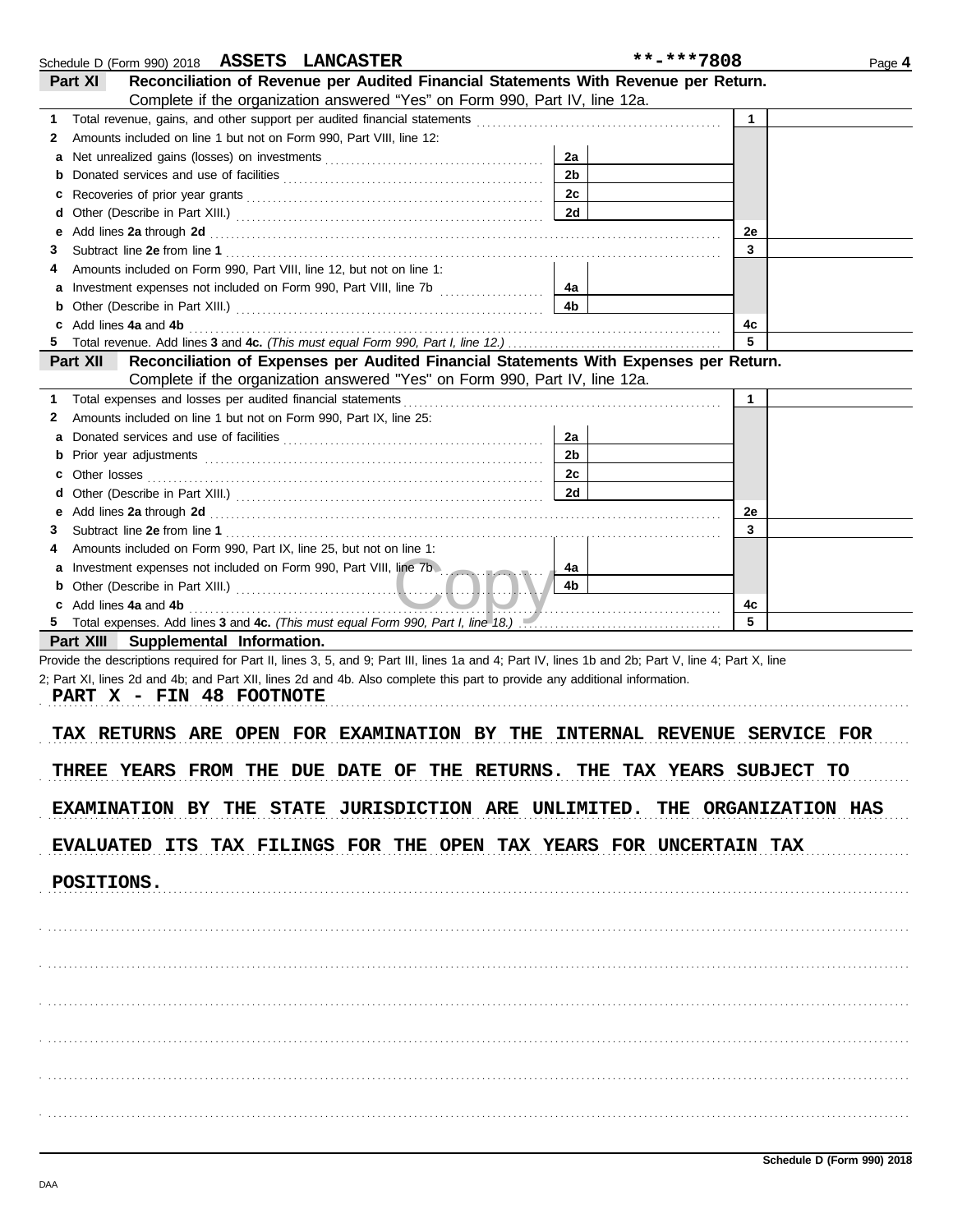Schedule D (Form 990) 2018 **ASSETS LANCASTER** **-***7808 Page **4**

## Part XI Reconciliation of Revenue per Audited Financial Statements With Revenue per Return.

Complete if the organization answered "Yes" on Form 990, Part IV, line 12a.

| | | | | | |
|---|---|---|---|---|---|
| **1** | Total revenue, gains, and other support per audited financial statements | | | 1 | |
| **2** | Amounts included on line 1 but not on Form 990, Part VIII, line 12: | | | | |
| **a** | Net unrealized gains (losses) on investments | 2a | | | |
| **b** | Donated services and use of facilities | 2b | | | |
| **c** | Recoveries of prior year grants | 2c | | | |
| **d** | Other (Describe in Part XIII.) | 2d | | | |
| **e** | Add lines **2a** through **2d** | | | 2e | |
| **3** | Subtract line **2e** from line **1** | | | 3 | |
| **4** | Amounts included on Form 990, Part VIII, line 12, but not on line 1: | | | | |
| **a** | Investment expenses not included on Form 990, Part VIII, line 7b | 4a | | | |
| **b** | Other (Describe in Part XIII.) | 4b | | | |
| **c** | Add lines **4a** and **4b** | | | 4c | |
| **5** | Total revenue. Add lines **3** and **4c.** *(This must equal Form 990, Part I, line 12.)* | | | 5 | |

## Part XII Reconciliation of Expenses per Audited Financial Statements With Expenses per Return.

Complete if the organization answered "Yes" on Form 990, Part IV, line 12a.

| | | | | | |
|---|---|---|---|---|---|
| **1** | Total expenses and losses per audited financial statements | | | 1 | |
| **2** | Amounts included on line 1 but not on Form 990, Part IX, line 25: | | | | |
| **a** | Donated services and use of facilities | 2a | | | |
| **b** | Prior year adjustments | 2b | | | |
| **c** | Other losses | 2c | | | |
| **d** | Other (Describe in Part XIII.) | 2d | | | |
| **e** | Add lines **2a** through **2d** | | | 2e | |
| **3** | Subtract line **2e** from line **1** | | | 3 | |
| **4** | Amounts included on Form 990, Part IX, line 25, but not on line 1: | | | | |
| **a** | Investment expenses not included on Form 990, Part VIII, line 7b | 4a | | | |
| **b** | Other (Describe in Part XIII.) | 4b | | | |
| **c** | Add lines **4a** and **4b** | | | 4c | |
| **5** | Total expenses. Add lines **3** and **4c.** *(This must equal Form 990, Part I, line 18.)* | | | 5 | |

## Part XIII Supplemental Information.

Provide the descriptions required for Part II, lines 3, 5, and 9; Part III, lines 1a and 4; Part IV, lines 1b and 2b; Part V, line 4; Part X, line 2; Part XI, lines 2d and 4b; and Part XII, lines 2d and 4b. Also complete this part to provide any additional information.

PART X - FIN 48 FOOTNOTE

TAX RETURNS ARE OPEN FOR EXAMINATION BY THE INTERNAL REVENUE SERVICE FOR THREE YEARS FROM THE DUE DATE OF THE RETURNS. THE TAX YEARS SUBJECT TO EXAMINATION BY THE STATE JURISDICTION ARE UNLIMITED. THE ORGANIZATION HAS EVALUATED ITS TAX FILINGS FOR THE OPEN TAX YEARS FOR UNCERTAIN TAX POSITIONS.

Schedule D (Form 990) 2018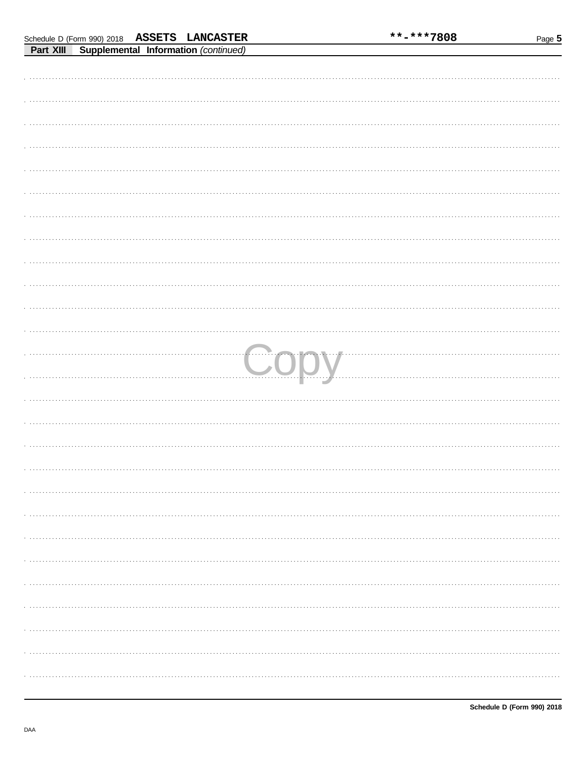Schedule D (Form 990) 2018 **ASSETS LANCASTER** **-***7808

**Part XIII** **Supplemental Information** *(continued)*

Copy

Schedule D (Form 990) 2018

DAA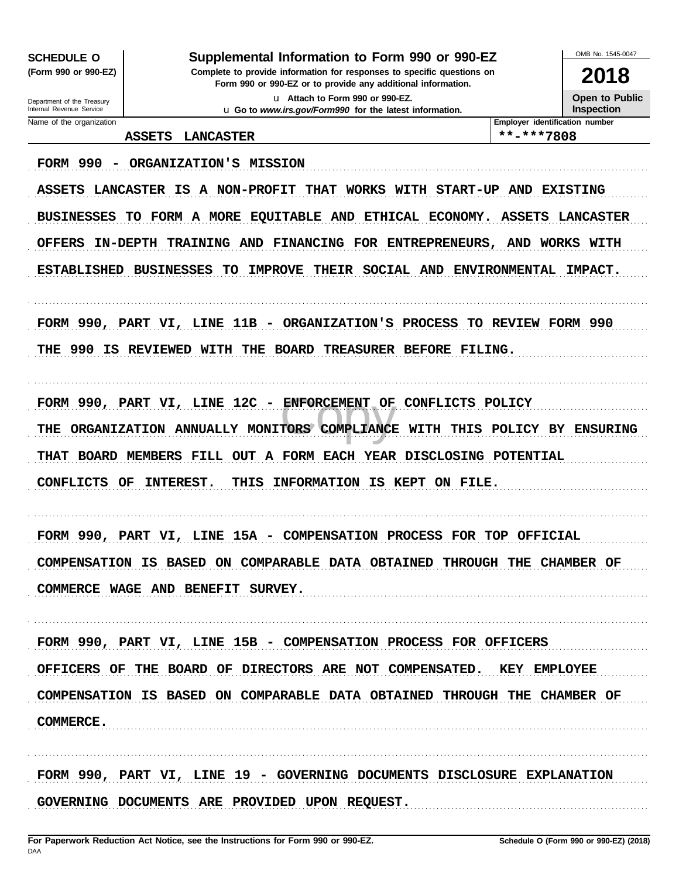**SCHEDULE O (Form 990 or 990-EZ)**

Department of the Treasury
Internal Revenue Service

# Supplemental Information to Form 990 or 990-EZ

**Complete to provide information for responses to specific questions on Form 990 or 990-EZ or to provide any additional information.**

u Attach to Form 990 or 990-EZ.

u Go to *www.irs.gov/Form990* for the latest information.

OMB No. 1545-0047

**2018**

**Open to Public Inspection**

| Name of the organization | Employer identification number |
|---|---|
| ASSETS LANCASTER | **-***7808 |

FORM 990 - ORGANIZATION'S MISSION

ASSETS LANCASTER IS A NON-PROFIT THAT WORKS WITH START-UP AND EXISTING BUSINESSES TO FORM A MORE EQUITABLE AND ETHICAL ECONOMY. ASSETS LANCASTER OFFERS IN-DEPTH TRAINING AND FINANCING FOR ENTREPRENEURS, AND WORKS WITH ESTABLISHED BUSINESSES TO IMPROVE THEIR SOCIAL AND ENVIRONMENTAL IMPACT.

FORM 990, PART VI, LINE 11B - ORGANIZATION'S PROCESS TO REVIEW FORM 990

THE 990 IS REVIEWED WITH THE BOARD TREASURER BEFORE FILING.

FORM 990, PART VI, LINE 12C - ENFORCEMENT OF CONFLICTS POLICY

THE ORGANIZATION ANNUALLY MONITORS COMPLIANCE WITH THIS POLICY BY ENSURING THAT BOARD MEMBERS FILL OUT A FORM EACH YEAR DISCLOSING POTENTIAL CONFLICTS OF INTEREST. THIS INFORMATION IS KEPT ON FILE.

FORM 990, PART VI, LINE 15A - COMPENSATION PROCESS FOR TOP OFFICIAL

COMPENSATION IS BASED ON COMPARABLE DATA OBTAINED THROUGH THE CHAMBER OF COMMERCE WAGE AND BENEFIT SURVEY.

FORM 990, PART VI, LINE 15B - COMPENSATION PROCESS FOR OFFICERS

OFFICERS OF THE BOARD OF DIRECTORS ARE NOT COMPENSATED. KEY EMPLOYEE COMPENSATION IS BASED ON COMPARABLE DATA OBTAINED THROUGH THE CHAMBER OF COMMERCE.

FORM 990, PART VI, LINE 19 - GOVERNING DOCUMENTS DISCLOSURE EXPLANATION

GOVERNING DOCUMENTS ARE PROVIDED UPON REQUEST.

**For Paperwork Reduction Act Notice, see the Instructions for Form 990 or 990-EZ.** **Schedule O (Form 990 or 990-EZ) (2018)**

DAA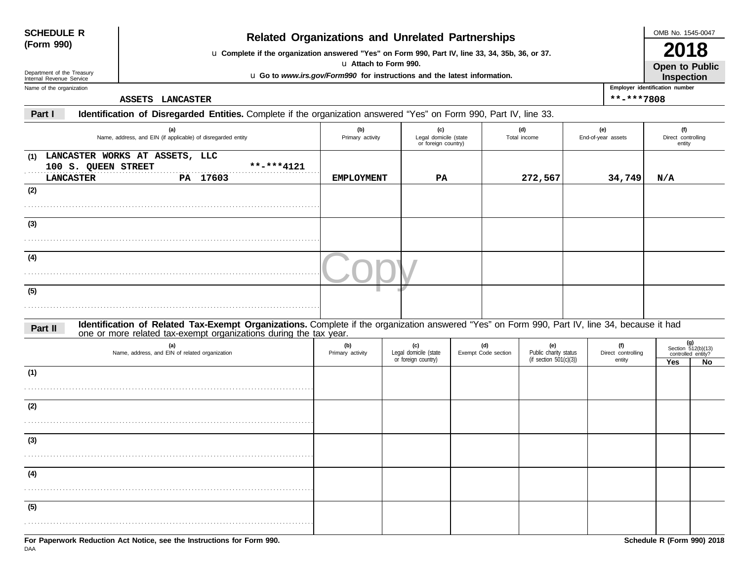**SCHEDULE R (Form 990)**

Department of the Treasury
Internal Revenue Service

# Related Organizations and Unrelated Partnerships

u Complete if the organization answered "Yes" on Form 990, Part IV, line 33, 34, 35b, 36, or 37.
u Attach to Form 990.
u Go to *www.irs.gov/Form990* for instructions and the latest information.

OMB No. 1545-0047

**2018**

**Open to Public Inspection**

Name of the organization: ASSETS LANCASTER

Employer identification number: **-***7808

**Part I** **Identification of Disregarded Entities.** Complete if the organization answered "Yes" on Form 990, Part IV, line 33.

| | (a) Name, address, and EIN (if applicable) of disregarded entity | (b) Primary activity | (c) Legal domicile (state or foreign country) | (d) Total income | (e) End-of-year assets | (f) Direct controlling entity |
|---|---|---|---|---|---|---|
| (1) | LANCASTER WORKS AT ASSETS, LLC<br>100 S. QUEEN STREET **-***4121<br>LANCASTER PA 17603 | EMPLOYMENT | PA | 272,567 | 34,749 | N/A |
| (2) | | | | | | |
| (3) | | | | | | |
| (4) | | | | | | |
| (5) | | | | | | |

**Part II** **Identification of Related Tax-Exempt Organizations.** Complete if the organization answered "Yes" on Form 990, Part IV, line 34, because it had one or more related tax-exempt organizations during the tax year.

| | (a) Name, address, and EIN of related organization | (b) Primary activity | (c) Legal domicile (state or foreign country) | (d) Exempt Code section | (e) Public charity status (if section 501(c)(3)) | (f) Direct controlling entity | (g) Section 512(b)(13) controlled entity? Yes | No |
|---|---|---|---|---|---|---|---|---|
| (1) | | | | | | | | |
| (2) | | | | | | | | |
| (3) | | | | | | | | |
| (4) | | | | | | | | |
| (5) | | | | | | | | |

**For Paperwork Reduction Act Notice, see the Instructions for Form 990.**

**Schedule R (Form 990) 2018**

DAA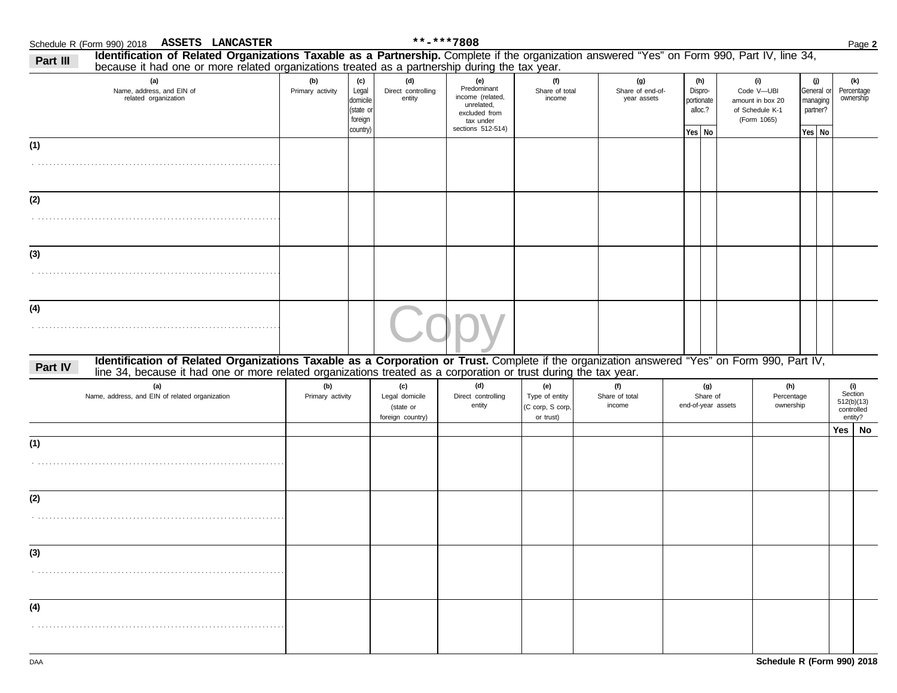Schedule R (Form 990) 2018 ASSETS LANCASTER **-***7808 Page 2

**Part III** **Identification of Related Organizations Taxable as a Partnership.** Complete if the organization answered "Yes" on Form 990, Part IV, line 34, because it had one or more related organizations treated as a partnership during the tax year.

| (a) Name, address, and EIN of related organization | (b) Primary activity | (c) Legal domicile (state or foreign country) | (d) Direct controlling entity | (e) Predominant income (related, unrelated, excluded from tax under sections 512-514) | (f) Share of total income | (g) Share of end-of-year assets | (h) Dispro-portionate alloc.? | | (i) Code V—UBI amount in box 20 of Schedule K-1 (Form 1065) | (j) General or managing partner? | | (k) Percentage ownership |
|---|---|---|---|---|---|---|---|---|---|---|---|---|
| | | | | | | | Yes | No | | Yes | No | |
| (1) | | | | | | | | | | | | |
| (2) | | | | | | | | | | | | |
| (3) | | | | | | | | | | | | |
| (4) | | | | | | | | | | | | |

Copy

**Part IV** **Identification of Related Organizations Taxable as a Corporation or Trust.** Complete if the organization answered "Yes" on Form 990, Part IV, line 34, because it had one or more related organizations treated as a corporation or trust during the tax year.

| (a) Name, address, and EIN of related organization | (b) Primary activity | (c) Legal domicile (state or foreign country) | (d) Direct controlling entity | (e) Type of entity (C corp, S corp, or trust) | (f) Share of total income | (g) Share of end-of-year assets | (h) Percentage ownership | (i) Section 512(b)(13) controlled entity? | |
|---|---|---|---|---|---|---|---|---|---|
| | | | | | | | | Yes | No |
| (1) | | | | | | | | | |
| (2) | | | | | | | | | |
| (3) | | | | | | | | | |
| (4) | | | | | | | | | |

DAA Schedule R (Form 990) 2018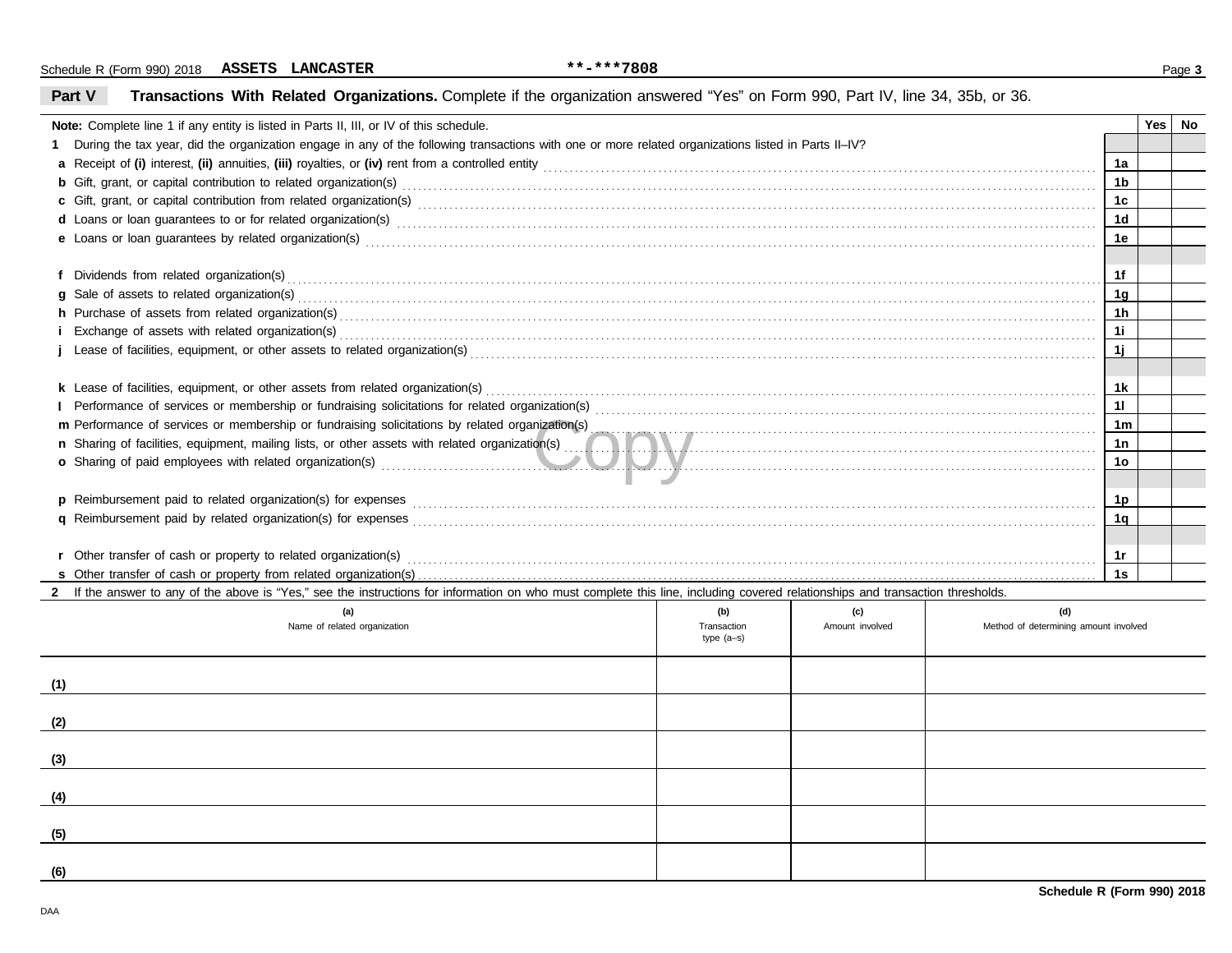Schedule R (Form 990) 2018 **ASSETS LANCASTER** **-***7808

## Part V Transactions With Related Organizations.

Complete if the organization answered "Yes" on Form 990, Part IV, line 34, 35b, or 36.

| **Note:** Complete line 1 if any entity is listed in Parts II, III, or IV of this schedule. | | Yes | No |
|---|---|---|---|
| **1** During the tax year, did the organization engage in any of the following transactions with one or more related organizations listed in Parts II–IV? | | | |
| **a** Receipt of **(i)** interest, **(ii)** annuities, **(iii)** royalties, or **(iv)** rent from a controlled entity | 1a | | |
| **b** Gift, grant, or capital contribution to related organization(s) | 1b | | |
| **c** Gift, grant, or capital contribution from related organization(s) | 1c | | |
| **d** Loans or loan guarantees to or for related organization(s) | 1d | | |
| **e** Loans or loan guarantees by related organization(s) | 1e | | |
| **f** Dividends from related organization(s) | 1f | | |
| **g** Sale of assets to related organization(s) | 1g | | |
| **h** Purchase of assets from related organization(s) | 1h | | |
| **i** Exchange of assets with related organization(s) | 1i | | |
| **j** Lease of facilities, equipment, or other assets to related organization(s) | 1j | | |
| **k** Lease of facilities, equipment, or other assets from related organization(s) | 1k | | |
| **l** Performance of services or membership or fundraising solicitations for related organization(s) | 1l | | |
| **m** Performance of services or membership or fundraising solicitations by related organization(s) | 1m | | |
| **n** Sharing of facilities, equipment, mailing lists, or other assets with related organization(s) | 1n | | |
| **o** Sharing of paid employees with related organization(s) | 1o | | |
| **p** Reimbursement paid to related organization(s) for expenses | 1p | | |
| **q** Reimbursement paid by related organization(s) for expenses | 1q | | |
| **r** Other transfer of cash or property to related organization(s) | 1r | | |
| **s** Other transfer of cash or property from related organization(s) | 1s | | |

**2** If the answer to any of the above is "Yes," see the instructions for information on who must complete this line, including covered relationships and transaction thresholds.

| | (a) Name of related organization | (b) Transaction type (a–s) | (c) Amount involved | (d) Method of determining amount involved |
|---|---|---|---|---|
| (1) | | | | |
| (2) | | | | |
| (3) | | | | |
| (4) | | | | |
| (5) | | | | |
| (6) | | | | |

**Schedule R (Form 990) 2018**

DAA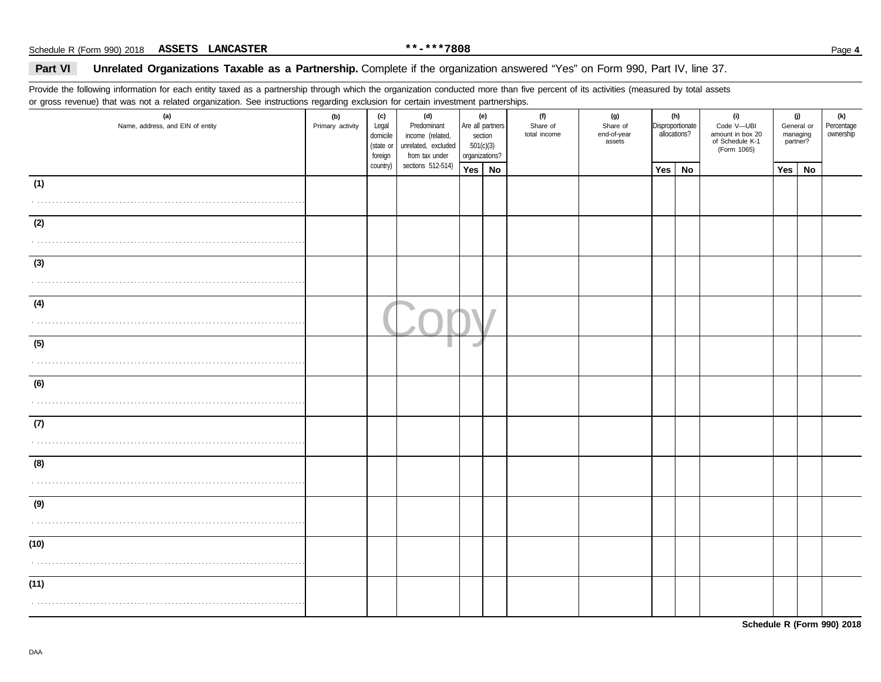Schedule R (Form 990) 2018 **ASSETS LANCASTER** **-***7808

## Part VI **Unrelated Organizations Taxable as a Partnership.** Complete if the organization answered "Yes" on Form 990, Part IV, line 37.

Provide the following information for each entity taxed as a partnership through which the organization conducted more than five percent of its activities (measured by total assets or gross revenue) that was not a related organization. See instructions regarding exclusion for certain investment partnerships.

| (a) Name, address, and EIN of entity | (b) Primary activity | (c) Legal domicile (state or foreign country) | (d) Predominant income (related, unrelated, excluded from tax under sections 512-514) | (e) Are all partners section 501(c)(3) organizations? | | (f) Share of total income | (g) Share of end-of-year assets | (h) Disproportionate allocations? | | (i) Code V—UBI amount in box 20 of Schedule K-1 (Form 1065) | (j) General or managing partner? | | (k) Percentage ownership |
|---|---|---|---|---|---|---|---|---|---|---|---|---|---|
| | | | | Yes | No | | | Yes | No | | Yes | No | |
| (1) | | | | | | | | | | | | | |
| (2) | | | | | | | | | | | | | |
| (3) | | | | | | | | | | | | | |
| (4) | | | | | | | | | | | | | |
| (5) | | | | | | | | | | | | | |
| (6) | | | | | | | | | | | | | |
| (7) | | | | | | | | | | | | | |
| (8) | | | | | | | | | | | | | |
| (9) | | | | | | | | | | | | | |
| (10) | | | | | | | | | | | | | |
| (11) | | | | | | | | | | | | | |

**Schedule R (Form 990) 2018**

DAA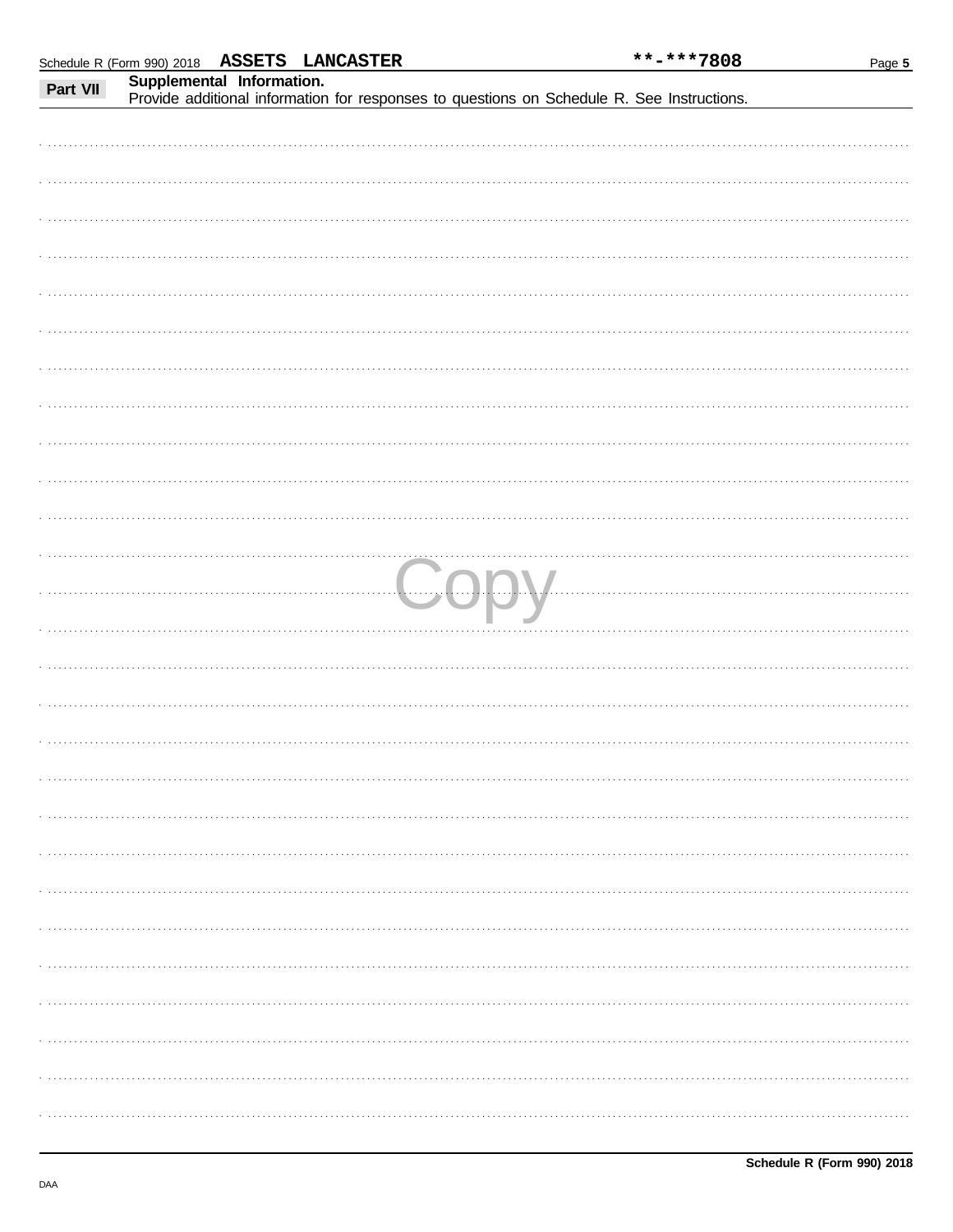Schedule R (Form 990) 2018 ASSETS LANCASTER **-***7808

**Part VII** **Supplemental Information.**
Provide additional information for responses to questions on Schedule R. See Instructions.

Copy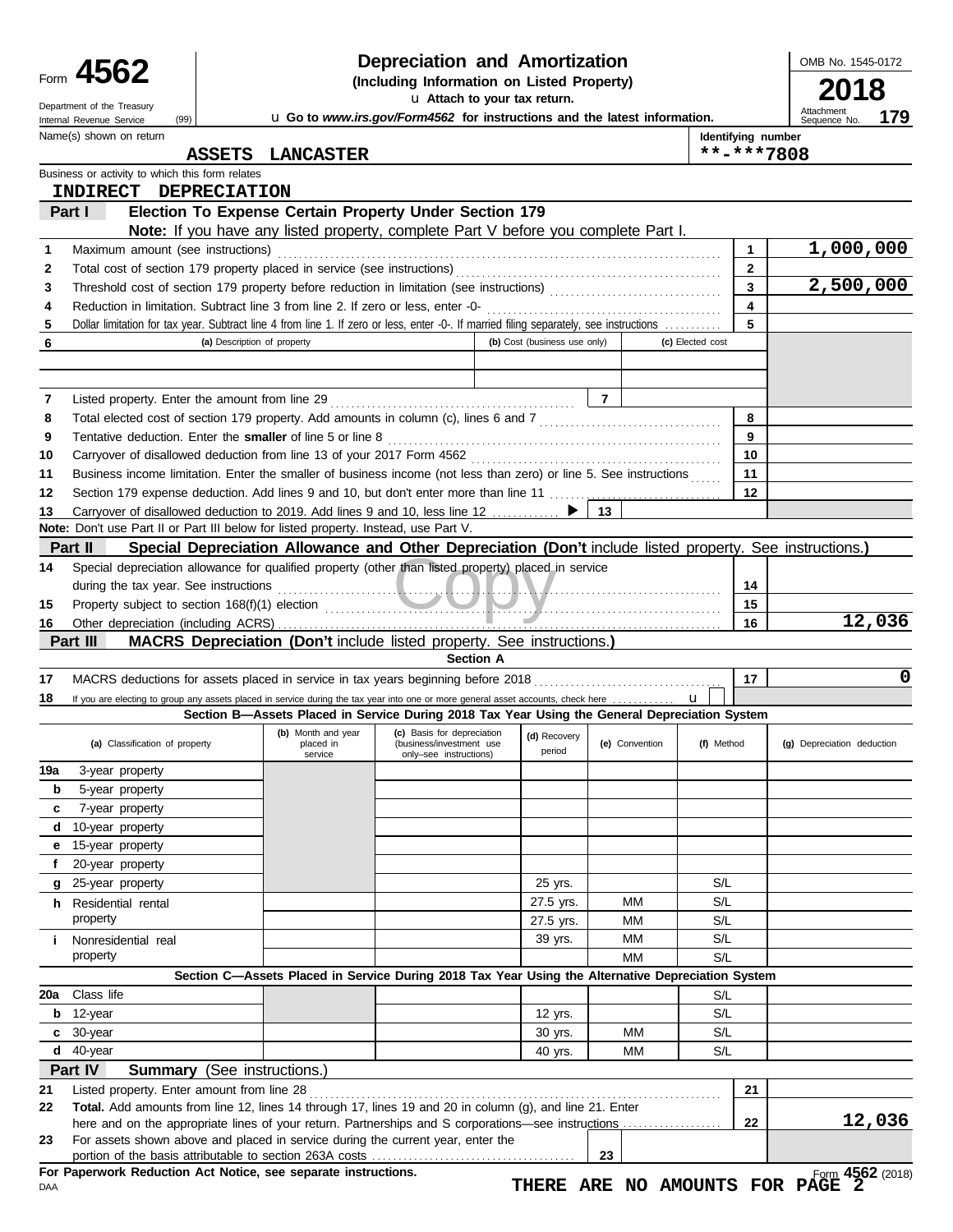Form **4562**

Department of the Treasury
Internal Revenue Service (99)

# Depreciation and Amortization

**(Including Information on Listed Property)**

u **Attach to your tax return.**

u **Go to *www.irs.gov/Form4562* for instructions and the latest information.**

OMB No. 1545-0172

**2018**

Attachment Sequence No. **179**

Name(s) shown on return: **ASSETS LANCASTER**

Identifying number: **\*\*-\*\*\*7808**

Business or activity to which this form relates: **INDIRECT DEPRECIATION**

## Part I — Election To Expense Certain Property Under Section 179

**Note:** If you have any listed property, complete Part V before you complete Part I.

| | | | |
|---|---|---|---|
| 1 | Maximum amount (see instructions) | 1 | 1,000,000 |
| 2 | Total cost of section 179 property placed in service (see instructions) | 2 | |
| 3 | Threshold cost of section 179 property before reduction in limitation (see instructions) | 3 | 2,500,000 |
| 4 | Reduction in limitation. Subtract line 3 from line 2. If zero or less, enter -0- | 4 | |
| 5 | Dollar limitation for tax year. Subtract line 4 from line 1. If zero or less, enter -0-. If married filing separately, see instructions | 5 | |

| 6 | (a) Description of property | (b) Cost (business use only) | (c) Elected cost |
|---|---|---|---|
| | | | |
| | | | |

| | | | |
|---|---|---|---|
| 7 | Listed property. Enter the amount from line 29 | 7 | |
| 8 | Total elected cost of section 179 property. Add amounts in column (c), lines 6 and 7 | 8 | |
| 9 | Tentative deduction. Enter the **smaller** of line 5 or line 8 | 9 | |
| 10 | Carryover of disallowed deduction from line 13 of your 2017 Form 4562 | 10 | |
| 11 | Business income limitation. Enter the smaller of business income (not less than zero) or line 5. See instructions | 11 | |
| 12 | Section 179 expense deduction. Add lines 9 and 10, but don't enter more than line 11 | 12 | |
| 13 | Carryover of disallowed deduction to 2019. Add lines 9 and 10, less line 12 ▶ | 13 | |

**Note:** Don't use Part II or Part III below for listed property. Instead, use Part V.

## Part II — Special Depreciation Allowance and Other Depreciation (Don't include listed property. See instructions.)

| | | | |
|---|---|---|---|
| 14 | Special depreciation allowance for qualified property (other than listed property) placed in service during the tax year. See instructions | 14 | |
| 15 | Property subject to section 168(f)(1) election | 15 | |
| 16 | Other depreciation (including ACRS) | 16 | 12,036 |

## Part III — MACRS Depreciation (Don't include listed property. See instructions.)

### Section A

| | | | |
|---|---|---|---|
| 17 | MACRS deductions for assets placed in service in tax years beginning before 2018 | 17 | 0 |
| 18 | If you are electing to group any assets placed in service during the tax year into one or more general asset accounts, check here u | | |

### Section B—Assets Placed in Service During 2018 Tax Year Using the General Depreciation System

| (a) Classification of property | (b) Month and year placed in service | (c) Basis for depreciation (business/investment use only–see instructions) | (d) Recovery period | (e) Convention | (f) Method | (g) Depreciation deduction |
|---|---|---|---|---|---|---|
| 19a 3-year property | | | | | | |
| b 5-year property | | | | | | |
| c 7-year property | | | | | | |
| d 10-year property | | | | | | |
| e 15-year property | | | | | | |
| f 20-year property | | | | | | |
| g 25-year property | | | 25 yrs. | | S/L | |
| h Residential rental property | | | 27.5 yrs. | MM | S/L | |
| | | | 27.5 yrs. | MM | S/L | |
| i Nonresidential real property | | | 39 yrs. | MM | S/L | |
| | | | | MM | S/L | |

### Section C—Assets Placed in Service During 2018 Tax Year Using the Alternative Depreciation System

| (a) Classification of property | (b) Month and year placed in service | (c) Basis for depreciation | (d) Recovery period | (e) Convention | (f) Method | (g) Depreciation deduction |
|---|---|---|---|---|---|---|
| 20a Class life | | | | | S/L | |
| b 12-year | | | 12 yrs. | | S/L | |
| c 30-year | | | 30 yrs. | MM | S/L | |
| d 40-year | | | 40 yrs. | MM | S/L | |

## Part IV — Summary (See instructions.)

| | | | |
|---|---|---|---|
| 21 | Listed property. Enter amount from line 28 | 21 | |
| 22 | **Total.** Add amounts from line 12, lines 14 through 17, lines 19 and 20 in column (g), and line 21. Enter here and on the appropriate lines of your return. Partnerships and S corporations—see instructions | 22 | 12,036 |
| 23 | For assets shown above and placed in service during the current year, enter the portion of the basis attributable to section 263A costs | 23 | |

**For Paperwork Reduction Act Notice, see separate instructions.**

DAA

**THERE ARE NO AMOUNTS FOR PAGE 2**

Form **4562** (2018)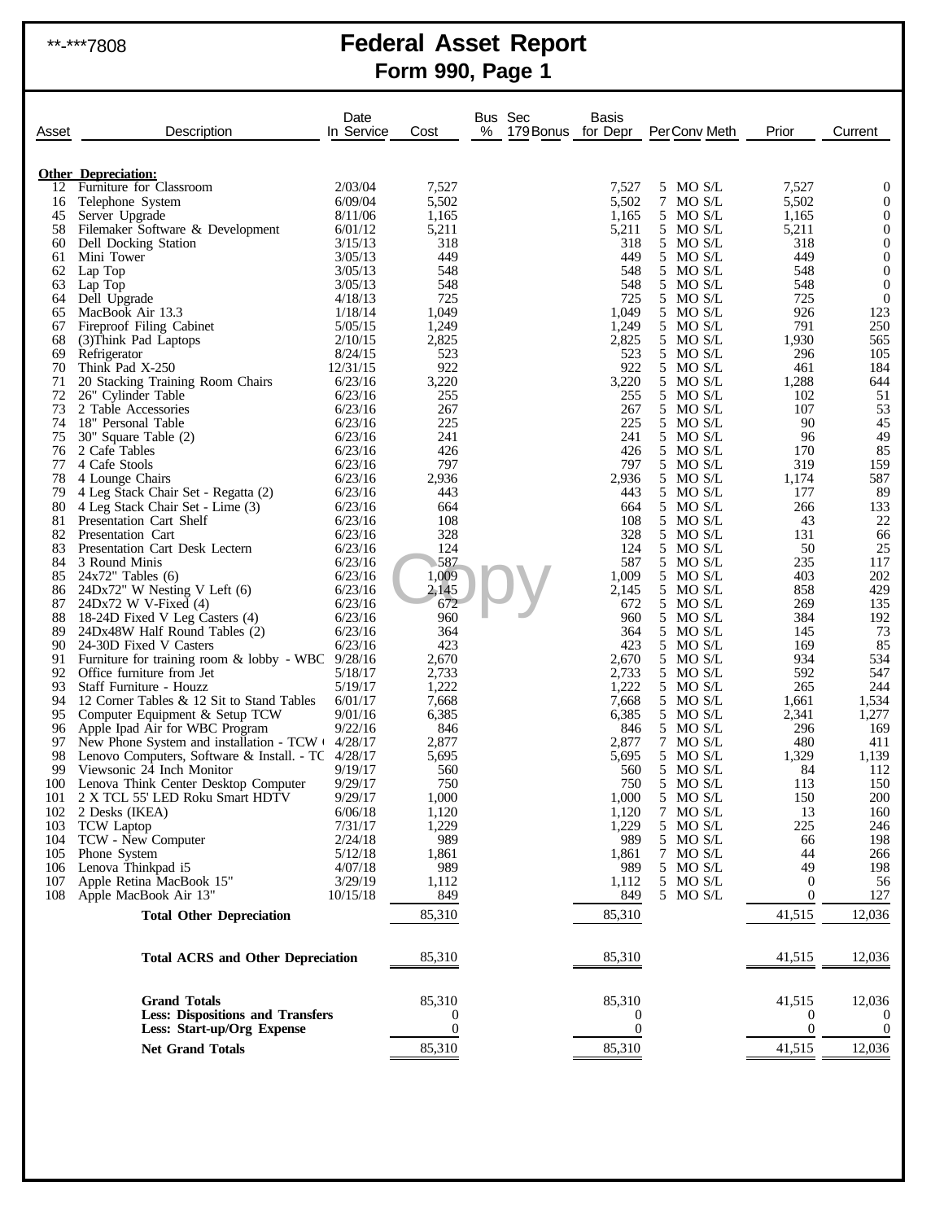**-***7808

# Federal Asset Report
## Form 990, Page 1

| Asset | Description | Date In Service | Cost | Bus % | Sec 179 Bonus | Basis for Depr | Per | Conv | Meth | Prior | Current |
|---|---|---|---|---|---|---|---|---|---|---|---|
| | **Other Depreciation:** | | | | | | | | | | |
| 12 | Furniture for Classroom | 2/03/04 | 7,527 | | | 7,527 | 5 | MO | S/L | 7,527 | 0 |
| 16 | Telephone System | 6/09/04 | 5,502 | | | 5,502 | 7 | MO | S/L | 5,502 | 0 |
| 45 | Server Upgrade | 8/11/06 | 1,165 | | | 1,165 | 5 | MO | S/L | 1,165 | 0 |
| 58 | Filemaker Software & Development | 6/01/12 | 5,211 | | | 5,211 | 5 | MO | S/L | 5,211 | 0 |
| 60 | Dell Docking Station | 3/15/13 | 318 | | | 318 | 5 | MO | S/L | 318 | 0 |
| 61 | Mini Tower | 3/05/13 | 449 | | | 449 | 5 | MO | S/L | 449 | 0 |
| 62 | Lap Top | 3/05/13 | 548 | | | 548 | 5 | MO | S/L | 548 | 0 |
| 63 | Lap Top | 3/05/13 | 548 | | | 548 | 5 | MO | S/L | 548 | 0 |
| 64 | Dell Upgrade | 4/18/13 | 725 | | | 725 | 5 | MO | S/L | 725 | 0 |
| 65 | MacBook Air 13.3 | 1/18/14 | 1,049 | | | 1,049 | 5 | MO | S/L | 926 | 123 |
| 67 | Fireproof Filing Cabinet | 5/05/15 | 1,249 | | | 1,249 | 5 | MO | S/L | 791 | 250 |
| 68 | (3)Think Pad Laptops | 2/10/15 | 2,825 | | | 2,825 | 5 | MO | S/L | 1,930 | 565 |
| 69 | Refrigerator | 8/24/15 | 523 | | | 523 | 5 | MO | S/L | 296 | 105 |
| 70 | Think Pad X-250 | 12/31/15 | 922 | | | 922 | 5 | MO | S/L | 461 | 184 |
| 71 | 20 Stacking Training Room Chairs | 6/23/16 | 3,220 | | | 3,220 | 5 | MO | S/L | 1,288 | 644 |
| 72 | 26" Cylinder Table | 6/23/16 | 255 | | | 255 | 5 | MO | S/L | 102 | 51 |
| 73 | 2 Table Accessories | 6/23/16 | 267 | | | 267 | 5 | MO | S/L | 107 | 53 |
| 74 | 18" Personal Table | 6/23/16 | 225 | | | 225 | 5 | MO | S/L | 90 | 45 |
| 75 | 30" Square Table (2) | 6/23/16 | 241 | | | 241 | 5 | MO | S/L | 96 | 49 |
| 76 | 2 Cafe Tables | 6/23/16 | 426 | | | 426 | 5 | MO | S/L | 170 | 85 |
| 77 | 4 Cafe Stools | 6/23/16 | 797 | | | 797 | 5 | MO | S/L | 319 | 159 |
| 78 | 4 Lounge Chairs | 6/23/16 | 2,936 | | | 2,936 | 5 | MO | S/L | 1,174 | 587 |
| 79 | 4 Leg Stack Chair Set - Regatta (2) | 6/23/16 | 443 | | | 443 | 5 | MO | S/L | 177 | 89 |
| 80 | 4 Leg Stack Chair Set - Lime (3) | 6/23/16 | 664 | | | 664 | 5 | MO | S/L | 266 | 133 |
| 81 | Presentation Cart Shelf | 6/23/16 | 108 | | | 108 | 5 | MO | S/L | 43 | 22 |
| 82 | Presentation Cart | 6/23/16 | 328 | | | 328 | 5 | MO | S/L | 131 | 66 |
| 83 | Presentation Cart Desk Lectern | 6/23/16 | 124 | | | 124 | 5 | MO | S/L | 50 | 25 |
| 84 | 3 Round Minis | 6/23/16 | 587 | | | 587 | 5 | MO | S/L | 235 | 117 |
| 85 | 24x72" Tables (6) | 6/23/16 | 1,009 | | | 1,009 | 5 | MO | S/L | 403 | 202 |
| 86 | 24Dx72" W Nesting V Left (6) | 6/23/16 | 2,145 | | | 2,145 | 5 | MO | S/L | 858 | 429 |
| 87 | 24Dx72 W V-Fixed (4) | 6/23/16 | 672 | | | 672 | 5 | MO | S/L | 269 | 135 |
| 88 | 18-24D Fixed V Leg Casters (4) | 6/23/16 | 960 | | | 960 | 5 | MO | S/L | 384 | 192 |
| 89 | 24Dx48W Half Round Tables (2) | 6/23/16 | 364 | | | 364 | 5 | MO | S/L | 145 | 73 |
| 90 | 24-30D Fixed V Casters | 6/23/16 | 423 | | | 423 | 5 | MO | S/L | 169 | 85 |
| 91 | Furniture for training room & lobby - WBC | 9/28/16 | 2,670 | | | 2,670 | 5 | MO | S/L | 934 | 534 |
| 92 | Office furniture from Jet | 5/18/17 | 2,733 | | | 2,733 | 5 | MO | S/L | 592 | 547 |
| 93 | Staff Furniture - Houzz | 5/19/17 | 1,222 | | | 1,222 | 5 | MO | S/L | 265 | 244 |
| 94 | 12 Corner Tables & 12 Sit to Stand Tables | 6/01/17 | 7,668 | | | 7,668 | 5 | MO | S/L | 1,661 | 1,534 |
| 95 | Computer Equipment & Setup TCW | 9/01/16 | 6,385 | | | 6,385 | 5 | MO | S/L | 2,341 | 1,277 |
| 96 | Apple Ipad Air for WBC Program | 9/22/16 | 846 | | | 846 | 5 | MO | S/L | 296 | 169 |
| 97 | New Phone System and installation - TCW ( | 4/28/17 | 2,877 | | | 2,877 | 7 | MO | S/L | 480 | 411 |
| 98 | Lenovo Computers, Software & Install. - TC | 4/28/17 | 5,695 | | | 5,695 | 5 | MO | S/L | 1,329 | 1,139 |
| 99 | Viewsonic 24 Inch Monitor | 9/19/17 | 560 | | | 560 | 5 | MO | S/L | 84 | 112 |
| 100 | Lenova Think Center Desktop Computer | 9/29/17 | 750 | | | 750 | 5 | MO | S/L | 113 | 150 |
| 101 | 2 X TCL 55' LED Roku Smart HDTV | 9/29/17 | 1,000 | | | 1,000 | 5 | MO | S/L | 150 | 200 |
| 102 | 2 Desks (IKEA) | 6/06/18 | 1,120 | | | 1,120 | 7 | MO | S/L | 13 | 160 |
| 103 | TCW Laptop | 7/31/17 | 1,229 | | | 1,229 | 5 | MO | S/L | 225 | 246 |
| 104 | TCW - New Computer | 2/24/18 | 989 | | | 989 | 5 | MO | S/L | 66 | 198 |
| 105 | Phone System | 5/12/18 | 1,861 | | | 1,861 | 7 | MO | S/L | 44 | 266 |
| 106 | Lenova Thinkpad i5 | 4/07/18 | 989 | | | 989 | 5 | MO | S/L | 49 | 198 |
| 107 | Apple Retina MacBook 15" | 3/29/19 | 1,112 | | | 1,112 | 5 | MO | S/L | 0 | 56 |
| 108 | Apple MacBook Air 13" | 10/15/18 | 849 | | | 849 | 5 | MO | S/L | 0 | 127 |
| | **Total Other Depreciation** | | 85,310 | | | 85,310 | | | | 41,515 | 12,036 |
| | **Total ACRS and Other Depreciation** | | 85,310 | | | 85,310 | | | | 41,515 | 12,036 |
| | **Grand Totals** | | 85,310 | | | 85,310 | | | | 41,515 | 12,036 |
| | **Less: Dispositions and Transfers** | | 0 | | | 0 | | | | 0 | 0 |
| | **Less: Start-up/Org Expense** | | 0 | | | 0 | | | | 0 | 0 |
| | **Net Grand Totals** | | 85,310 | | | 85,310 | | | | 41,515 | 12,036 |

Copy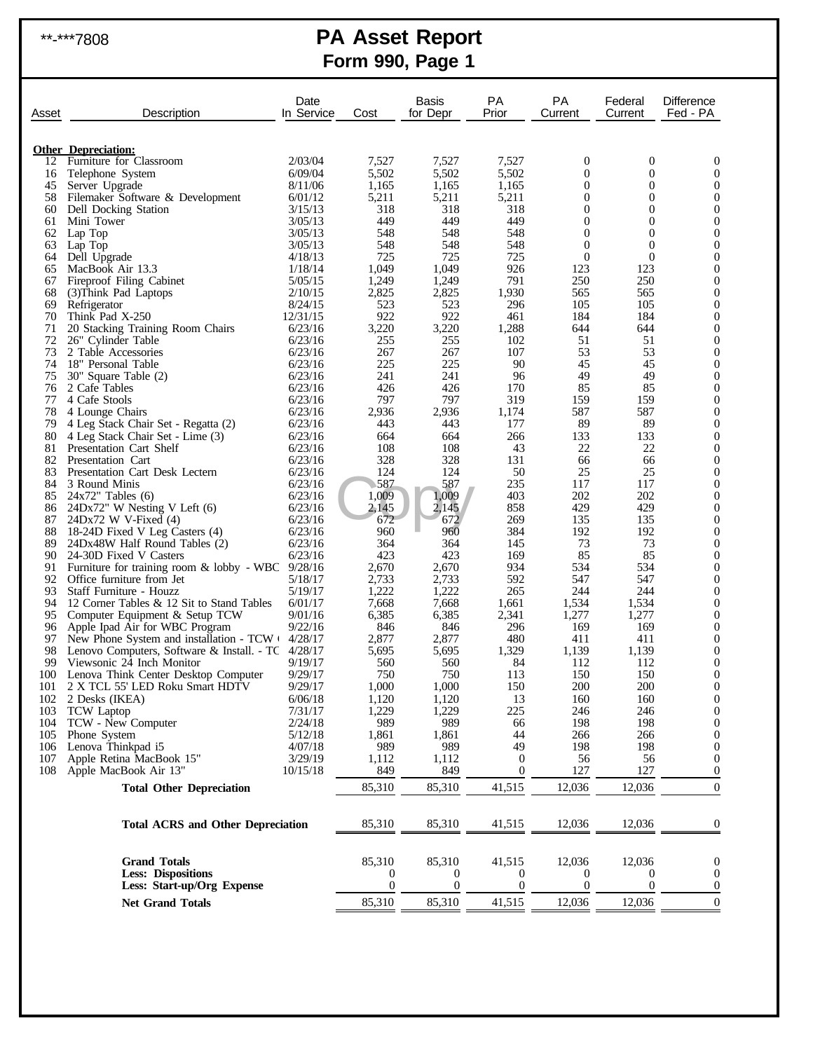**-***7808

# PA Asset Report
## Form 990, Page 1

| Asset | Description | Date In Service | Cost | Basis for Depr | PA Prior | PA Current | Federal Current | Difference Fed - PA |
|---|---|---|---|---|---|---|---|---|
| | **Other Depreciation:** | | | | | | | |
| 12 | Furniture for Classroom | 2/03/04 | 7,527 | 7,527 | 7,527 | 0 | 0 | 0 |
| 16 | Telephone System | 6/09/04 | 5,502 | 5,502 | 5,502 | 0 | 0 | 0 |
| 45 | Server Upgrade | 8/11/06 | 1,165 | 1,165 | 1,165 | 0 | 0 | 0 |
| 58 | Filemaker Software & Development | 6/01/12 | 5,211 | 5,211 | 5,211 | 0 | 0 | 0 |
| 60 | Dell Docking Station | 3/15/13 | 318 | 318 | 318 | 0 | 0 | 0 |
| 61 | Mini Tower | 3/05/13 | 449 | 449 | 449 | 0 | 0 | 0 |
| 62 | Lap Top | 3/05/13 | 548 | 548 | 548 | 0 | 0 | 0 |
| 63 | Lap Top | 3/05/13 | 548 | 548 | 548 | 0 | 0 | 0 |
| 64 | Dell Upgrade | 4/18/13 | 725 | 725 | 725 | 0 | 0 | 0 |
| 65 | MacBook Air 13.3 | 1/18/14 | 1,049 | 1,049 | 926 | 123 | 123 | 0 |
| 67 | Fireproof Filing Cabinet | 5/05/15 | 1,249 | 1,249 | 791 | 250 | 250 | 0 |
| 68 | (3)Think Pad Laptops | 2/10/15 | 2,825 | 2,825 | 1,930 | 565 | 565 | 0 |
| 69 | Refrigerator | 8/24/15 | 523 | 523 | 296 | 105 | 105 | 0 |
| 70 | Think Pad X-250 | 12/31/15 | 922 | 922 | 461 | 184 | 184 | 0 |
| 71 | 20 Stacking Training Room Chairs | 6/23/16 | 3,220 | 3,220 | 1,288 | 644 | 644 | 0 |
| 72 | 26" Cylinder Table | 6/23/16 | 255 | 255 | 102 | 51 | 51 | 0 |
| 73 | 2 Table Accessories | 6/23/16 | 267 | 267 | 107 | 53 | 53 | 0 |
| 74 | 18" Personal Table | 6/23/16 | 225 | 225 | 90 | 45 | 45 | 0 |
| 75 | 30" Square Table (2) | 6/23/16 | 241 | 241 | 96 | 49 | 49 | 0 |
| 76 | 2 Cafe Tables | 6/23/16 | 426 | 426 | 170 | 85 | 85 | 0 |
| 77 | 4 Cafe Stools | 6/23/16 | 797 | 797 | 319 | 159 | 159 | 0 |
| 78 | 4 Lounge Chairs | 6/23/16 | 2,936 | 2,936 | 1,174 | 587 | 587 | 0 |
| 79 | 4 Leg Stack Chair Set - Regatta (2) | 6/23/16 | 443 | 443 | 177 | 89 | 89 | 0 |
| 80 | 4 Leg Stack Chair Set - Lime (3) | 6/23/16 | 664 | 664 | 266 | 133 | 133 | 0 |
| 81 | Presentation Cart Shelf | 6/23/16 | 108 | 108 | 43 | 22 | 22 | 0 |
| 82 | Presentation Cart | 6/23/16 | 328 | 328 | 131 | 66 | 66 | 0 |
| 83 | Presentation Cart Desk Lectern | 6/23/16 | 124 | 124 | 50 | 25 | 25 | 0 |
| 84 | 3 Round Minis | 6/23/16 | 587 | 587 | 235 | 117 | 117 | 0 |
| 85 | 24x72" Tables (6) | 6/23/16 | 1,009 | 1,009 | 403 | 202 | 202 | 0 |
| 86 | 24Dx72" W Nesting V Left (6) | 6/23/16 | 2,145 | 2,145 | 858 | 429 | 429 | 0 |
| 87 | 24Dx72 W V-Fixed (4) | 6/23/16 | 672 | 672 | 269 | 135 | 135 | 0 |
| 88 | 18-24D Fixed V Leg Casters (4) | 6/23/16 | 960 | 960 | 384 | 192 | 192 | 0 |
| 89 | 24Dx48W Half Round Tables (2) | 6/23/16 | 364 | 364 | 145 | 73 | 73 | 0 |
| 90 | 24-30D Fixed V Casters | 6/23/16 | 423 | 423 | 169 | 85 | 85 | 0 |
| 91 | Furniture for training room & lobby - WBC | 9/28/16 | 2,670 | 2,670 | 934 | 534 | 534 | 0 |
| 92 | Office furniture from Jet | 5/18/17 | 2,733 | 2,733 | 592 | 547 | 547 | 0 |
| 93 | Staff Furniture - Houzz | 5/19/17 | 1,222 | 1,222 | 265 | 244 | 244 | 0 |
| 94 | 12 Corner Tables & 12 Sit to Stand Tables | 6/01/17 | 7,668 | 7,668 | 1,661 | 1,534 | 1,534 | 0 |
| 95 | Computer Equipment & Setup TCW | 9/01/16 | 6,385 | 6,385 | 2,341 | 1,277 | 1,277 | 0 |
| 96 | Apple Ipad Air for WBC Program | 9/22/16 | 846 | 846 | 296 | 169 | 169 | 0 |
| 97 | New Phone System and installation - TCW ( | 4/28/17 | 2,877 | 2,877 | 480 | 411 | 411 | 0 |
| 98 | Lenovo Computers, Software & Install. - TC | 4/28/17 | 5,695 | 5,695 | 1,329 | 1,139 | 1,139 | 0 |
| 99 | Viewsonic 24 Inch Monitor | 9/19/17 | 560 | 560 | 84 | 112 | 112 | 0 |
| 100 | Lenova Think Center Desktop Computer | 9/29/17 | 750 | 750 | 113 | 150 | 150 | 0 |
| 101 | 2 X TCL 55' LED Roku Smart HDTV | 9/29/17 | 1,000 | 1,000 | 150 | 200 | 200 | 0 |
| 102 | 2 Desks (IKEA) | 6/06/18 | 1,120 | 1,120 | 13 | 160 | 160 | 0 |
| 103 | TCW Laptop | 7/31/17 | 1,229 | 1,229 | 225 | 246 | 246 | 0 |
| 104 | TCW - New Computer | 2/24/18 | 989 | 989 | 66 | 198 | 198 | 0 |
| 105 | Phone System | 5/12/18 | 1,861 | 1,861 | 44 | 266 | 266 | 0 |
| 106 | Lenova Thinkpad i5 | 4/07/18 | 989 | 989 | 49 | 198 | 198 | 0 |
| 107 | Apple Retina MacBook 15" | 3/29/19 | 1,112 | 1,112 | 0 | 56 | 56 | 0 |
| 108 | Apple MacBook Air 13" | 10/15/18 | 849 | 849 | 0 | 127 | 127 | 0 |
| | **Total Other Depreciation** | | 85,310 | 85,310 | 41,515 | 12,036 | 12,036 | 0 |
| | **Total ACRS and Other Depreciation** | | 85,310 | 85,310 | 41,515 | 12,036 | 12,036 | 0 |
| | **Grand Totals** | | 85,310 | 85,310 | 41,515 | 12,036 | 12,036 | 0 |
| | **Less: Dispositions** | | 0 | 0 | 0 | 0 | 0 | 0 |
| | **Less: Start-up/Org Expense** | | 0 | 0 | 0 | 0 | 0 | 0 |
| | **Net Grand Totals** | | 85,310 | 85,310 | 41,515 | 12,036 | 12,036 | 0 |

Copy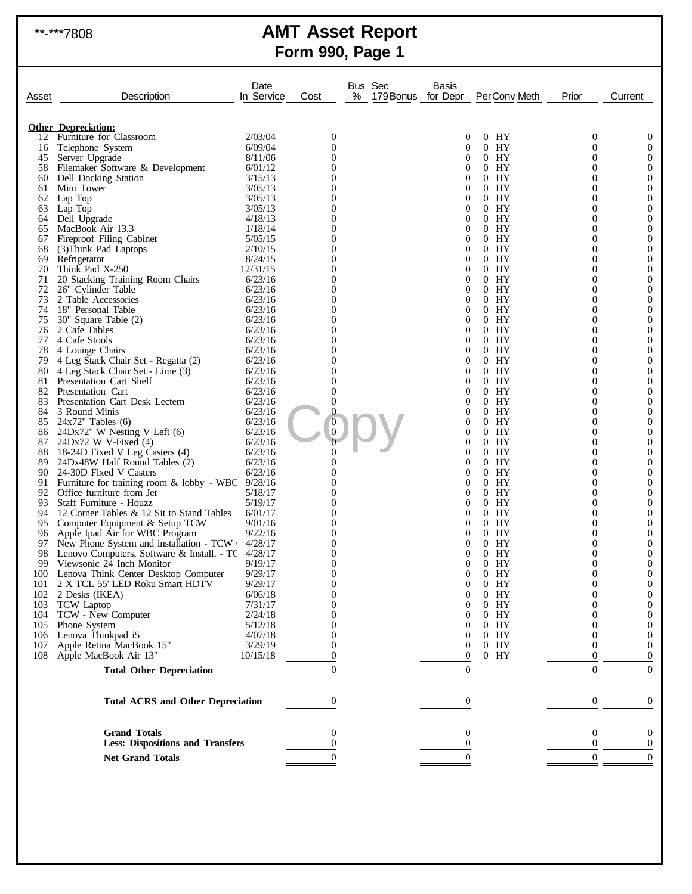**-***7808

# AMT Asset Report
## Form 990, Page 1

| Asset | Description | Date In Service | Cost | Bus % | Sec 179 Bonus | Basis for Depr | Per | Conv | Meth | Prior | Current |
|---|---|---|---|---|---|---|---|---|---|---|---|
| | **Other Depreciation:** | | | | | | | | | | |
| 12 | Furniture for Classroom | 2/03/04 | 0 | | | 0 | 0 | HY | | 0 | 0 |
| 16 | Telephone System | 6/09/04 | 0 | | | 0 | 0 | HY | | 0 | 0 |
| 45 | Server Upgrade | 8/11/06 | 0 | | | 0 | 0 | HY | | 0 | 0 |
| 58 | Filemaker Software & Development | 6/01/12 | 0 | | | 0 | 0 | HY | | 0 | 0 |
| 60 | Dell Docking Station | 3/15/13 | 0 | | | 0 | 0 | HY | | 0 | 0 |
| 61 | Mini Tower | 3/05/13 | 0 | | | 0 | 0 | HY | | 0 | 0 |
| 62 | Lap Top | 3/05/13 | 0 | | | 0 | 0 | HY | | 0 | 0 |
| 63 | Lap Top | 3/05/13 | 0 | | | 0 | 0 | HY | | 0 | 0 |
| 64 | Dell Upgrade | 4/18/13 | 0 | | | 0 | 0 | HY | | 0 | 0 |
| 65 | MacBook Air 13.3 | 1/18/14 | 0 | | | 0 | 0 | HY | | 0 | 0 |
| 67 | Fireproof Filing Cabinet | 5/05/15 | 0 | | | 0 | 0 | HY | | 0 | 0 |
| 68 | (3)Think Pad Laptops | 2/10/15 | 0 | | | 0 | 0 | HY | | 0 | 0 |
| 69 | Refrigerator | 8/24/15 | 0 | | | 0 | 0 | HY | | 0 | 0 |
| 70 | Think Pad X-250 | 12/31/15 | 0 | | | 0 | 0 | HY | | 0 | 0 |
| 71 | 20 Stacking Training Room Chairs | 6/23/16 | 0 | | | 0 | 0 | HY | | 0 | 0 |
| 72 | 26" Cylinder Table | 6/23/16 | 0 | | | 0 | 0 | HY | | 0 | 0 |
| 73 | 2 Table Accessories | 6/23/16 | 0 | | | 0 | 0 | HY | | 0 | 0 |
| 74 | 18" Personal Table | 6/23/16 | 0 | | | 0 | 0 | HY | | 0 | 0 |
| 75 | 30" Square Table (2) | 6/23/16 | 0 | | | 0 | 0 | HY | | 0 | 0 |
| 76 | 2 Cafe Tables | 6/23/16 | 0 | | | 0 | 0 | HY | | 0 | 0 |
| 77 | 4 Cafe Stools | 6/23/16 | 0 | | | 0 | 0 | HY | | 0 | 0 |
| 78 | 4 Lounge Chairs | 6/23/16 | 0 | | | 0 | 0 | HY | | 0 | 0 |
| 79 | 4 Leg Stack Chair Set - Regatta (2) | 6/23/16 | 0 | | | 0 | 0 | HY | | 0 | 0 |
| 80 | 4 Leg Stack Chair Set - Lime (3) | 6/23/16 | 0 | | | 0 | 0 | HY | | 0 | 0 |
| 81 | Presentation Cart Shelf | 6/23/16 | 0 | | | 0 | 0 | HY | | 0 | 0 |
| 82 | Presentation Cart | 6/23/16 | 0 | | | 0 | 0 | HY | | 0 | 0 |
| 83 | Presentation Cart Desk Lectern | 6/23/16 | 0 | | | 0 | 0 | HY | | 0 | 0 |
| 84 | 3 Round Minis | 6/23/16 | 0 | | | 0 | 0 | HY | | 0 | 0 |
| 85 | 24x72" Tables (6) | 6/23/16 | 0 | | | 0 | 0 | HY | | 0 | 0 |
| 86 | 24Dx72" W Nesting V Left (6) | 6/23/16 | 0 | | | 0 | 0 | HY | | 0 | 0 |
| 87 | 24Dx72 W V-Fixed (4) | 6/23/16 | 0 | | | 0 | 0 | HY | | 0 | 0 |
| 88 | 18-24D Fixed V Leg Casters (4) | 6/23/16 | 0 | | | 0 | 0 | HY | | 0 | 0 |
| 89 | 24Dx48W Half Round Tables (2) | 6/23/16 | 0 | | | 0 | 0 | HY | | 0 | 0 |
| 90 | 24-30D Fixed V Casters | 6/23/16 | 0 | | | 0 | 0 | HY | | 0 | 0 |
| 91 | Furniture for training room & lobby - WBC | 9/28/16 | 0 | | | 0 | 0 | HY | | 0 | 0 |
| 92 | Office furniture from Jet | 5/18/17 | 0 | | | 0 | 0 | HY | | 0 | 0 |
| 93 | Staff Furniture - Houzz | 5/19/17 | 0 | | | 0 | 0 | HY | | 0 | 0 |
| 94 | 12 Corner Tables & 12 Sit to Stand Tables | 6/01/17 | 0 | | | 0 | 0 | HY | | 0 | 0 |
| 95 | Computer Equipment & Setup TCW | 9/01/16 | 0 | | | 0 | 0 | HY | | 0 | 0 |
| 96 | Apple Ipad Air for WBC Program | 9/22/16 | 0 | | | 0 | 0 | HY | | 0 | 0 |
| 97 | New Phone System and installation - TCW ( | 4/28/17 | 0 | | | 0 | 0 | HY | | 0 | 0 |
| 98 | Lenovo Computers, Software & Install. - TC | 4/28/17 | 0 | | | 0 | 0 | HY | | 0 | 0 |
| 99 | Viewsonic 24 Inch Monitor | 9/19/17 | 0 | | | 0 | 0 | HY | | 0 | 0 |
| 100 | Lenova Think Center Desktop Computer | 9/29/17 | 0 | | | 0 | 0 | HY | | 0 | 0 |
| 101 | 2 X TCL 55' LED Roku Smart HDTV | 9/29/17 | 0 | | | 0 | 0 | HY | | 0 | 0 |
| 102 | 2 Desks (IKEA) | 6/06/18 | 0 | | | 0 | 0 | HY | | 0 | 0 |
| 103 | TCW Laptop | 7/31/17 | 0 | | | 0 | 0 | HY | | 0 | 0 |
| 104 | TCW - New Computer | 2/24/18 | 0 | | | 0 | 0 | HY | | 0 | 0 |
| 105 | Phone System | 5/12/18 | 0 | | | 0 | 0 | HY | | 0 | 0 |
| 106 | Lenova Thinkpad i5 | 4/07/18 | 0 | | | 0 | 0 | HY | | 0 | 0 |
| 107 | Apple Retina MacBook 15" | 3/29/19 | 0 | | | 0 | 0 | HY | | 0 | 0 |
| 108 | Apple MacBook Air 13" | 10/15/18 | 0 | | | 0 | 0 | HY | | 0 | 0 |
| | **Total Other Depreciation** | | 0 | | | 0 | | | | 0 | 0 |
| | **Total ACRS and Other Depreciation** | | 0 | | | 0 | | | | 0 | 0 |
| | **Grand Totals** | | 0 | | | 0 | | | | 0 | 0 |
| | **Less: Dispositions and Transfers** | | 0 | | | 0 | | | | 0 | 0 |
| | **Net Grand Totals** | | 0 | | | 0 | | | | 0 | 0 |

Copy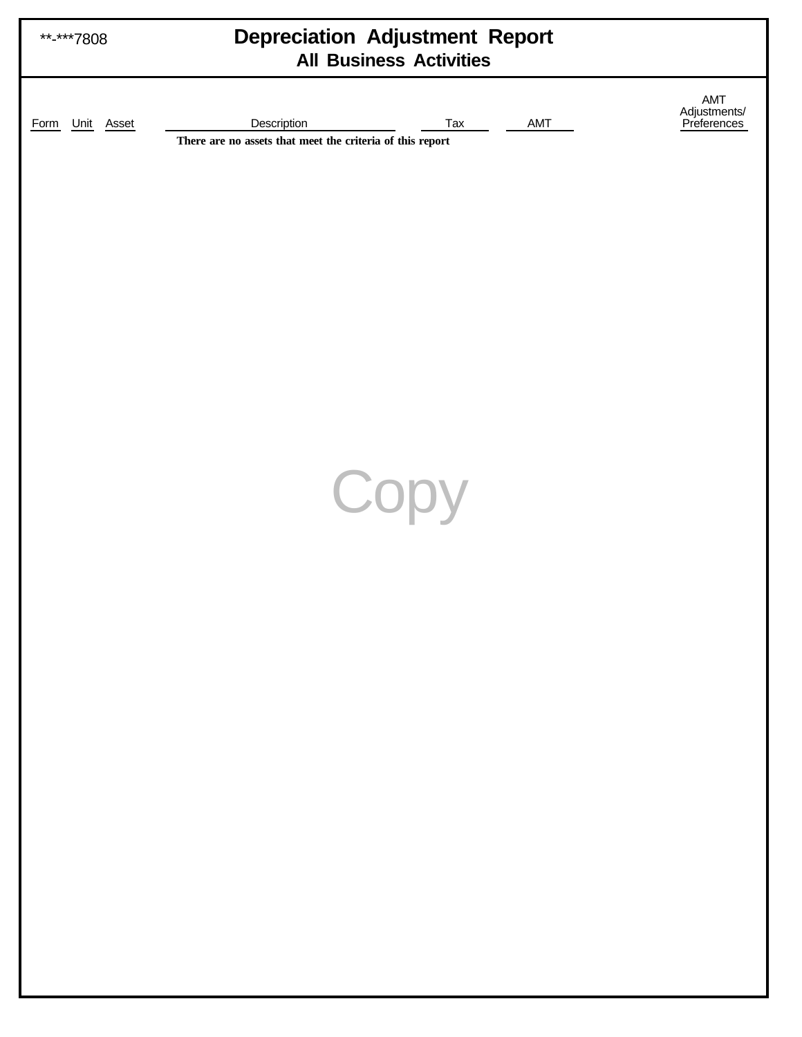**-***7808

# Depreciation Adjustment Report

## All Business Activities

| Form | Unit | Asset | Description | Tax | AMT | AMT Adjustments/ Preferences |
|---|---|---|---|---|---|---|
| | | | **There are no assets that meet the criteria of this report** | | | |

Copy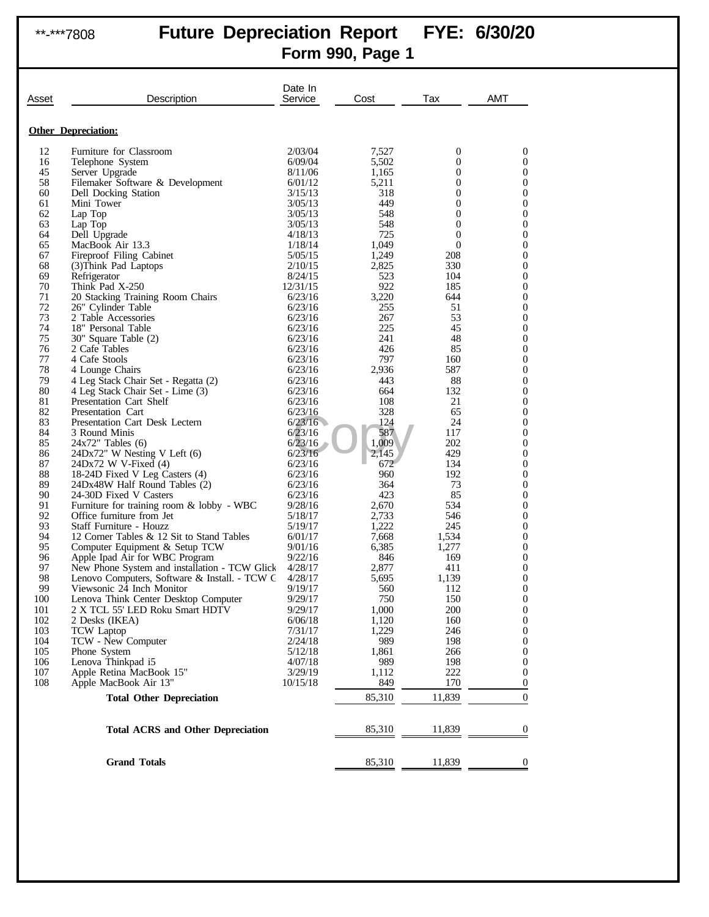**-***7808 **Future Depreciation Report FYE: 6/30/20**

**Form 990, Page 1**

| Asset | Description | Date In Service | Cost | Tax | AMT |
|---|---|---|---|---|---|
| **Other Depreciation:** | | | | | |
| 12 | Furniture for Classroom | 2/03/04 | 7,527 | 0 | 0 |
| 16 | Telephone System | 6/09/04 | 5,502 | 0 | 0 |
| 45 | Server Upgrade | 8/11/06 | 1,165 | 0 | 0 |
| 58 | Filemaker Software & Development | 6/01/12 | 5,211 | 0 | 0 |
| 60 | Dell Docking Station | 3/15/13 | 318 | 0 | 0 |
| 61 | Mini Tower | 3/05/13 | 449 | 0 | 0 |
| 62 | Lap Top | 3/05/13 | 548 | 0 | 0 |
| 63 | Lap Top | 3/05/13 | 548 | 0 | 0 |
| 64 | Dell Upgrade | 4/18/13 | 725 | 0 | 0 |
| 65 | MacBook Air 13.3 | 1/18/14 | 1,049 | 0 | 0 |
| 67 | Fireproof Filing Cabinet | 5/05/15 | 1,249 | 208 | 0 |
| 68 | (3)Think Pad Laptops | 2/10/15 | 2,825 | 330 | 0 |
| 69 | Refrigerator | 8/24/15 | 523 | 104 | 0 |
| 70 | Think Pad X-250 | 12/31/15 | 922 | 185 | 0 |
| 71 | 20 Stacking Training Room Chairs | 6/23/16 | 3,220 | 644 | 0 |
| 72 | 26" Cylinder Table | 6/23/16 | 255 | 51 | 0 |
| 73 | 2 Table Accessories | 6/23/16 | 267 | 53 | 0 |
| 74 | 18" Personal Table | 6/23/16 | 225 | 45 | 0 |
| 75 | 30" Square Table (2) | 6/23/16 | 241 | 48 | 0 |
| 76 | 2 Cafe Tables | 6/23/16 | 426 | 85 | 0 |
| 77 | 4 Cafe Stools | 6/23/16 | 797 | 160 | 0 |
| 78 | 4 Lounge Chairs | 6/23/16 | 2,936 | 587 | 0 |
| 79 | 4 Leg Stack Chair Set - Regatta (2) | 6/23/16 | 443 | 88 | 0 |
| 80 | 4 Leg Stack Chair Set - Lime (3) | 6/23/16 | 664 | 132 | 0 |
| 81 | Presentation Cart Shelf | 6/23/16 | 108 | 21 | 0 |
| 82 | Presentation Cart | 6/23/16 | 328 | 65 | 0 |
| 83 | Presentation Cart Desk Lectern | 6/23/16 | 124 | 24 | 0 |
| 84 | 3 Round Minis | 6/23/16 | 587 | 117 | 0 |
| 85 | 24x72" Tables (6) | 6/23/16 | 1,009 | 202 | 0 |
| 86 | 24Dx72" W Nesting V Left (6) | 6/23/16 | 2,145 | 429 | 0 |
| 87 | 24Dx72 W V-Fixed (4) | 6/23/16 | 672 | 134 | 0 |
| 88 | 18-24D Fixed V Leg Casters (4) | 6/23/16 | 960 | 192 | 0 |
| 89 | 24Dx48W Half Round Tables (2) | 6/23/16 | 364 | 73 | 0 |
| 90 | 24-30D Fixed V Casters | 6/23/16 | 423 | 85 | 0 |
| 91 | Furniture for training room & lobby - WBC | 9/28/16 | 2,670 | 534 | 0 |
| 92 | Office furniture from Jet | 5/18/17 | 2,733 | 546 | 0 |
| 93 | Staff Furniture - Houzz | 5/19/17 | 1,222 | 245 | 0 |
| 94 | 12 Corner Tables & 12 Sit to Stand Tables | 6/01/17 | 7,668 | 1,534 | 0 |
| 95 | Computer Equipment & Setup TCW | 9/01/16 | 6,385 | 1,277 | 0 |
| 96 | Apple Ipad Air for WBC Program | 9/22/16 | 846 | 169 | 0 |
| 97 | New Phone System and installation - TCW Glick | 4/28/17 | 2,877 | 411 | 0 |
| 98 | Lenovo Computers, Software & Install. - TCW C | 4/28/17 | 5,695 | 1,139 | 0 |
| 99 | Viewsonic 24 Inch Monitor | 9/19/17 | 560 | 112 | 0 |
| 100 | Lenova Think Center Desktop Computer | 9/29/17 | 750 | 150 | 0 |
| 101 | 2 X TCL 55' LED Roku Smart HDTV | 9/29/17 | 1,000 | 200 | 0 |
| 102 | 2 Desks (IKEA) | 6/06/18 | 1,120 | 160 | 0 |
| 103 | TCW Laptop | 7/31/17 | 1,229 | 246 | 0 |
| 104 | TCW - New Computer | 2/24/18 | 989 | 198 | 0 |
| 105 | Phone System | 5/12/18 | 1,861 | 266 | 0 |
| 106 | Lenova Thinkpad i5 | 4/07/18 | 989 | 198 | 0 |
| 107 | Apple Retina MacBook 15" | 3/29/19 | 1,112 | 222 | 0 |
| 108 | Apple MacBook Air 13" | 10/15/18 | 849 | 170 | 0 |
| | **Total Other Depreciation** | | 85,310 | 11,839 | 0 |
| | **Total ACRS and Other Depreciation** | | 85,310 | 11,839 | 0 |
| | **Grand Totals** | | 85,310 | 11,839 | 0 |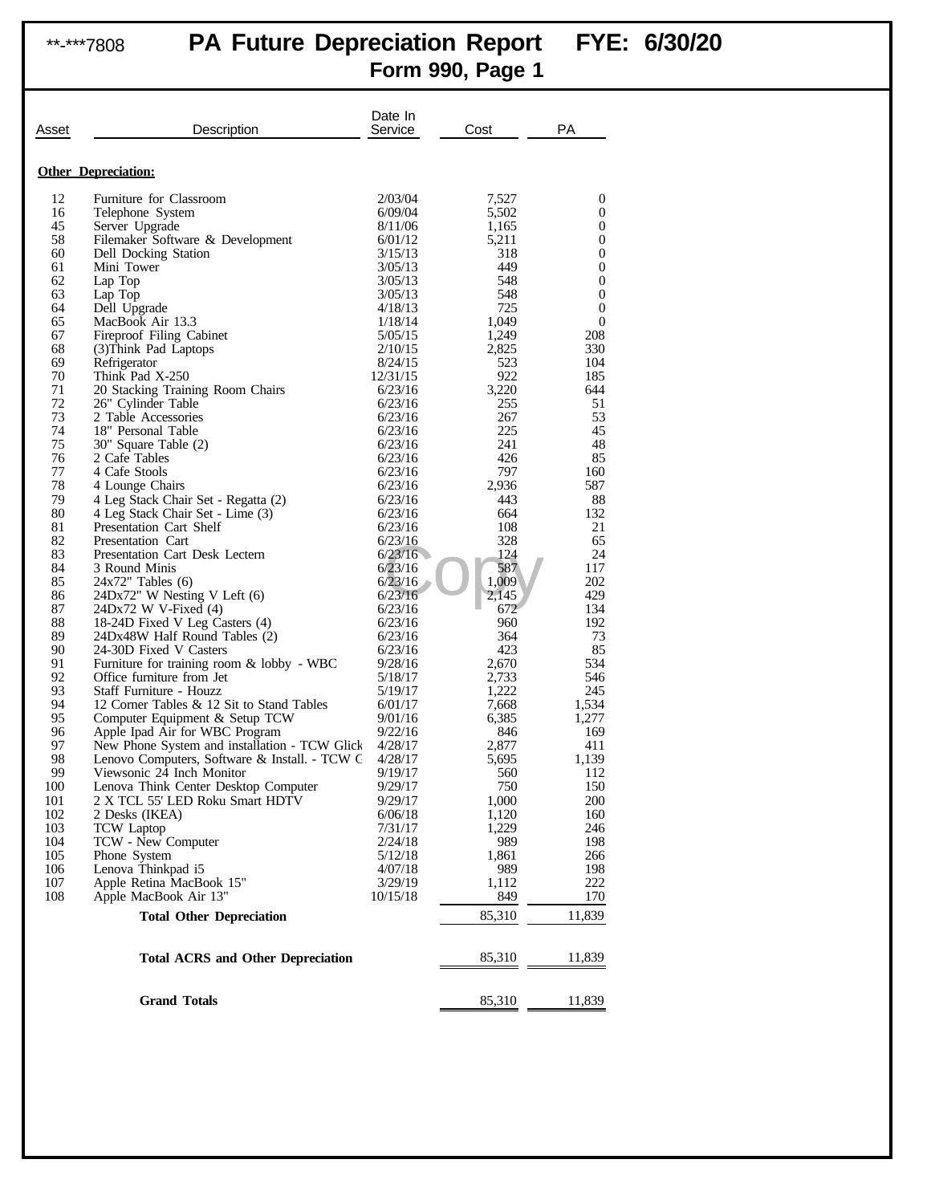**-***7808 **PA Future Depreciation Report FYE: 6/30/20**

**Form 990, Page 1**

| Asset | Description | Date In Service | Cost | PA |
|---|---|---|---|---|
| **Other Depreciation:** | | | | |
| 12 | Furniture for Classroom | 2/03/04 | 7,527 | 0 |
| 16 | Telephone System | 6/09/04 | 5,502 | 0 |
| 45 | Server Upgrade | 8/11/06 | 1,165 | 0 |
| 58 | Filemaker Software & Development | 6/01/12 | 5,211 | 0 |
| 60 | Dell Docking Station | 3/15/13 | 318 | 0 |
| 61 | Mini Tower | 3/05/13 | 449 | 0 |
| 62 | Lap Top | 3/05/13 | 548 | 0 |
| 63 | Lap Top | 3/05/13 | 548 | 0 |
| 64 | Dell Upgrade | 4/18/13 | 725 | 0 |
| 65 | MacBook Air 13.3 | 1/18/14 | 1,049 | 0 |
| 67 | Fireproof Filing Cabinet | 5/05/15 | 1,249 | 208 |
| 68 | (3)Think Pad Laptops | 2/10/15 | 2,825 | 330 |
| 69 | Refrigerator | 8/24/15 | 523 | 104 |
| 70 | Think Pad X-250 | 12/31/15 | 922 | 185 |
| 71 | 20 Stacking Training Room Chairs | 6/23/16 | 3,220 | 644 |
| 72 | 26" Cylinder Table | 6/23/16 | 255 | 51 |
| 73 | 2 Table Accessories | 6/23/16 | 267 | 53 |
| 74 | 18" Personal Table | 6/23/16 | 225 | 45 |
| 75 | 30" Square Table (2) | 6/23/16 | 241 | 48 |
| 76 | 2 Cafe Tables | 6/23/16 | 426 | 85 |
| 77 | 4 Cafe Stools | 6/23/16 | 797 | 160 |
| 78 | 4 Lounge Chairs | 6/23/16 | 2,936 | 587 |
| 79 | 4 Leg Stack Chair Set - Regatta (2) | 6/23/16 | 443 | 88 |
| 80 | 4 Leg Stack Chair Set - Lime (3) | 6/23/16 | 664 | 132 |
| 81 | Presentation Cart Shelf | 6/23/16 | 108 | 21 |
| 82 | Presentation Cart | 6/23/16 | 328 | 65 |
| 83 | Presentation Cart Desk Lectern | 6/23/16 | 124 | 24 |
| 84 | 3 Round Minis | 6/23/16 | 587 | 117 |
| 85 | 24x72" Tables (6) | 6/23/16 | 1,009 | 202 |
| 86 | 24Dx72" W Nesting V Left (6) | 6/23/16 | 2,145 | 429 |
| 87 | 24Dx72 W V-Fixed (4) | 6/23/16 | 672 | 134 |
| 88 | 18-24D Fixed V Leg Casters (4) | 6/23/16 | 960 | 192 |
| 89 | 24Dx48W Half Round Tables (2) | 6/23/16 | 364 | 73 |
| 90 | 24-30D Fixed V Casters | 6/23/16 | 423 | 85 |
| 91 | Furniture for training room & lobby - WBC | 9/28/16 | 2,670 | 534 |
| 92 | Office furniture from Jet | 5/18/17 | 2,733 | 546 |
| 93 | Staff Furniture - Houzz | 5/19/17 | 1,222 | 245 |
| 94 | 12 Corner Tables & 12 Sit to Stand Tables | 6/01/17 | 7,668 | 1,534 |
| 95 | Computer Equipment & Setup TCW | 9/01/16 | 6,385 | 1,277 |
| 96 | Apple Ipad Air for WBC Program | 9/22/16 | 846 | 169 |
| 97 | New Phone System and installation - TCW Glick | 4/28/17 | 2,877 | 411 |
| 98 | Lenovo Computers, Software & Install. - TCW C | 4/28/17 | 5,695 | 1,139 |
| 99 | Viewsonic 24 Inch Monitor | 9/19/17 | 560 | 112 |
| 100 | Lenova Think Center Desktop Computer | 9/29/17 | 750 | 150 |
| 101 | 2 X TCL 55' LED Roku Smart HDTV | 9/29/17 | 1,000 | 200 |
| 102 | 2 Desks (IKEA) | 6/06/18 | 1,120 | 160 |
| 103 | TCW Laptop | 7/31/17 | 1,229 | 246 |
| 104 | TCW - New Computer | 2/24/18 | 989 | 198 |
| 105 | Phone System | 5/12/18 | 1,861 | 266 |
| 106 | Lenova Thinkpad i5 | 4/07/18 | 989 | 198 |
| 107 | Apple Retina MacBook 15" | 3/29/19 | 1,112 | 222 |
| 108 | Apple MacBook Air 13" | 10/15/18 | 849 | 170 |
| | **Total Other Depreciation** | | 85,310 | 11,839 |
| | **Total ACRS and Other Depreciation** | | 85,310 | 11,839 |
| | **Grand Totals** | | 85,310 | 11,839 |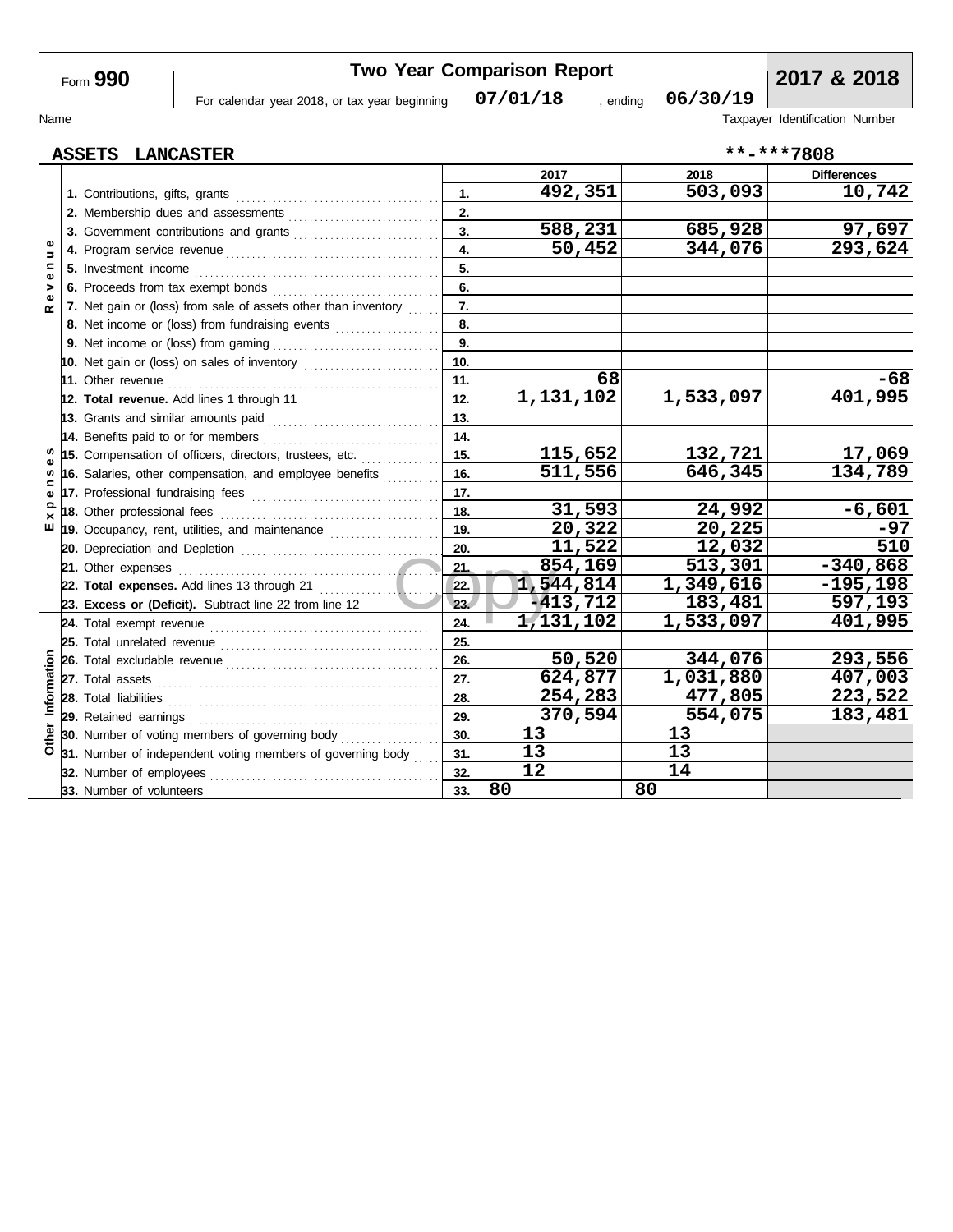# Form 990 — Two Year Comparison Report — 2017 & 2018

For calendar year 2018, or tax year beginning 07/01/18, ending 06/30/19

Name: ASSETS LANCASTER

Taxpayer Identification Number: **-***7808

| Section | Line | | 2017 | 2018 | Differences |
|---|---|---|---|---|---|
| Revenue | 1. Contributions, gifts, grants | 1. | 492,351 | 503,093 | 10,742 |
| | 2. Membership dues and assessments | 2. | | | |
| | 3. Government contributions and grants | 3. | 588,231 | 685,928 | 97,697 |
| | 4. Program service revenue | 4. | 50,452 | 344,076 | 293,624 |
| | 5. Investment income | 5. | | | |
| | 6. Proceeds from tax exempt bonds | 6. | | | |
| | 7. Net gain or (loss) from sale of assets other than inventory | 7. | | | |
| | 8. Net income or (loss) from fundraising events | 8. | | | |
| | 9. Net income or (loss) from gaming | 9. | | | |
| | 10. Net gain or (loss) on sales of inventory | 10. | | | |
| | 11. Other revenue | 11. | 68 | | -68 |
| | **12. Total revenue.** Add lines 1 through 11 | 12. | 1,131,102 | 1,533,097 | 401,995 |
| Expenses | 13. Grants and similar amounts paid | 13. | | | |
| | 14. Benefits paid to or for members | 14. | | | |
| | 15. Compensation of officers, directors, trustees, etc. | 15. | 115,652 | 132,721 | 17,069 |
| | 16. Salaries, other compensation, and employee benefits | 16. | 511,556 | 646,345 | 134,789 |
| | 17. Professional fundraising fees | 17. | | | |
| | 18. Other professional fees | 18. | 31,593 | 24,992 | -6,601 |
| | 19. Occupancy, rent, utilities, and maintenance | 19. | 20,322 | 20,225 | -97 |
| | 20. Depreciation and Depletion | 20. | 11,522 | 12,032 | 510 |
| | 21. Other expenses | 21. | 854,169 | 513,301 | -340,868 |
| | **22. Total expenses.** Add lines 13 through 21 | 22. | 1,544,814 | 1,349,616 | -195,198 |
| | **23. Excess or (Deficit).** Subtract line 22 from line 12 | 23. | -413,712 | 183,481 | 597,193 |
| Other Information | 24. Total exempt revenue | 24. | 1,131,102 | 1,533,097 | 401,995 |
| | 25. Total unrelated revenue | 25. | | | |
| | 26. Total excludable revenue | 26. | 50,520 | 344,076 | 293,556 |
| | 27. Total assets | 27. | 624,877 | 1,031,880 | 407,003 |
| | 28. Total liabilities | 28. | 254,283 | 477,805 | 223,522 |
| | 29. Retained earnings | 29. | 370,594 | 554,075 | 183,481 |
| | 30. Number of voting members of governing body | 30. | 13 | 13 | |
| | 31. Number of independent voting members of governing body | 31. | 13 | 13 | |
| | 32. Number of employees | 32. | 12 | 14 | |
| | 33. Number of volunteers | 33. | 80 | 80 | |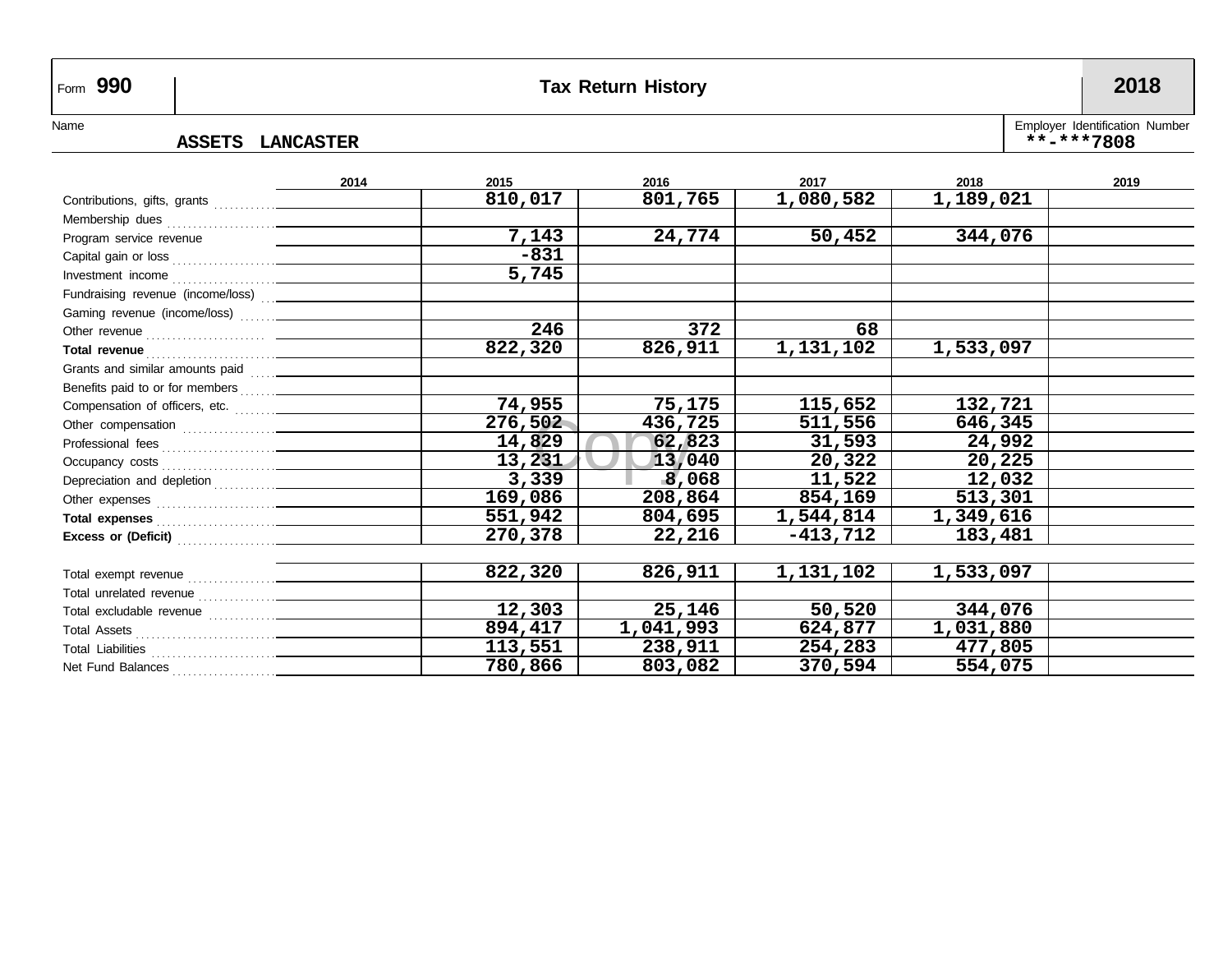Form **990** | **Tax Return History** | **2018**

Name: **ASSETS LANCASTER**

Employer Identification Number: **-*7808

| | 2014 | 2015 | 2016 | 2017 | 2018 | 2019 |
|---|---|---|---|---|---|---|
| Contributions, gifts, grants | | 810,017 | 801,765 | 1,080,582 | 1,189,021 | |
| Membership dues | | | | | | |
| Program service revenue | | 7,143 | 24,774 | 50,452 | 344,076 | |
| Capital gain or loss | | -831 | | | | |
| Investment income | | 5,745 | | | | |
| Fundraising revenue (income/loss) | | | | | | |
| Gaming revenue (income/loss) | | | | | | |
| Other revenue | | 246 | 372 | 68 | | |
| **Total revenue** | | 822,320 | 826,911 | 1,131,102 | 1,533,097 | |
| Grants and similar amounts paid | | | | | | |
| Benefits paid to or for members | | | | | | |
| Compensation of officers, etc. | | 74,955 | 75,175 | 115,652 | 132,721 | |
| Other compensation | | 276,502 | 436,725 | 511,556 | 646,345 | |
| Professional fees | | 14,829 | 62,823 | 31,593 | 24,992 | |
| Occupancy costs | | 13,231 | 13,040 | 20,322 | 20,225 | |
| Depreciation and depletion | | 3,339 | 8,068 | 11,522 | 12,032 | |
| Other expenses | | 169,086 | 208,864 | 854,169 | 513,301 | |
| **Total expenses** | | 551,942 | 804,695 | 1,544,814 | 1,349,616 | |
| **Excess or (Deficit)** | | 270,378 | 22,216 | -413,712 | 183,481 | |
| | | | | | | |
| Total exempt revenue | | 822,320 | 826,911 | 1,131,102 | 1,533,097 | |
| Total unrelated revenue | | | | | | |
| Total excludable revenue | | 12,303 | 25,146 | 50,520 | 344,076 | |
| Total Assets | | 894,417 | 1,041,993 | 624,877 | 1,031,880 | |
| Total Liabilities | | 113,551 | 238,911 | 254,283 | 477,805 | |
| Net Fund Balances | | 780,866 | 803,082 | 370,594 | 554,075 | |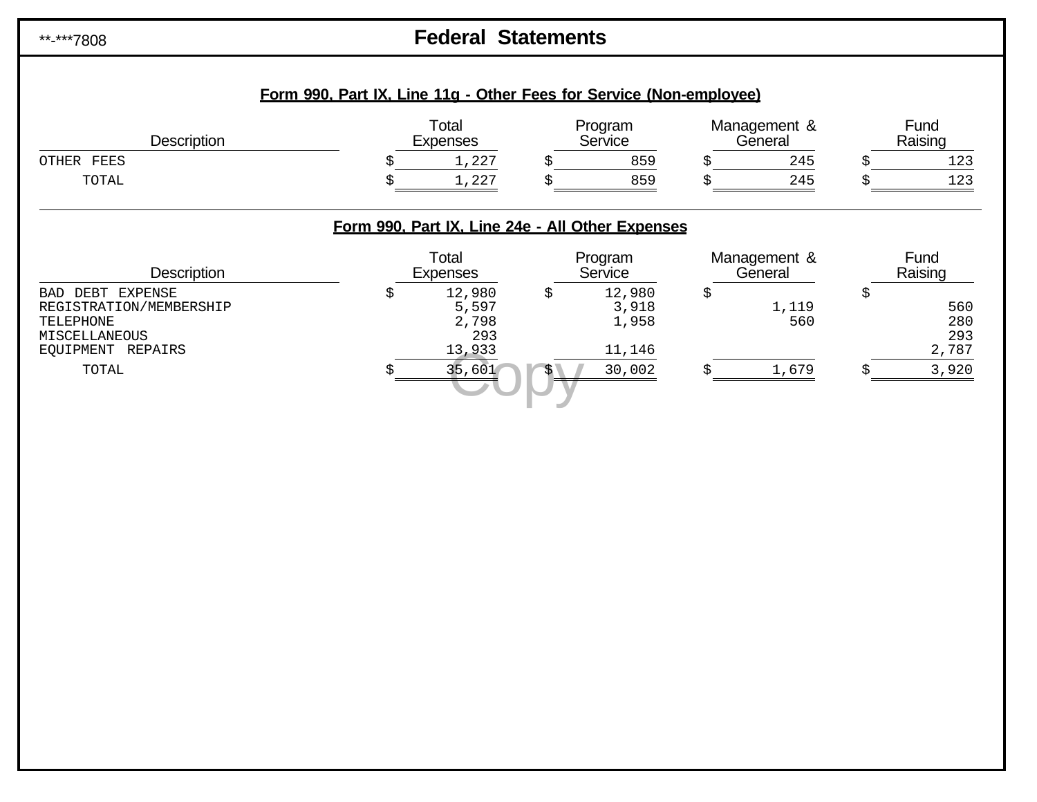**-***7808

# Federal Statements

## Form 990, Part IX, Line 11g - Other Fees for Service (Non-employee)

| Description | Total Expenses | Program Service | Management & General | Fund Raising |
|---|---|---|---|---|
| OTHER FEES | $ 1,227 | $ 859 | $ 245 | $ 123 |
| TOTAL | $ 1,227 | $ 859 | $ 245 | $ 123 |

## Form 990, Part IX, Line 24e - All Other Expenses

| Description | Total Expenses | Program Service | Management & General | Fund Raising |
|---|---|---|---|---|
| BAD DEBT EXPENSE | $ 12,980 | $ 12,980 | $ | $ |
| REGISTRATION/MEMBERSHIP | 5,597 | 3,918 | 1,119 | 560 |
| TELEPHONE | 2,798 | 1,958 | 560 | 280 |
| MISCELLANEOUS | 293 | | | 293 |
| EQUIPMENT REPAIRS | 13,933 | 11,146 | | 2,787 |
| TOTAL | $ 35,601 | $ 30,002 | $ 1,679 | $ 3,920 |

Copy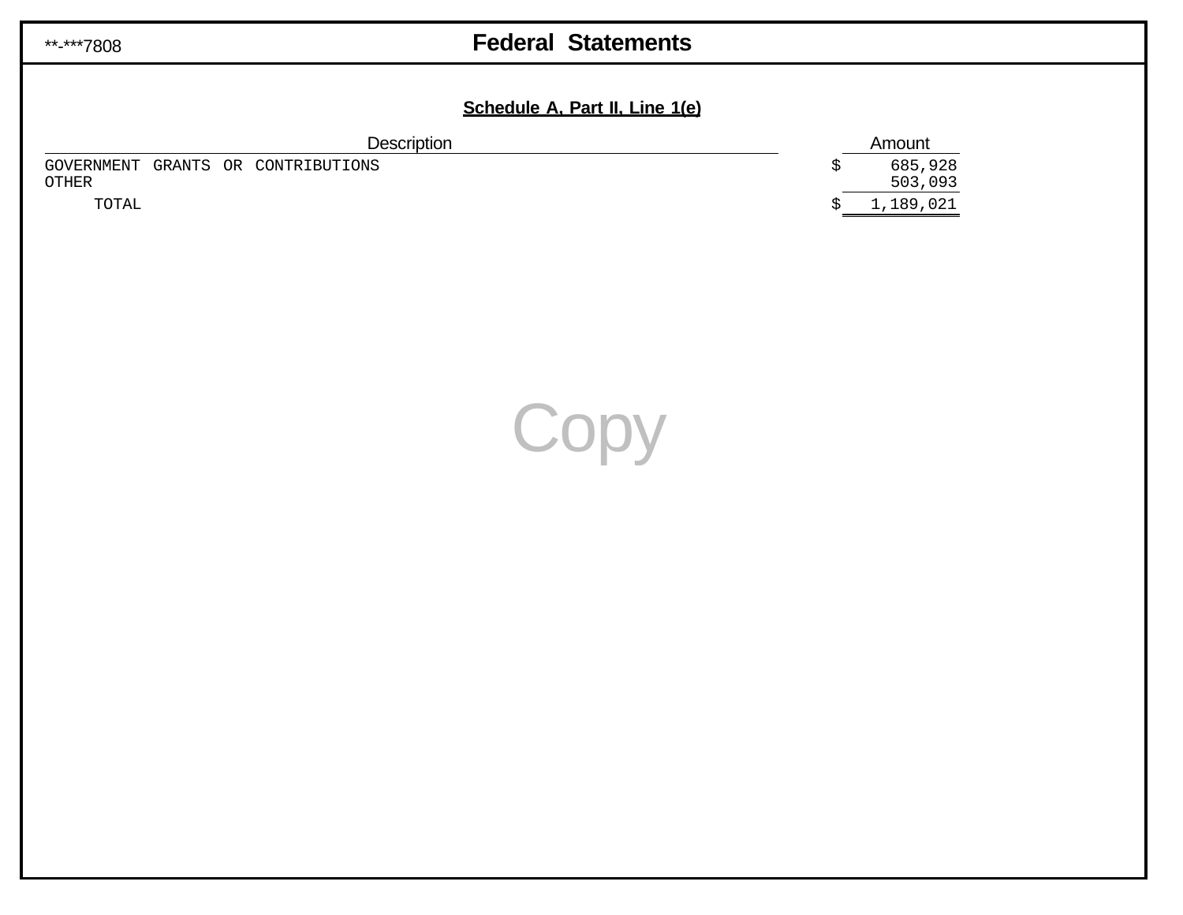**-***7808

# Federal Statements

## Schedule A, Part II, Line 1(e)

| Description | Amount |
|---|---|
| GOVERNMENT GRANTS OR CONTRIBUTIONS | $ 685,928 |
| OTHER | 503,093 |
| TOTAL | $ 1,189,021 |

Copy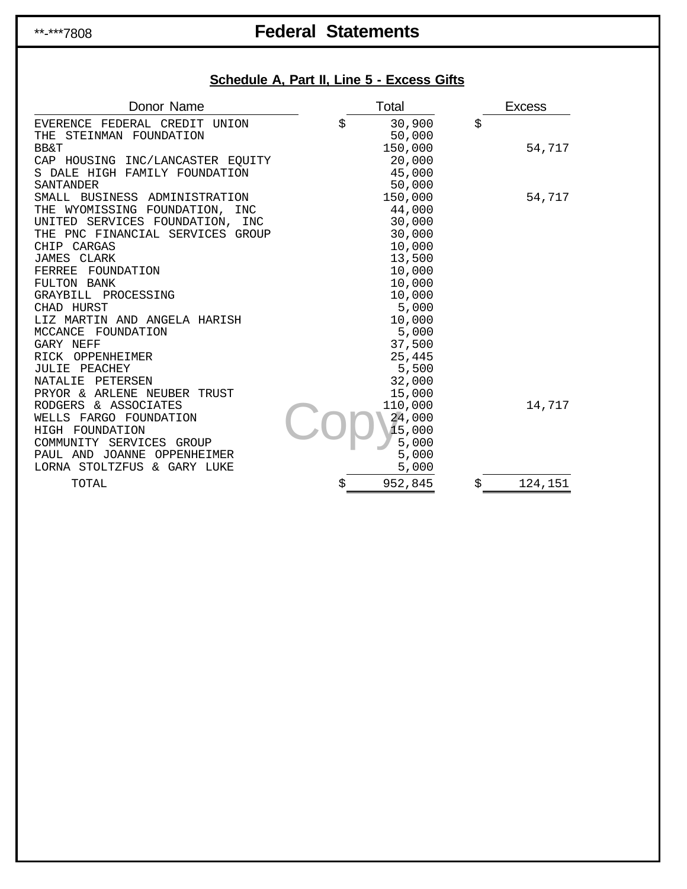**-***7808

# Federal Statements

## Schedule A, Part II, Line 5 - Excess Gifts

| Donor Name | Total | Excess |
|---|---|---|
| EVERENCE FEDERAL CREDIT UNION | $ 30,900 | $ |
| THE STEINMAN FOUNDATION | 50,000 | |
| BB&T | 150,000 | 54,717 |
| CAP HOUSING INC/LANCASTER EQUITY | 20,000 | |
| S DALE HIGH FAMILY FOUNDATION | 45,000 | |
| SANTANDER | 50,000 | |
| SMALL BUSINESS ADMINISTRATION | 150,000 | 54,717 |
| THE WYOMISSING FOUNDATION, INC | 44,000 | |
| UNITED SERVICES FOUNDATION, INC | 30,000 | |
| THE PNC FINANCIAL SERVICES GROUP | 30,000 | |
| CHIP CARGAS | 10,000 | |
| JAMES CLARK | 13,500 | |
| FERREE FOUNDATION | 10,000 | |
| FULTON BANK | 10,000 | |
| GRAYBILL PROCESSING | 10,000 | |
| CHAD HURST | 5,000 | |
| LIZ MARTIN AND ANGELA HARISH | 10,000 | |
| MCCANCE FOUNDATION | 5,000 | |
| GARY NEFF | 37,500 | |
| RICK OPPENHEIMER | 25,445 | |
| JULIE PEACHEY | 5,500 | |
| NATALIE PETERSEN | 32,000 | |
| PRYOR & ARLENE NEUBER TRUST | 15,000 | |
| RODGERS & ASSOCIATES | 110,000 | 14,717 |
| WELLS FARGO FOUNDATION | 24,000 | |
| HIGH FOUNDATION | 15,000 | |
| COMMUNITY SERVICES GROUP | 5,000 | |
| PAUL AND JOANNE OPPENHEIMER | 5,000 | |
| LORNA STOLTZFUS & GARY LUKE | 5,000 | |
| TOTAL | $ 952,845 | $ 124,151 |